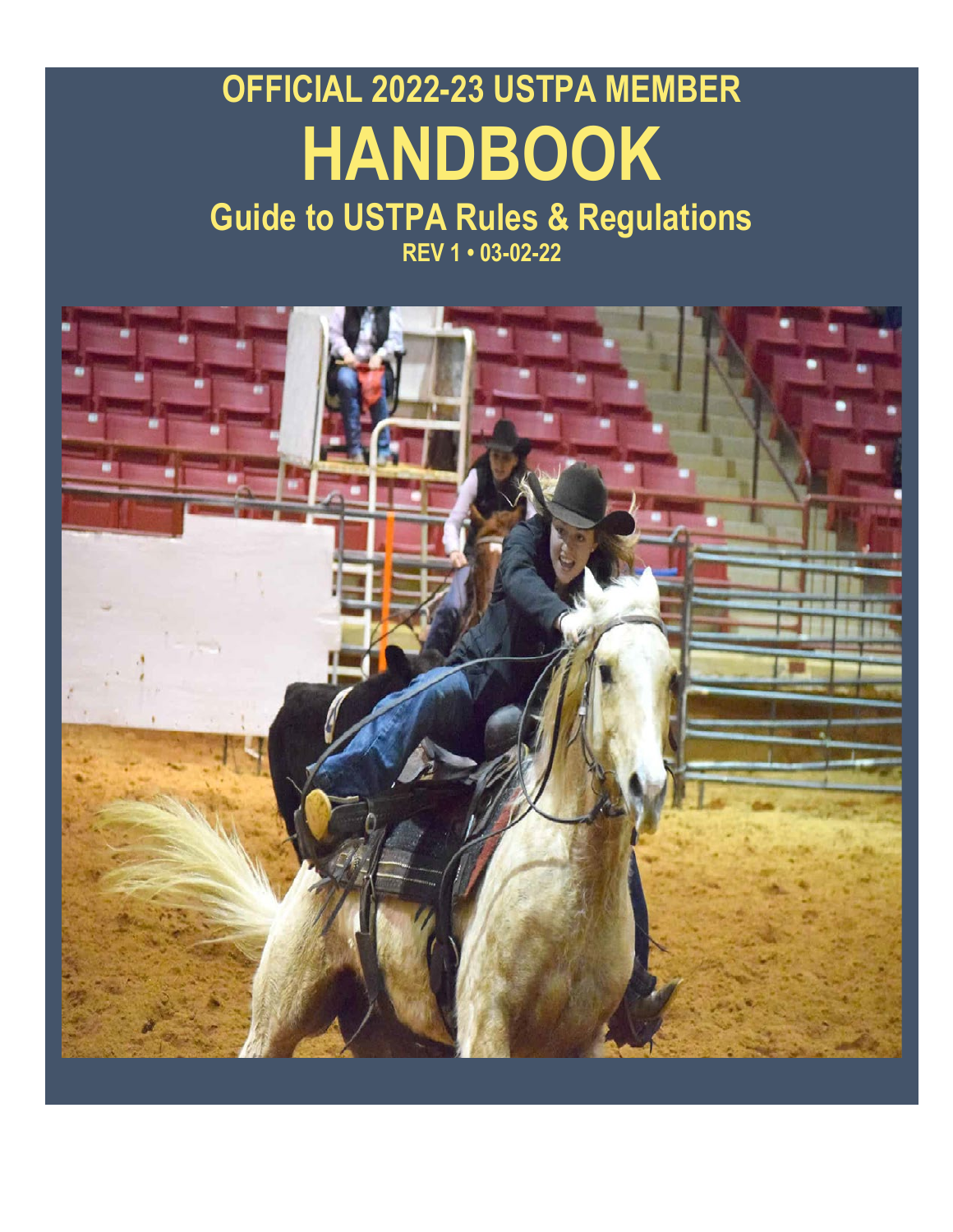# OFFICIAL 2022-23 USTPA MEMBER

# HANDBOOK

## Guide to USTPA Rules & Regulations

**REV 1 • 03-02-22**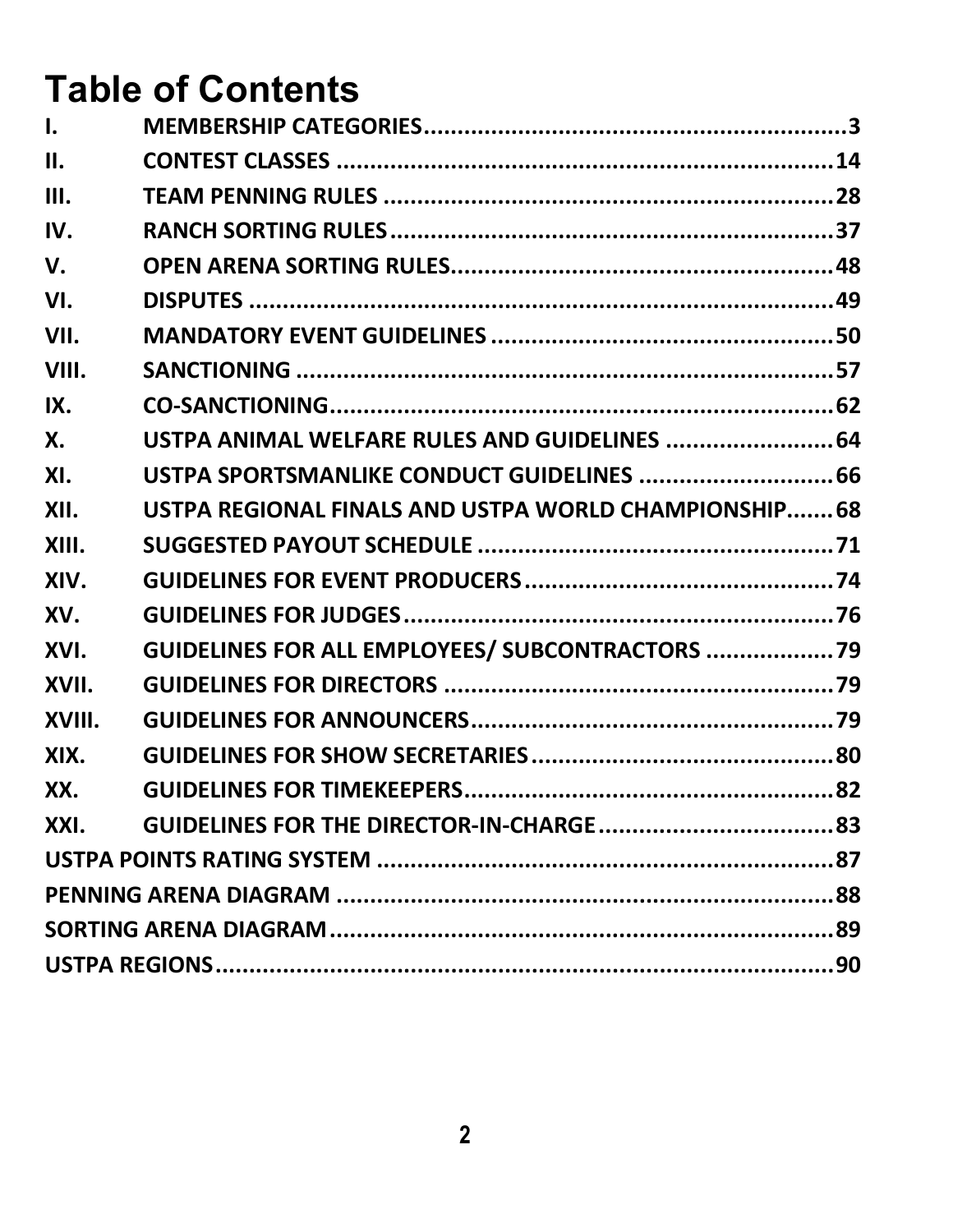# Table of Contents

| | | |
|---|---|---|
| I. | MEMBERSHIP CATEGORIES | 3 |
| II. | CONTEST CLASSES | 14 |
| III. | TEAM PENNING RULES | 28 |
| IV. | RANCH SORTING RULES | 37 |
| V. | OPEN ARENA SORTING RULES | 48 |
| VI. | DISPUTES | 49 |
| VII. | MANDATORY EVENT GUIDELINES | 50 |
| VIII. | SANCTIONING | 57 |
| IX. | CO-SANCTIONING | 62 |
| X. | USTPA ANIMAL WELFARE RULES AND GUIDELINES | 64 |
| XI. | USTPA SPORTSMANLIKE CONDUCT GUIDELINES | 66 |
| XII. | USTPA REGIONAL FINALS AND USTPA WORLD CHAMPIONSHIP | 68 |
| XIII. | SUGGESTED PAYOUT SCHEDULE | 71 |
| XIV. | GUIDELINES FOR EVENT PRODUCERS | 74 |
| XV. | GUIDELINES FOR JUDGES | 76 |
| XVI. | GUIDELINES FOR ALL EMPLOYEES/ SUBCONTRACTORS | 79 |
| XVII. | GUIDELINES FOR DIRECTORS | 79 |
| XVIII. | GUIDELINES FOR ANNOUNCERS | 79 |
| XIX. | GUIDELINES FOR SHOW SECRETARIES | 80 |
| XX. | GUIDELINES FOR TIMEKEEPERS | 82 |
| XXI. | GUIDELINES FOR THE DIRECTOR-IN-CHARGE | 83 |
| | USTPA POINTS RATING SYSTEM | 87 |
| | PENNING ARENA DIAGRAM | 88 |
| | SORTING ARENA DIAGRAM | 89 |
| | USTPA REGIONS | 90 |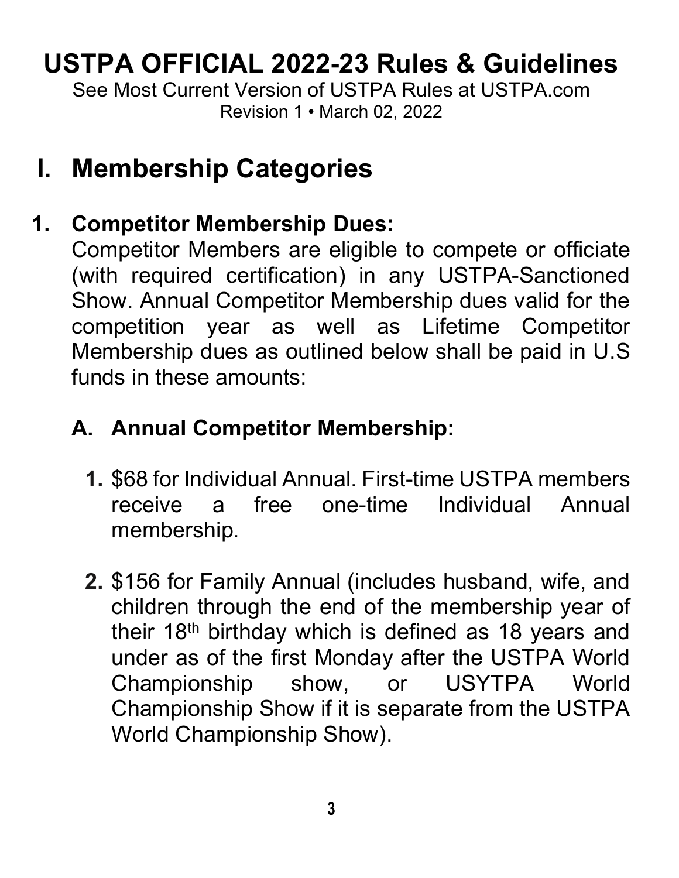# USTPA OFFICIAL 2022-23 Rules & Guidelines

See Most Current Version of USTPA Rules at USTPA.com
Revision 1 • March 02, 2022

## I. Membership Categories

### 1. Competitor Membership Dues:

Competitor Members are eligible to compete or officiate (with required certification) in any USTPA-Sanctioned Show. Annual Competitor Membership dues valid for the competition year as well as Lifetime Competitor Membership dues as outlined below shall be paid in U.S funds in these amounts:

#### A. Annual Competitor Membership:

1. $68 for Individual Annual. First-time USTPA members receive a free one-time Individual Annual membership.
2. $156 for Family Annual (includes husband, wife, and children through the end of the membership year of their 18th birthday which is defined as 18 years and under as of the first Monday after the USTPA World Championship show, or USYTPA World Championship Show if it is separate from the USTPA World Championship Show).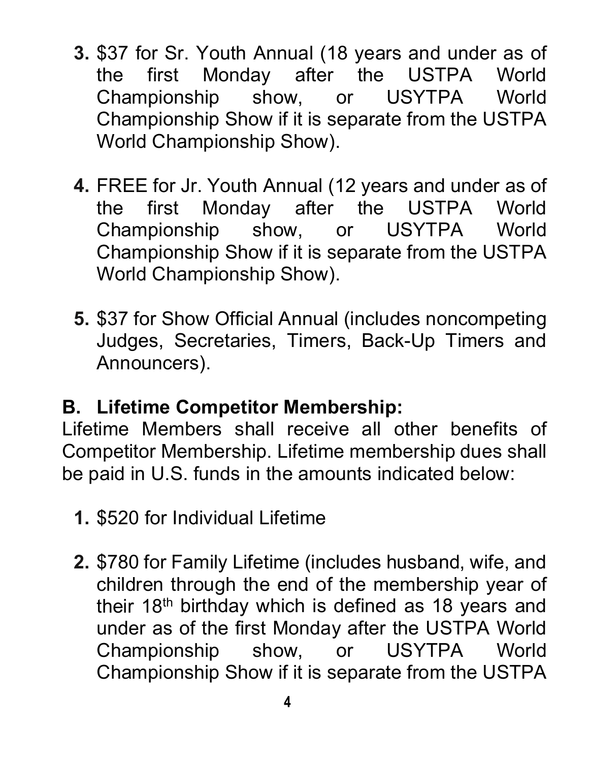3. $37 for Sr. Youth Annual (18 years and under as of the first Monday after the USTPA World Championship show, or USYTPA World Championship Show if it is separate from the USTPA World Championship Show).

4. FREE for Jr. Youth Annual (12 years and under as of the first Monday after the USTPA World Championship show, or USYTPA World Championship Show if it is separate from the USTPA World Championship Show).

5. $37 for Show Official Annual (includes noncompeting Judges, Secretaries, Timers, Back-Up Timers and Announcers).

## B. Lifetime Competitor Membership:

Lifetime Members shall receive all other benefits of Competitor Membership. Lifetime membership dues shall be paid in U.S. funds in the amounts indicated below:

1. $520 for Individual Lifetime

2. $780 for Family Lifetime (includes husband, wife, and children through the end of the membership year of their 18th birthday which is defined as 18 years and under as of the first Monday after the USTPA World Championship show, or USYTPA World Championship Show if it is separate from the USTPA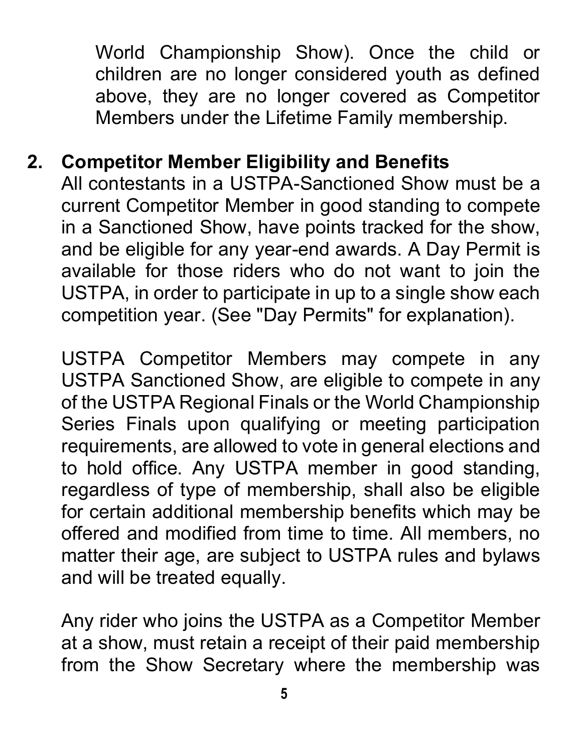World Championship Show). Once the child or children are no longer considered youth as defined above, they are no longer covered as Competitor Members under the Lifetime Family membership.

2. **Competitor Member Eligibility and Benefits**

All contestants in a USTPA-Sanctioned Show must be a current Competitor Member in good standing to compete in a Sanctioned Show, have points tracked for the show, and be eligible for any year-end awards. A Day Permit is available for those riders who do not want to join the USTPA, in order to participate in up to a single show each competition year. (See "Day Permits" for explanation).

USTPA Competitor Members may compete in any USTPA Sanctioned Show, are eligible to compete in any of the USTPA Regional Finals or the World Championship Series Finals upon qualifying or meeting participation requirements, are allowed to vote in general elections and to hold office. Any USTPA member in good standing, regardless of type of membership, shall also be eligible for certain additional membership benefits which may be offered and modified from time to time. All members, no matter their age, are subject to USTPA rules and bylaws and will be treated equally.

Any rider who joins the USTPA as a Competitor Member at a show, must retain a receipt of their paid membership from the Show Secretary where the membership was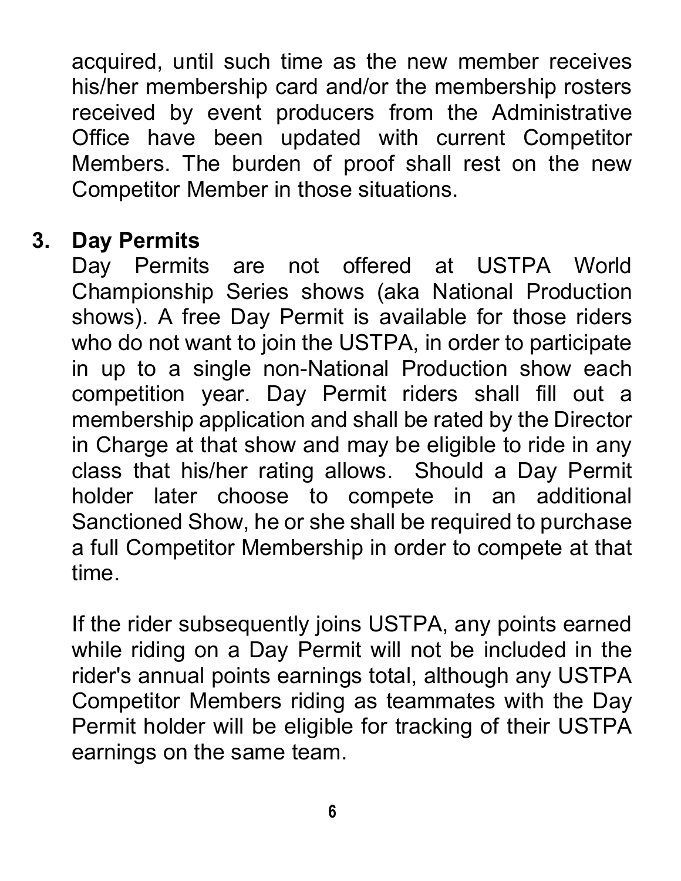acquired, until such time as the new member receives his/her membership card and/or the membership rosters received by event producers from the Administrative Office have been updated with current Competitor Members. The burden of proof shall rest on the new Competitor Member in those situations.

3. **Day Permits**

Day Permits are not offered at USTPA World Championship Series shows (aka National Production shows). A free Day Permit is available for those riders who do not want to join the USTPA, in order to participate in up to a single non-National Production show each competition year. Day Permit riders shall fill out a membership application and shall be rated by the Director in Charge at that show and may be eligible to ride in any class that his/her rating allows. Should a Day Permit holder later choose to compete in an additional Sanctioned Show, he or she shall be required to purchase a full Competitor Membership in order to compete at that time.

If the rider subsequently joins USTPA, any points earned while riding on a Day Permit will not be included in the rider's annual points earnings total, although any USTPA Competitor Members riding as teammates with the Day Permit holder will be eligible for tracking of their USTPA earnings on the same team.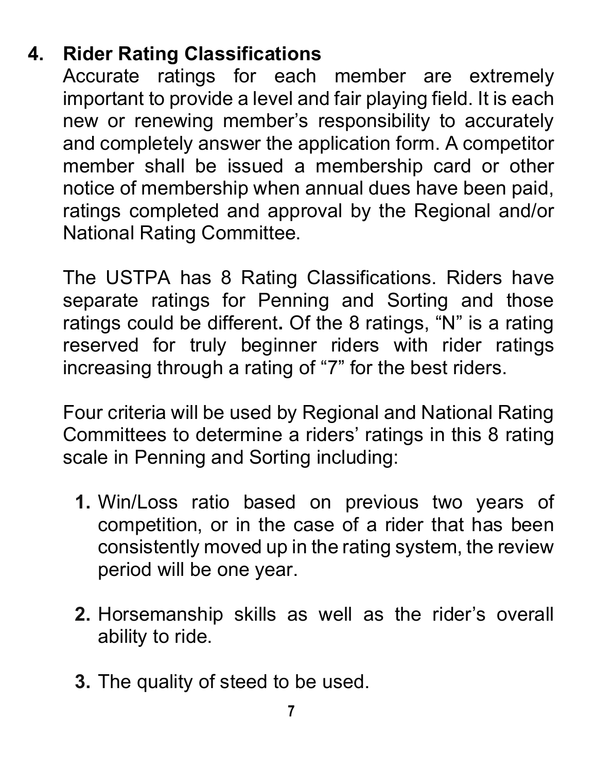## 4. Rider Rating Classifications

Accurate ratings for each member are extremely important to provide a level and fair playing field. It is each new or renewing member's responsibility to accurately and completely answer the application form. A competitor member shall be issued a membership card or other notice of membership when annual dues have been paid, ratings completed and approval by the Regional and/or National Rating Committee.

The USTPA has 8 Rating Classifications. Riders have separate ratings for Penning and Sorting and those ratings could be different**.** Of the 8 ratings, "N" is a rating reserved for truly beginner riders with rider ratings increasing through a rating of "7" for the best riders.

Four criteria will be used by Regional and National Rating Committees to determine a riders' ratings in this 8 rating scale in Penning and Sorting including:

1. Win/Loss ratio based on previous two years of competition, or in the case of a rider that has been consistently moved up in the rating system, the review period will be one year.

2. Horsemanship skills as well as the rider's overall ability to ride.

3. The quality of steed to be used.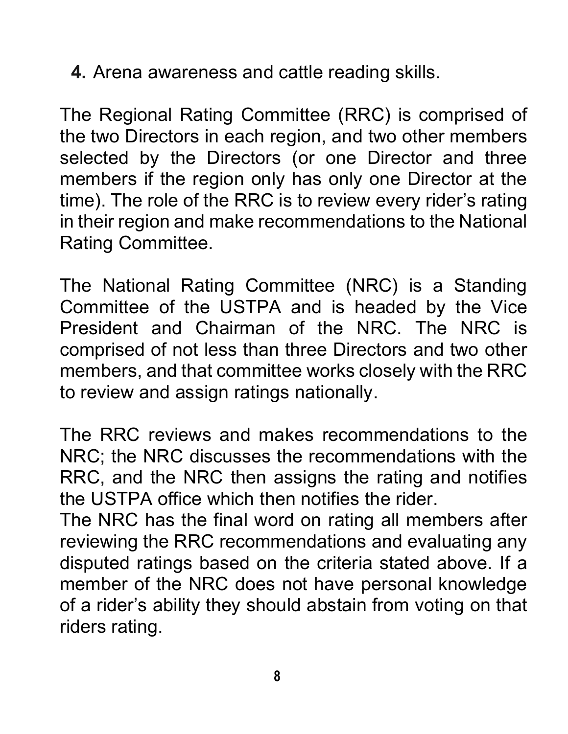**4.** Arena awareness and cattle reading skills.

The Regional Rating Committee (RRC) is comprised of the two Directors in each region, and two other members selected by the Directors (or one Director and three members if the region only has only one Director at the time). The role of the RRC is to review every rider's rating in their region and make recommendations to the National Rating Committee.

The National Rating Committee (NRC) is a Standing Committee of the USTPA and is headed by the Vice President and Chairman of the NRC. The NRC is comprised of not less than three Directors and two other members, and that committee works closely with the RRC to review and assign ratings nationally.

The RRC reviews and makes recommendations to the NRC; the NRC discusses the recommendations with the RRC, and the NRC then assigns the rating and notifies the USTPA office which then notifies the rider.

The NRC has the final word on rating all members after reviewing the RRC recommendations and evaluating any disputed ratings based on the criteria stated above. If a member of the NRC does not have personal knowledge of a rider's ability they should abstain from voting on that riders rating.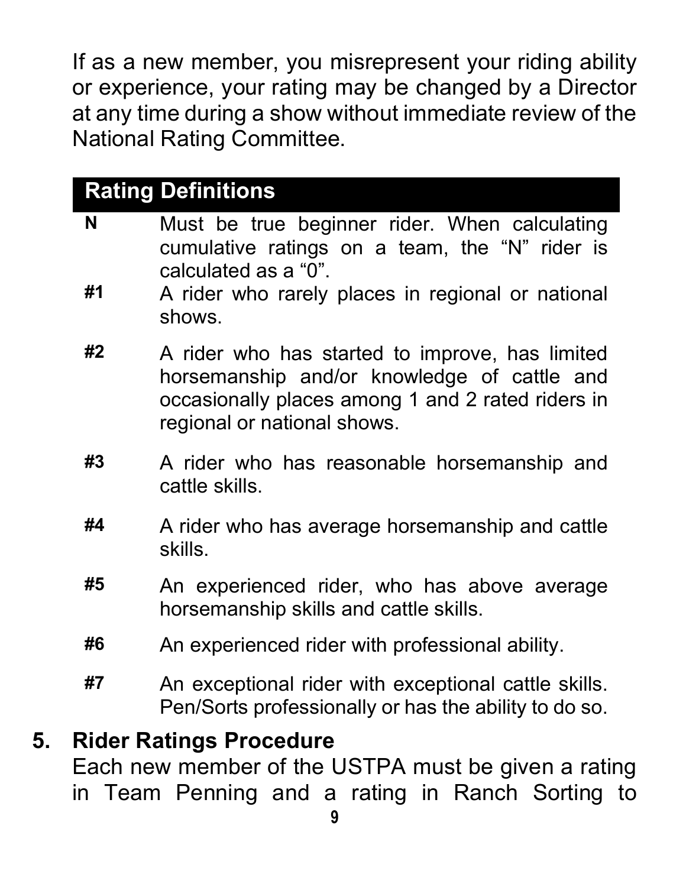If as a new member, you misrepresent your riding ability or experience, your rating may be changed by a Director at any time during a show without immediate review of the National Rating Committee.

## Rating Definitions

| | |
|---|---|
| **N** | Must be true beginner rider. When calculating cumulative ratings on a team, the "N" rider is calculated as a "0". |
| **#1** | A rider who rarely places in regional or national shows. |
| **#2** | A rider who has started to improve, has limited horsemanship and/or knowledge of cattle and occasionally places among 1 and 2 rated riders in regional or national shows. |
| **#3** | A rider who has reasonable horsemanship and cattle skills. |
| **#4** | A rider who has average horsemanship and cattle skills. |
| **#5** | An experienced rider, who has above average horsemanship skills and cattle skills. |
| **#6** | An experienced rider with professional ability. |
| **#7** | An exceptional rider with exceptional cattle skills. Pen/Sorts professionally or has the ability to do so. |

## 5. Rider Ratings Procedure

Each new member of the USTPA must be given a rating in Team Penning and a rating in Ranch Sorting to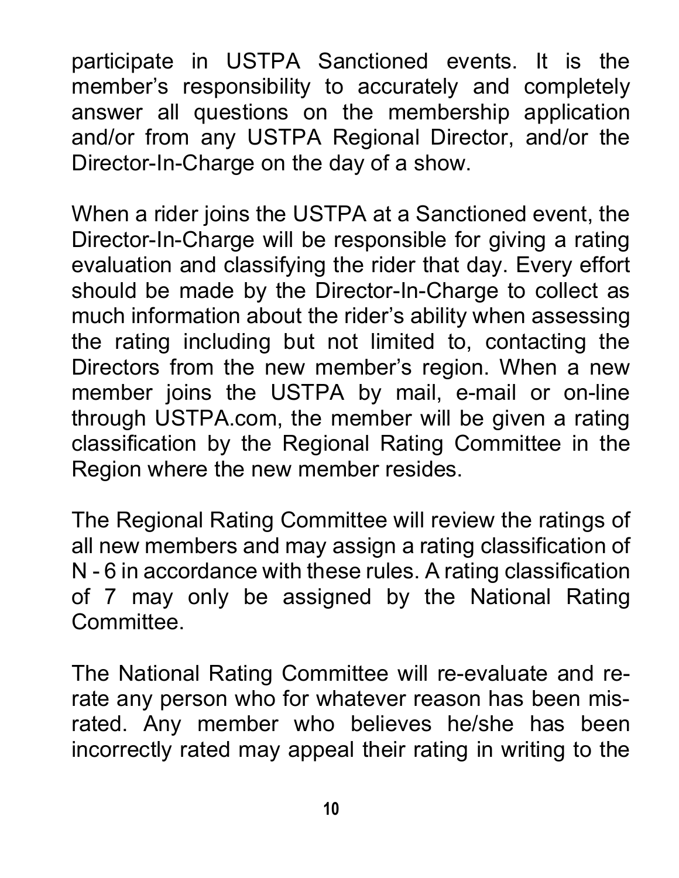participate in USTPA Sanctioned events. It is the member's responsibility to accurately and completely answer all questions on the membership application and/or from any USTPA Regional Director, and/or the Director-In-Charge on the day of a show.

When a rider joins the USTPA at a Sanctioned event, the Director-In-Charge will be responsible for giving a rating evaluation and classifying the rider that day. Every effort should be made by the Director-In-Charge to collect as much information about the rider's ability when assessing the rating including but not limited to, contacting the Directors from the new member's region. When a new member joins the USTPA by mail, e-mail or on-line through USTPA.com, the member will be given a rating classification by the Regional Rating Committee in the Region where the new member resides.

The Regional Rating Committee will review the ratings of all new members and may assign a rating classification of N - 6 in accordance with these rules. A rating classification of 7 may only be assigned by the National Rating Committee.

The National Rating Committee will re-evaluate and re-rate any person who for whatever reason has been mis-rated. Any member who believes he/she has been incorrectly rated may appeal their rating in writing to the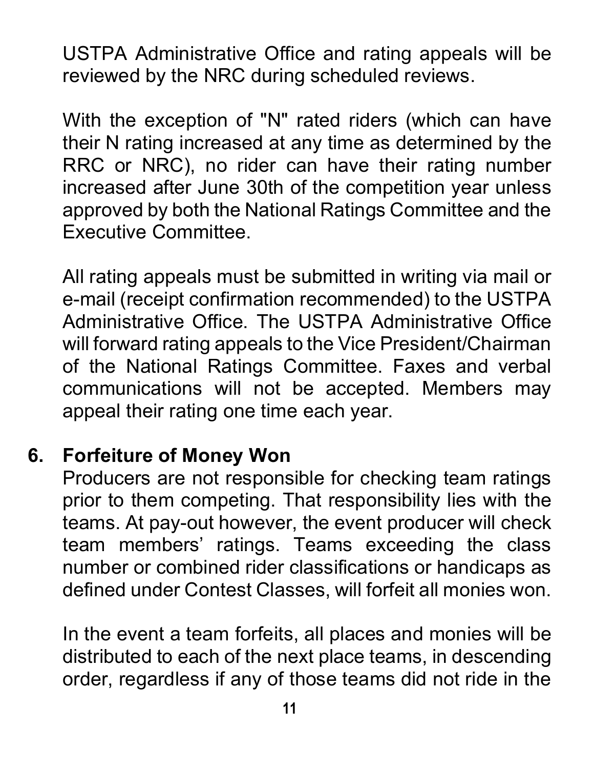USTPA Administrative Office and rating appeals will be reviewed by the NRC during scheduled reviews.

With the exception of "N" rated riders (which can have their N rating increased at any time as determined by the RRC or NRC), no rider can have their rating number increased after June 30th of the competition year unless approved by both the National Ratings Committee and the Executive Committee.

All rating appeals must be submitted in writing via mail or e-mail (receipt confirmation recommended) to the USTPA Administrative Office. The USTPA Administrative Office will forward rating appeals to the Vice President/Chairman of the National Ratings Committee. Faxes and verbal communications will not be accepted. Members may appeal their rating one time each year.

## 6. Forfeiture of Money Won

Producers are not responsible for checking team ratings prior to them competing. That responsibility lies with the teams. At pay-out however, the event producer will check team members' ratings. Teams exceeding the class number or combined rider classifications or handicaps as defined under Contest Classes, will forfeit all monies won.

In the event a team forfeits, all places and monies will be distributed to each of the next place teams, in descending order, regardless if any of those teams did not ride in the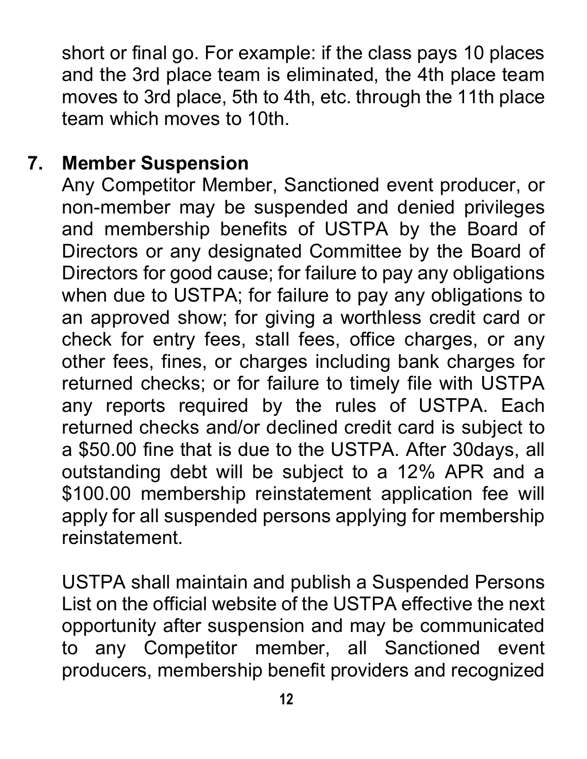short or final go. For example: if the class pays 10 places and the 3rd place team is eliminated, the 4th place team moves to 3rd place, 5th to 4th, etc. through the 11th place team which moves to 10th.

## 7. Member Suspension

Any Competitor Member, Sanctioned event producer, or non-member may be suspended and denied privileges and membership benefits of USTPA by the Board of Directors or any designated Committee by the Board of Directors for good cause; for failure to pay any obligations when due to USTPA; for failure to pay any obligations to an approved show; for giving a worthless credit card or check for entry fees, stall fees, office charges, or any other fees, fines, or charges including bank charges for returned checks; or for failure to timely file with USTPA any reports required by the rules of USTPA. Each returned checks and/or declined credit card is subject to a $50.00 fine that is due to the USTPA. After 30days, all outstanding debt will be subject to a 12% APR and a $100.00 membership reinstatement application fee will apply for all suspended persons applying for membership reinstatement.

USTPA shall maintain and publish a Suspended Persons List on the official website of the USTPA effective the next opportunity after suspension and may be communicated to any Competitor member, all Sanctioned event producers, membership benefit providers and recognized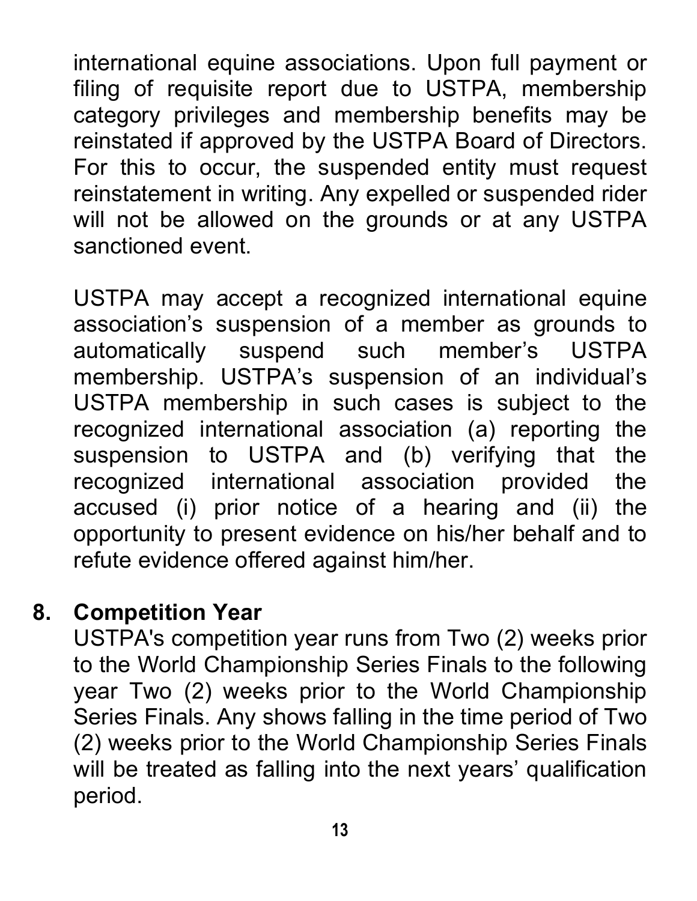international equine associations. Upon full payment or filing of requisite report due to USTPA, membership category privileges and membership benefits may be reinstated if approved by the USTPA Board of Directors. For this to occur, the suspended entity must request reinstatement in writing. Any expelled or suspended rider will not be allowed on the grounds or at any USTPA sanctioned event.

USTPA may accept a recognized international equine association's suspension of a member as grounds to automatically suspend such member's USTPA membership. USTPA's suspension of an individual's USTPA membership in such cases is subject to the recognized international association (a) reporting the suspension to USTPA and (b) verifying that the recognized international association provided the accused (i) prior notice of a hearing and (ii) the opportunity to present evidence on his/her behalf and to refute evidence offered against him/her.

## 8. Competition Year

USTPA's competition year runs from Two (2) weeks prior to the World Championship Series Finals to the following year Two (2) weeks prior to the World Championship Series Finals. Any shows falling in the time period of Two (2) weeks prior to the World Championship Series Finals will be treated as falling into the next years' qualification period.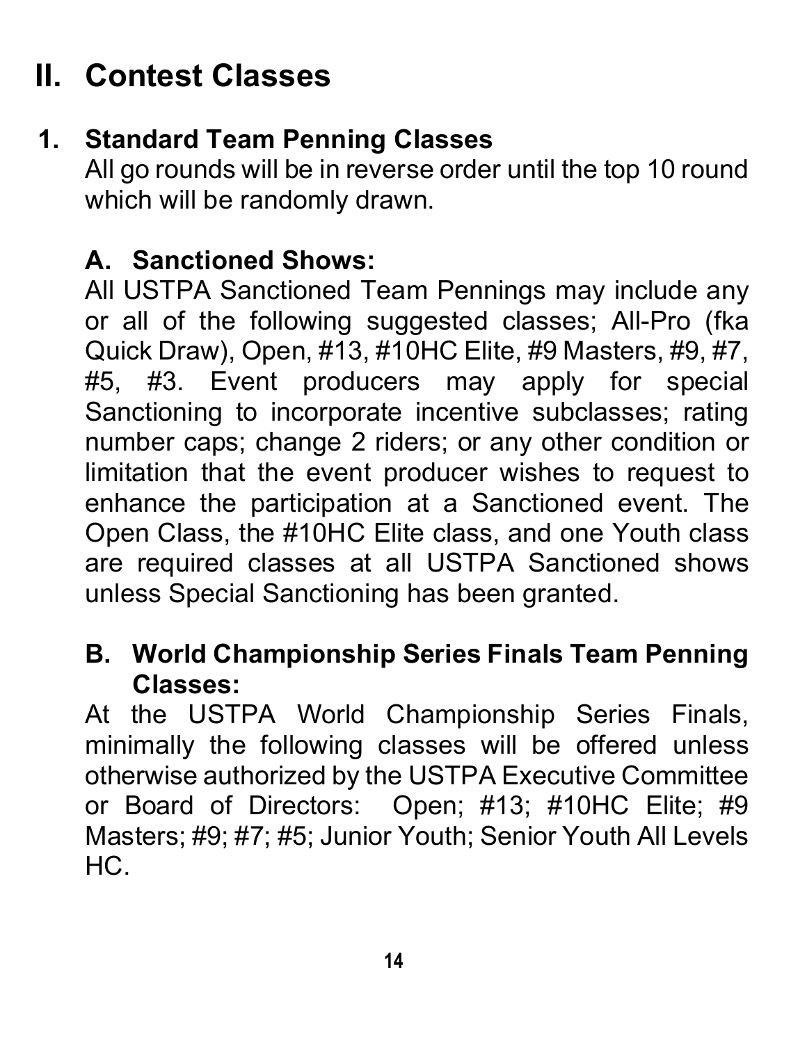# II. Contest Classes

## 1. Standard Team Penning Classes

All go rounds will be in reverse order until the top 10 round which will be randomly drawn.

### A. Sanctioned Shows:

All USTPA Sanctioned Team Pennings may include any or all of the following suggested classes; All-Pro (fka Quick Draw), Open, #13, #10HC Elite, #9 Masters, #9, #7, #5, #3. Event producers may apply for special Sanctioning to incorporate incentive subclasses; rating number caps; change 2 riders; or any other condition or limitation that the event producer wishes to request to enhance the participation at a Sanctioned event. The Open Class, the #10HC Elite class, and one Youth class are required classes at all USTPA Sanctioned shows unless Special Sanctioning has been granted.

### B. World Championship Series Finals Team Penning Classes:

At the USTPA World Championship Series Finals, minimally the following classes will be offered unless otherwise authorized by the USTPA Executive Committee or Board of Directors: Open; #13; #10HC Elite; #9 Masters; #9; #7; #5; Junior Youth; Senior Youth All Levels HC.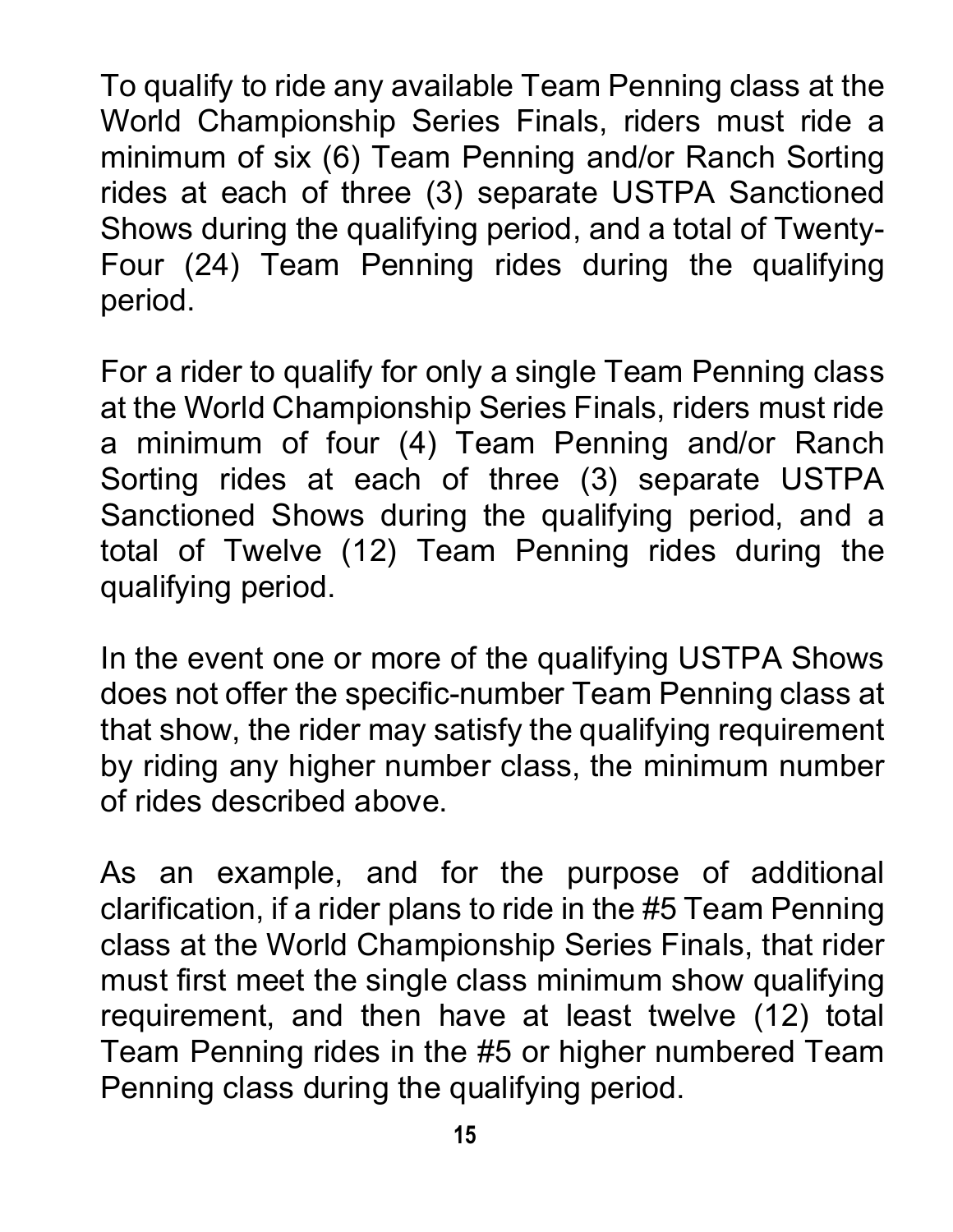To qualify to ride any available Team Penning class at the World Championship Series Finals, riders must ride a minimum of six (6) Team Penning and/or Ranch Sorting rides at each of three (3) separate USTPA Sanctioned Shows during the qualifying period, and a total of Twenty-Four (24) Team Penning rides during the qualifying period.

For a rider to qualify for only a single Team Penning class at the World Championship Series Finals, riders must ride a minimum of four (4) Team Penning and/or Ranch Sorting rides at each of three (3) separate USTPA Sanctioned Shows during the qualifying period, and a total of Twelve (12) Team Penning rides during the qualifying period.

In the event one or more of the qualifying USTPA Shows does not offer the specific-number Team Penning class at that show, the rider may satisfy the qualifying requirement by riding any higher number class, the minimum number of rides described above.

As an example, and for the purpose of additional clarification, if a rider plans to ride in the #5 Team Penning class at the World Championship Series Finals, that rider must first meet the single class minimum show qualifying requirement, and then have at least twelve (12) total Team Penning rides in the #5 or higher numbered Team Penning class during the qualifying period.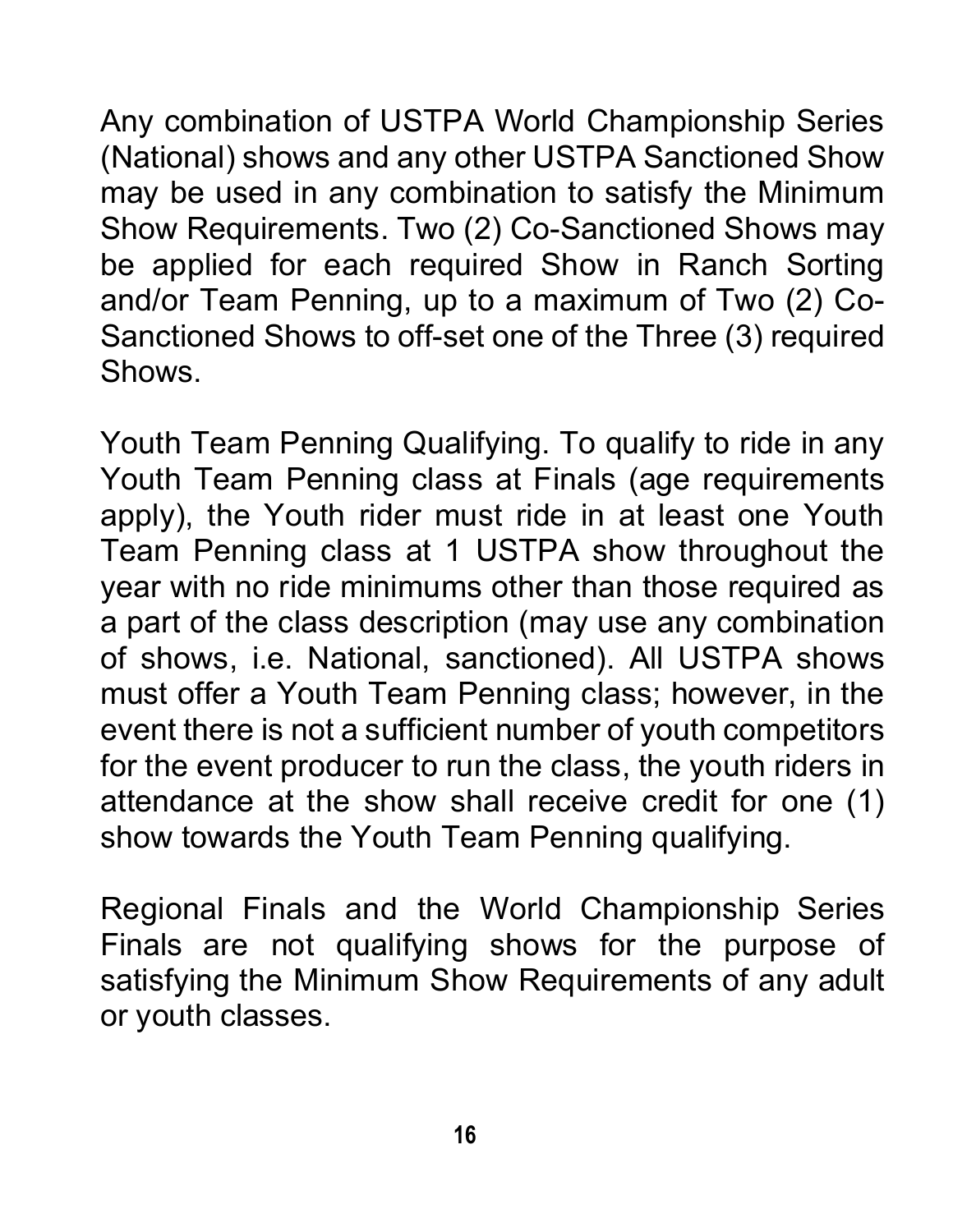Any combination of USTPA World Championship Series (National) shows and any other USTPA Sanctioned Show may be used in any combination to satisfy the Minimum Show Requirements. Two (2) Co-Sanctioned Shows may be applied for each required Show in Ranch Sorting and/or Team Penning, up to a maximum of Two (2) Co-Sanctioned Shows to off-set one of the Three (3) required Shows.

Youth Team Penning Qualifying. To qualify to ride in any Youth Team Penning class at Finals (age requirements apply), the Youth rider must ride in at least one Youth Team Penning class at 1 USTPA show throughout the year with no ride minimums other than those required as a part of the class description (may use any combination of shows, i.e. National, sanctioned). All USTPA shows must offer a Youth Team Penning class; however, in the event there is not a sufficient number of youth competitors for the event producer to run the class, the youth riders in attendance at the show shall receive credit for one (1) show towards the Youth Team Penning qualifying.

Regional Finals and the World Championship Series Finals are not qualifying shows for the purpose of satisfying the Minimum Show Requirements of any adult or youth classes.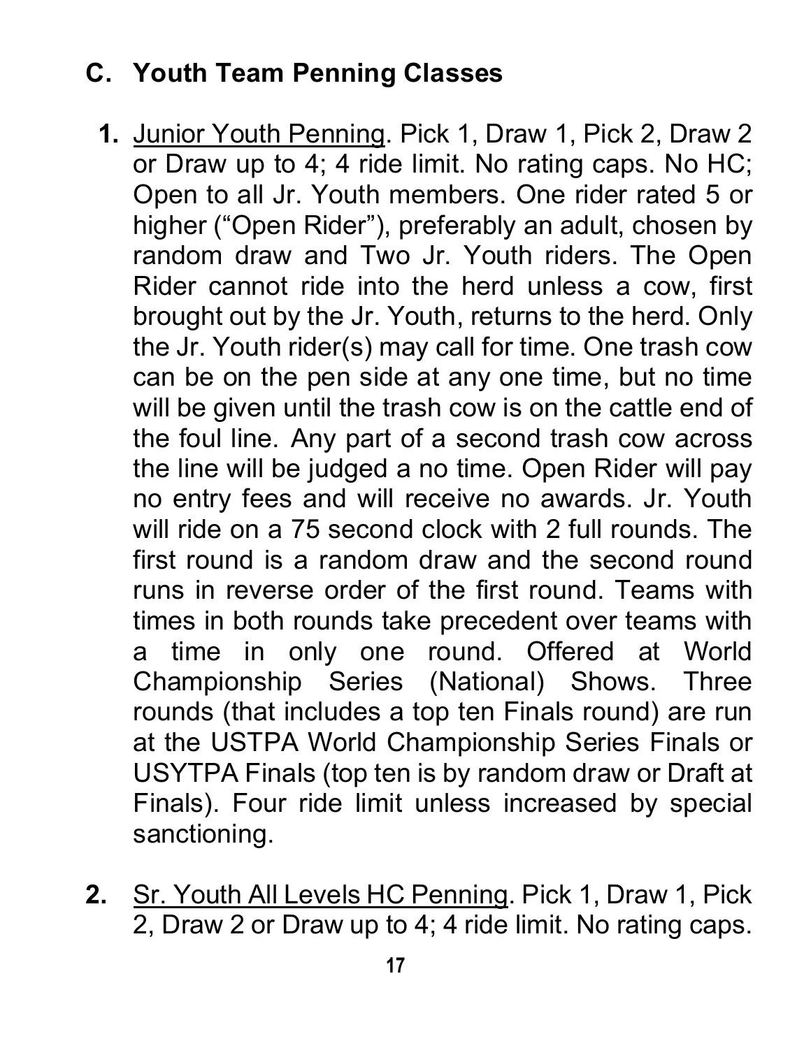## C. Youth Team Penning Classes

1. Junior Youth Penning. Pick 1, Draw 1, Pick 2, Draw 2 or Draw up to 4; 4 ride limit. No rating caps. No HC; Open to all Jr. Youth members. One rider rated 5 or higher ("Open Rider"), preferably an adult, chosen by random draw and Two Jr. Youth riders. The Open Rider cannot ride into the herd unless a cow, first brought out by the Jr. Youth, returns to the herd. Only the Jr. Youth rider(s) may call for time. One trash cow can be on the pen side at any one time, but no time will be given until the trash cow is on the cattle end of the foul line. Any part of a second trash cow across the line will be judged a no time. Open Rider will pay no entry fees and will receive no awards. Jr. Youth will ride on a 75 second clock with 2 full rounds. The first round is a random draw and the second round runs in reverse order of the first round. Teams with times in both rounds take precedent over teams with a time in only one round. Offered at World Championship Series (National) Shows. Three rounds (that includes a top ten Finals round) are run at the USTPA World Championship Series Finals or USYTPA Finals (top ten is by random draw or Draft at Finals). Four ride limit unless increased by special sanctioning.

2. Sr. Youth All Levels HC Penning. Pick 1, Draw 1, Pick 2, Draw 2 or Draw up to 4; 4 ride limit. No rating caps.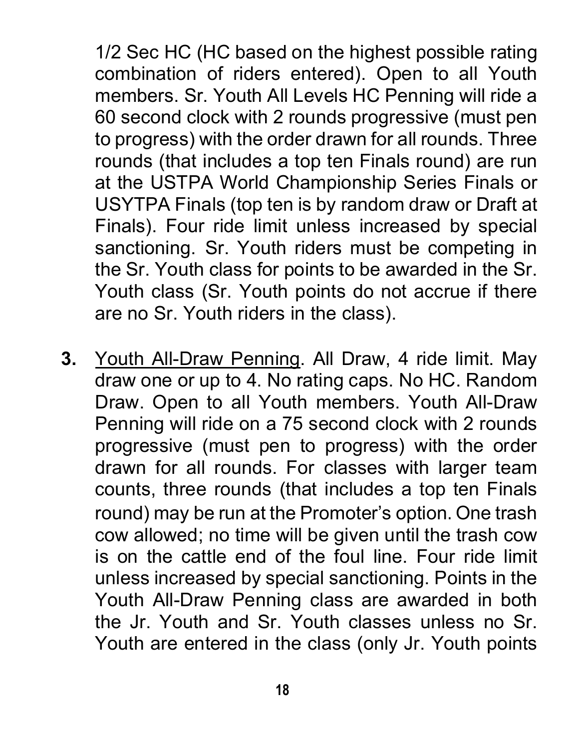1/2 Sec HC (HC based on the highest possible rating combination of riders entered). Open to all Youth members. Sr. Youth All Levels HC Penning will ride a 60 second clock with 2 rounds progressive (must pen to progress) with the order drawn for all rounds. Three rounds (that includes a top ten Finals round) are run at the USTPA World Championship Series Finals or USYTPA Finals (top ten is by random draw or Draft at Finals). Four ride limit unless increased by special sanctioning. Sr. Youth riders must be competing in the Sr. Youth class for points to be awarded in the Sr. Youth class (Sr. Youth points do not accrue if there are no Sr. Youth riders in the class).

**3.** Youth All-Draw Penning. All Draw, 4 ride limit. May draw one or up to 4. No rating caps. No HC. Random Draw. Open to all Youth members. Youth All-Draw Penning will ride on a 75 second clock with 2 rounds progressive (must pen to progress) with the order drawn for all rounds. For classes with larger team counts, three rounds (that includes a top ten Finals round) may be run at the Promoter's option. One trash cow allowed; no time will be given until the trash cow is on the cattle end of the foul line. Four ride limit unless increased by special sanctioning. Points in the Youth All-Draw Penning class are awarded in both the Jr. Youth and Sr. Youth classes unless no Sr. Youth are entered in the class (only Jr. Youth points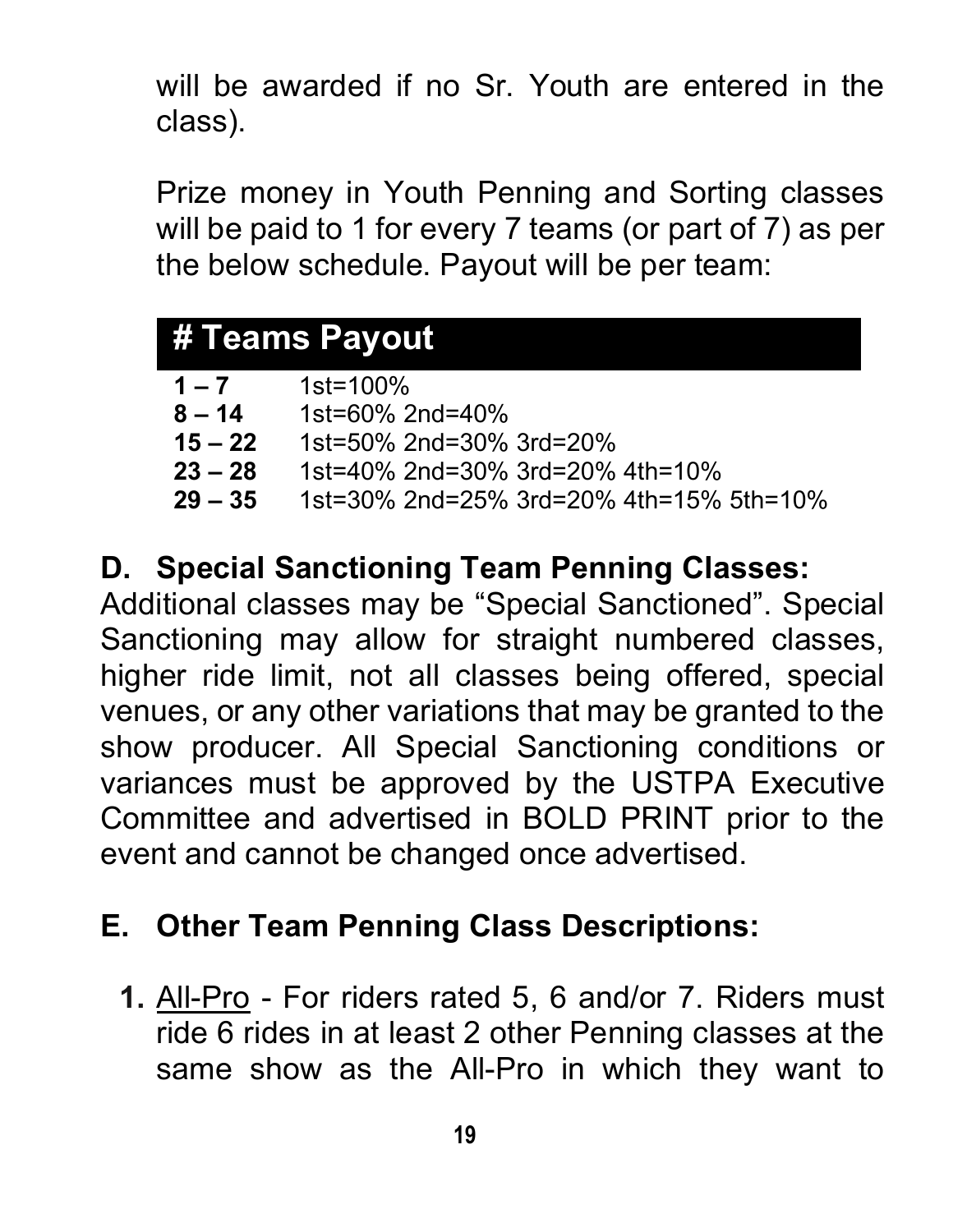will be awarded if no Sr. Youth are entered in the class).

Prize money in Youth Penning and Sorting classes will be paid to 1 for every 7 teams (or part of 7) as per the below schedule. Payout will be per team:

| # Teams | Payout |
|---|---|
| **1 – 7** | 1st=100% |
| **8 – 14** | 1st=60% 2nd=40% |
| **15 – 22** | 1st=50% 2nd=30% 3rd=20% |
| **23 – 28** | 1st=40% 2nd=30% 3rd=20% 4th=10% |
| **29 – 35** | 1st=30% 2nd=25% 3rd=20% 4th=15% 5th=10% |

## D. Special Sanctioning Team Penning Classes:

Additional classes may be "Special Sanctioned". Special Sanctioning may allow for straight numbered classes, higher ride limit, not all classes being offered, special venues, or any other variations that may be granted to the show producer. All Special Sanctioning conditions or variances must be approved by the USTPA Executive Committee and advertised in BOLD PRINT prior to the event and cannot be changed once advertised.

## E. Other Team Penning Class Descriptions:

1. <u>All-Pro</u> - For riders rated 5, 6 and/or 7. Riders must ride 6 rides in at least 2 other Penning classes at the same show as the All-Pro in which they want to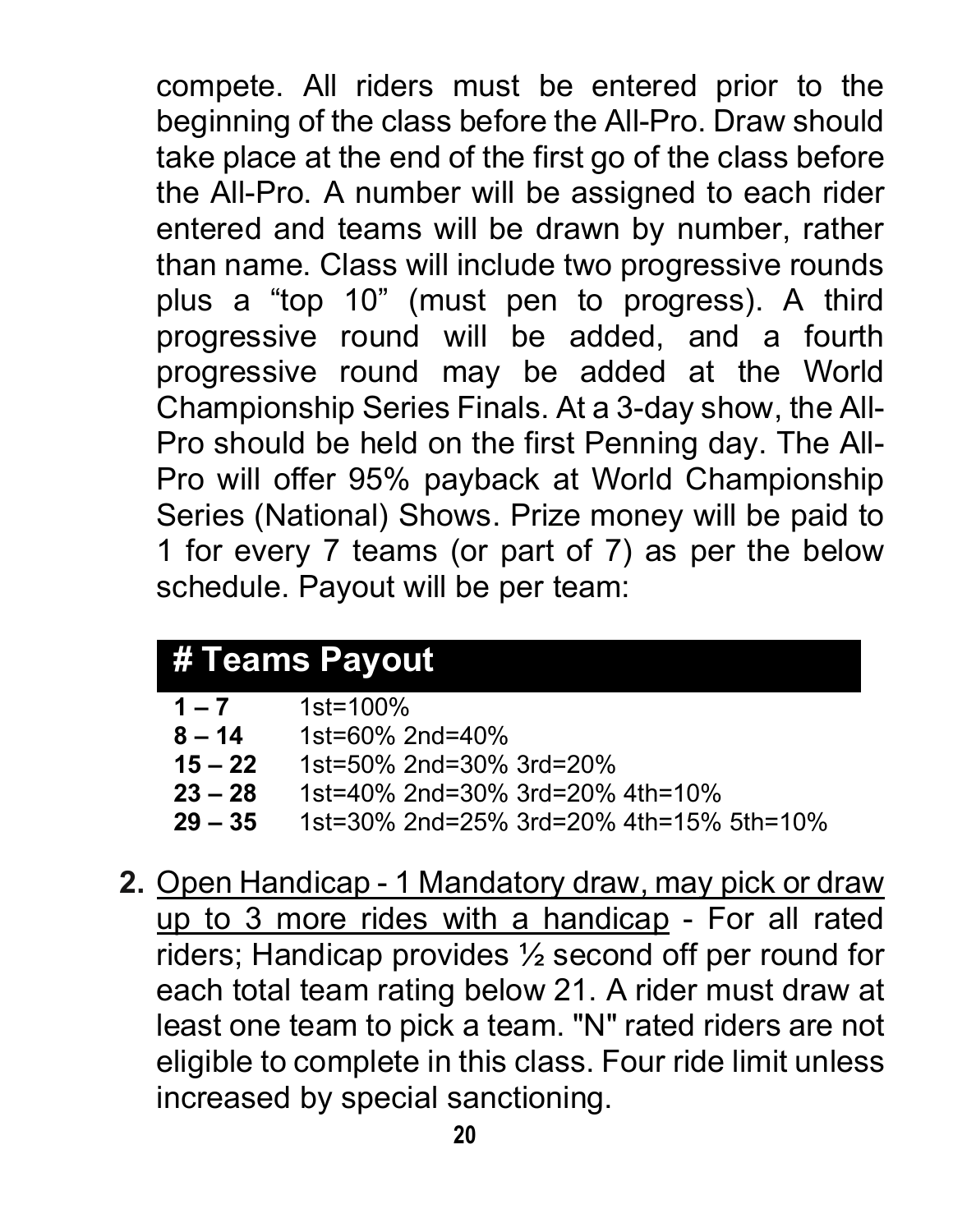compete. All riders must be entered prior to the beginning of the class before the All-Pro. Draw should take place at the end of the first go of the class before the All-Pro. A number will be assigned to each rider entered and teams will be drawn by number, rather than name. Class will include two progressive rounds plus a "top 10" (must pen to progress). A third progressive round will be added, and a fourth progressive round may be added at the World Championship Series Finals. At a 3-day show, the All-Pro should be held on the first Penning day. The All-Pro will offer 95% payback at World Championship Series (National) Shows. Prize money will be paid to 1 for every 7 teams (or part of 7) as per the below schedule. Payout will be per team:

| # Teams | Payout |
|---|---|
| **1 – 7** | 1st=100% |
| **8 – 14** | 1st=60% 2nd=40% |
| **15 – 22** | 1st=50% 2nd=30% 3rd=20% |
| **23 – 28** | 1st=40% 2nd=30% 3rd=20% 4th=10% |
| **29 – 35** | 1st=30% 2nd=25% 3rd=20% 4th=15% 5th=10% |

2. <u>Open Handicap - 1 Mandatory draw, may pick or draw up to 3 more rides with a handicap</u> - For all rated riders; Handicap provides ½ second off per round for each total team rating below 21. A rider must draw at least one team to pick a team. "N" rated riders are not eligible to complete in this class. Four ride limit unless increased by special sanctioning.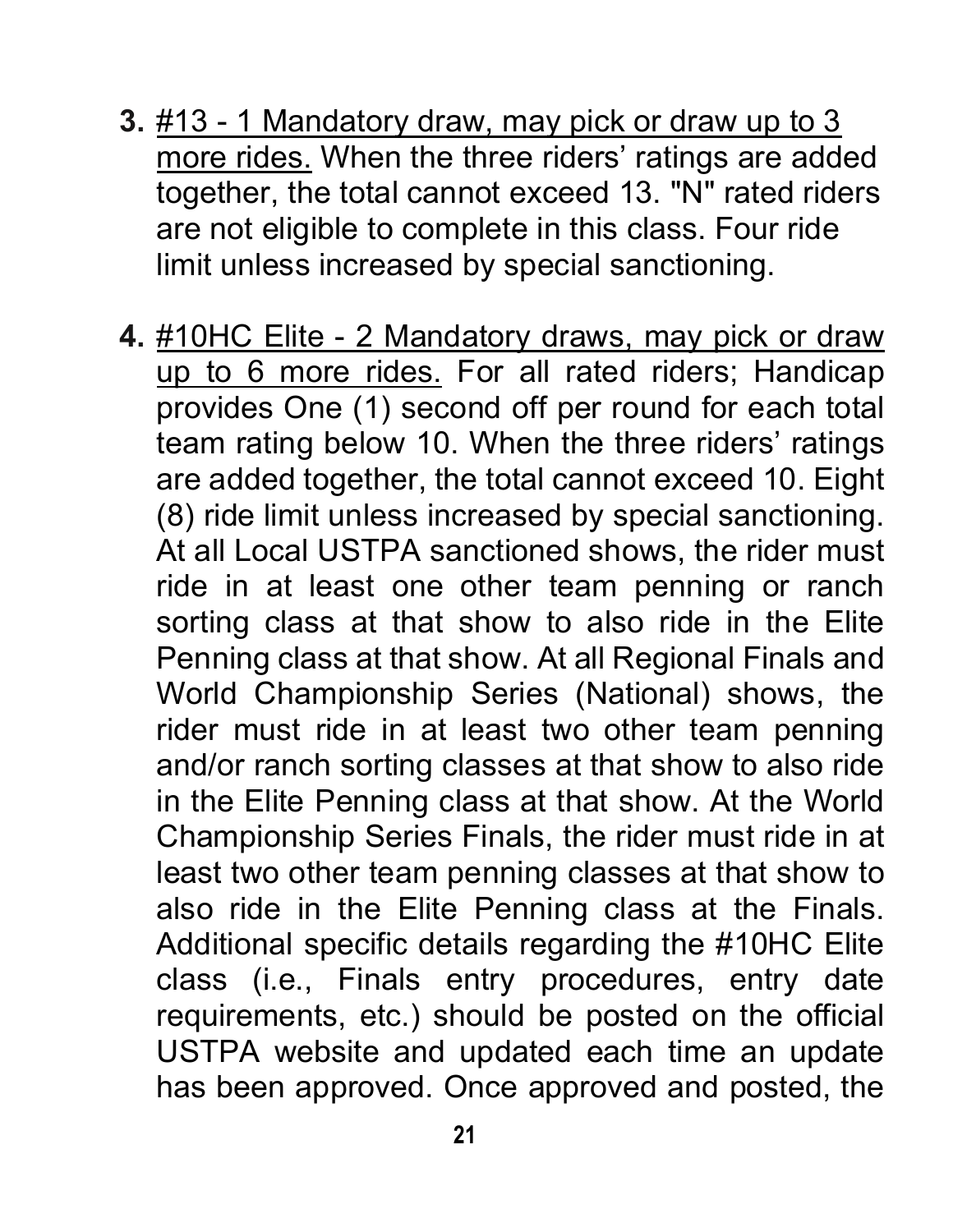3. <u>#13 - 1 Mandatory draw, may pick or draw up to 3 more rides.</u> When the three riders' ratings are added together, the total cannot exceed 13. "N" rated riders are not eligible to complete in this class. Four ride limit unless increased by special sanctioning.

4. <u>#10HC Elite - 2 Mandatory draws, may pick or draw up to 6 more rides.</u> For all rated riders; Handicap provides One (1) second off per round for each total team rating below 10. When the three riders' ratings are added together, the total cannot exceed 10. Eight (8) ride limit unless increased by special sanctioning. At all Local USTPA sanctioned shows, the rider must ride in at least one other team penning or ranch sorting class at that show to also ride in the Elite Penning class at that show. At all Regional Finals and World Championship Series (National) shows, the rider must ride in at least two other team penning and/or ranch sorting classes at that show to also ride in the Elite Penning class at that show. At the World Championship Series Finals, the rider must ride in at least two other team penning classes at that show to also ride in the Elite Penning class at the Finals. Additional specific details regarding the #10HC Elite class (i.e., Finals entry procedures, entry date requirements, etc.) should be posted on the official USTPA website and updated each time an update has been approved. Once approved and posted, the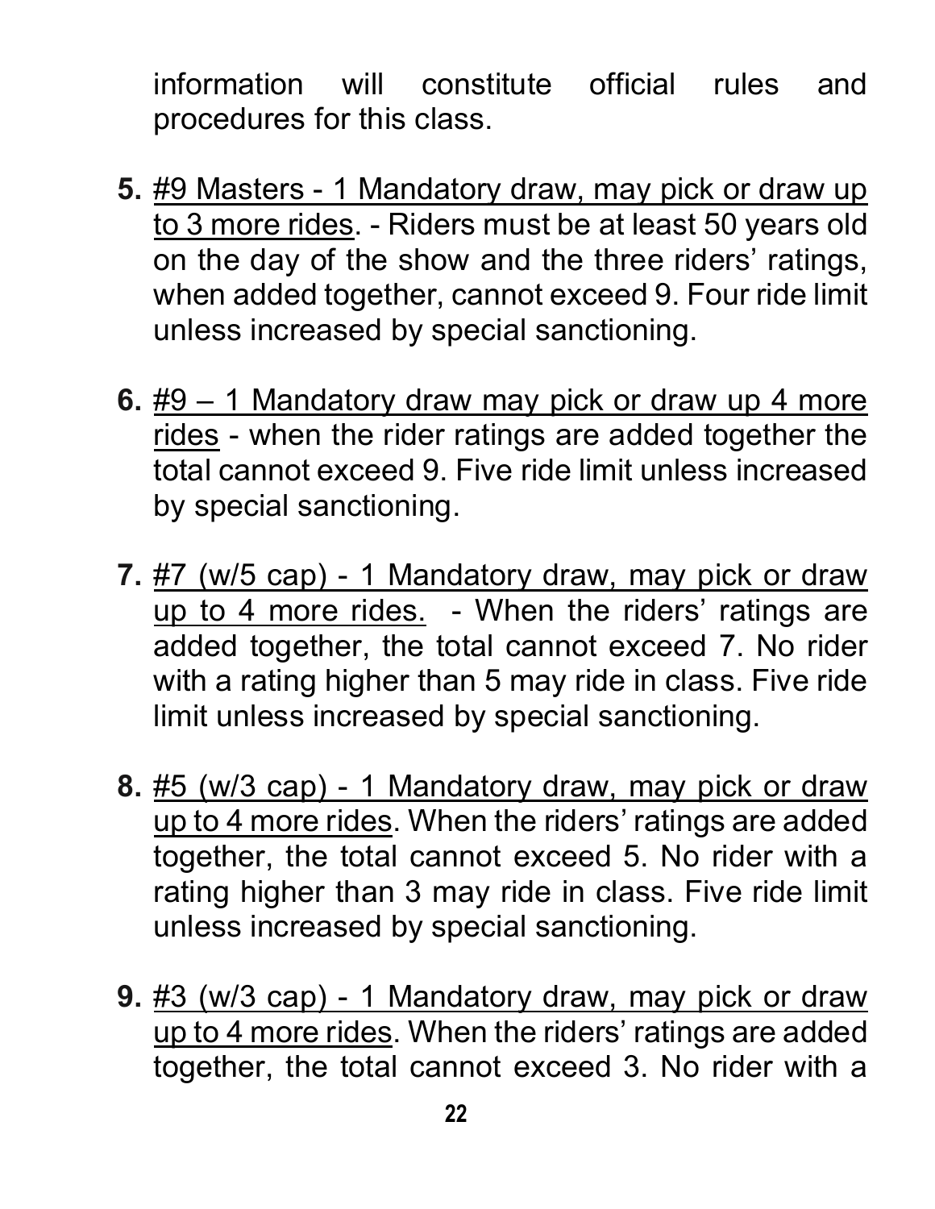information will constitute official rules and procedures for this class.

5. <u>#9 Masters - 1 Mandatory draw, may pick or draw up to 3 more rides</u>. - Riders must be at least 50 years old on the day of the show and the three riders' ratings, when added together, cannot exceed 9. Four ride limit unless increased by special sanctioning.

6. <u>#9 – 1 Mandatory draw may pick or draw up 4 more rides</u> - when the rider ratings are added together the total cannot exceed 9. Five ride limit unless increased by special sanctioning.

7. <u>#7 (w/5 cap) - 1 Mandatory draw, may pick or draw up to 4 more rides.</u> - When the riders' ratings are added together, the total cannot exceed 7. No rider with a rating higher than 5 may ride in class. Five ride limit unless increased by special sanctioning.

8. <u>#5 (w/3 cap) - 1 Mandatory draw, may pick or draw up to 4 more rides</u>. When the riders' ratings are added together, the total cannot exceed 5. No rider with a rating higher than 3 may ride in class. Five ride limit unless increased by special sanctioning.

9. <u>#3 (w/3 cap) - 1 Mandatory draw, may pick or draw up to 4 more rides</u>. When the riders' ratings are added together, the total cannot exceed 3. No rider with a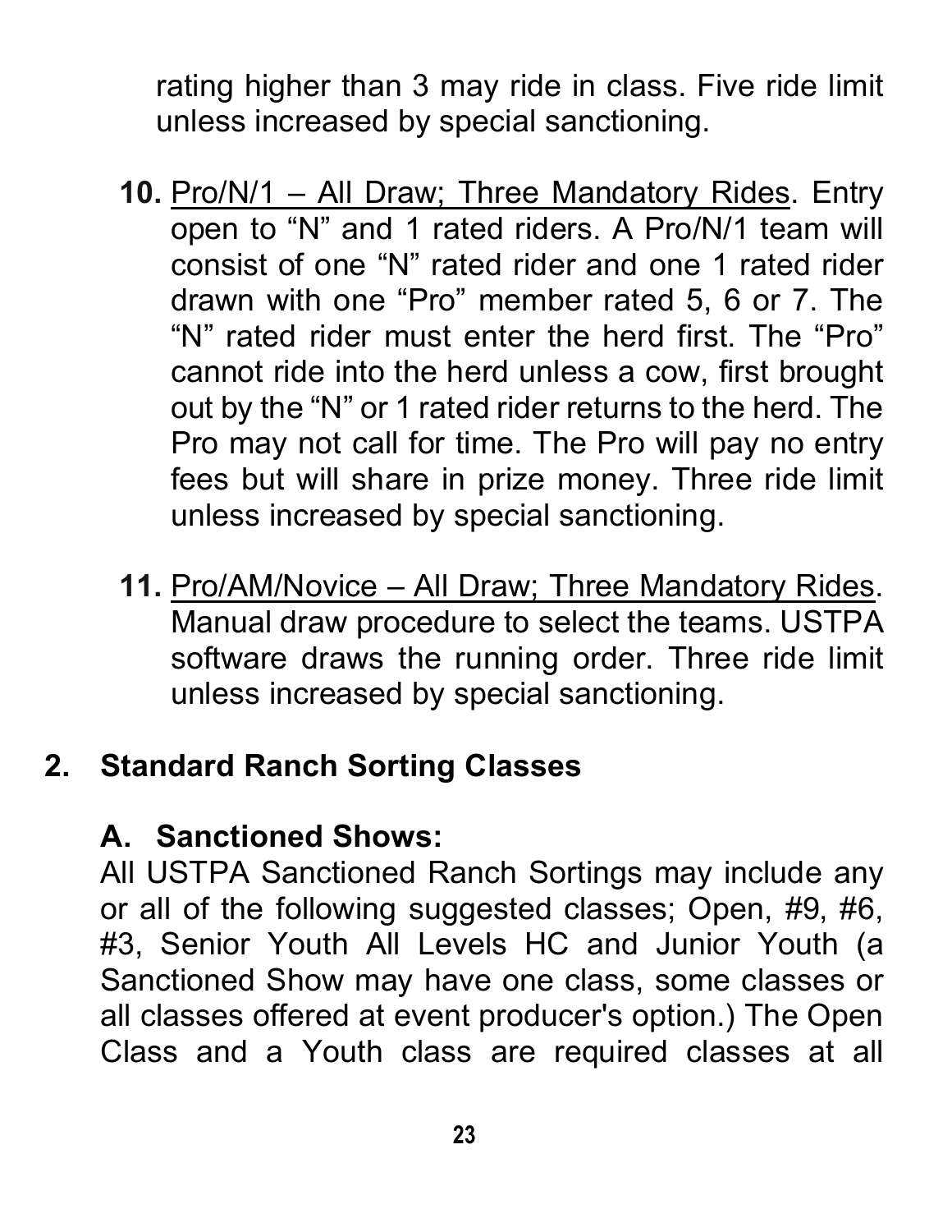rating higher than 3 may ride in class. Five ride limit unless increased by special sanctioning.

10. <u>Pro/N/1 – All Draw; Three Mandatory Rides</u>. Entry open to "N" and 1 rated riders. A Pro/N/1 team will consist of one "N" rated rider and one 1 rated rider drawn with one "Pro" member rated 5, 6 or 7. The "N" rated rider must enter the herd first. The "Pro" cannot ride into the herd unless a cow, first brought out by the "N" or 1 rated rider returns to the herd. The Pro may not call for time. The Pro will pay no entry fees but will share in prize money. Three ride limit unless increased by special sanctioning.

11. <u>Pro/AM/Novice – All Draw; Three Mandatory Rides</u>. Manual draw procedure to select the teams. USTPA software draws the running order. Three ride limit unless increased by special sanctioning.

## 2. Standard Ranch Sorting Classes

### A. Sanctioned Shows:

All USTPA Sanctioned Ranch Sortings may include any or all of the following suggested classes; Open, #9, #6, #3, Senior Youth All Levels HC and Junior Youth (a Sanctioned Show may have one class, some classes or all classes offered at event producer's option.) The Open Class and a Youth class are required classes at all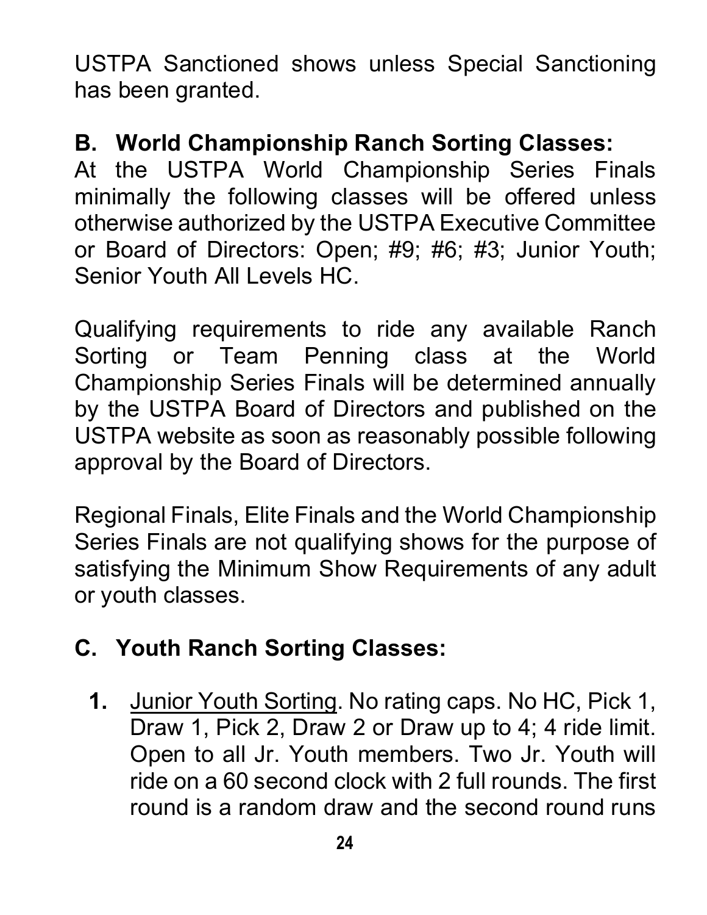USTPA Sanctioned shows unless Special Sanctioning has been granted.

### B. World Championship Ranch Sorting Classes:

At the USTPA World Championship Series Finals minimally the following classes will be offered unless otherwise authorized by the USTPA Executive Committee or Board of Directors: Open; #9; #6; #3; Junior Youth; Senior Youth All Levels HC.

Qualifying requirements to ride any available Ranch Sorting or Team Penning class at the World Championship Series Finals will be determined annually by the USTPA Board of Directors and published on the USTPA website as soon as reasonably possible following approval by the Board of Directors.

Regional Finals, Elite Finals and the World Championship Series Finals are not qualifying shows for the purpose of satisfying the Minimum Show Requirements of any adult or youth classes.

### C. Youth Ranch Sorting Classes:

1. <u>Junior Youth Sorting</u>. No rating caps. No HC, Pick 1, Draw 1, Pick 2, Draw 2 or Draw up to 4; 4 ride limit. Open to all Jr. Youth members. Two Jr. Youth will ride on a 60 second clock with 2 full rounds. The first round is a random draw and the second round runs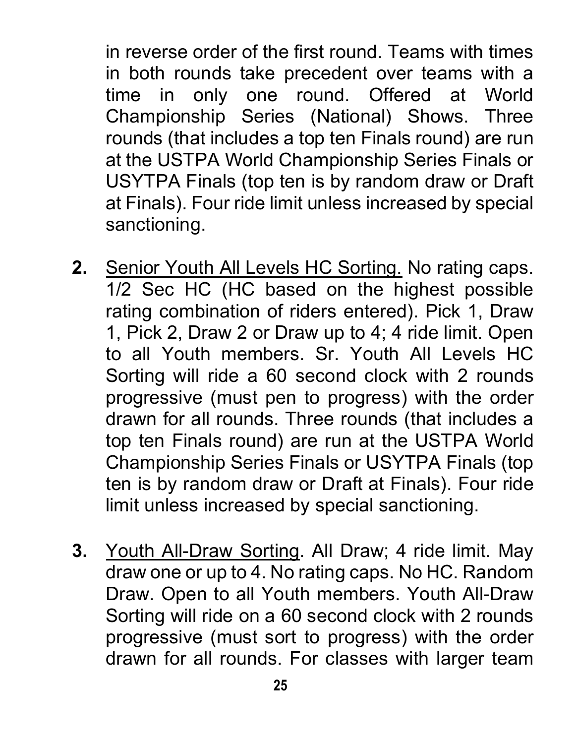in reverse order of the first round. Teams with times in both rounds take precedent over teams with a time in only one round. Offered at World Championship Series (National) Shows. Three rounds (that includes a top ten Finals round) are run at the USTPA World Championship Series Finals or USYTPA Finals (top ten is by random draw or Draft at Finals). Four ride limit unless increased by special sanctioning.

2. <u>Senior Youth All Levels HC Sorting.</u> No rating caps. 1/2 Sec HC (HC based on the highest possible rating combination of riders entered). Pick 1, Draw 1, Pick 2, Draw 2 or Draw up to 4; 4 ride limit. Open to all Youth members. Sr. Youth All Levels HC Sorting will ride a 60 second clock with 2 rounds progressive (must pen to progress) with the order drawn for all rounds. Three rounds (that includes a top ten Finals round) are run at the USTPA World Championship Series Finals or USYTPA Finals (top ten is by random draw or Draft at Finals). Four ride limit unless increased by special sanctioning.

3. <u>Youth All-Draw Sorting</u>. All Draw; 4 ride limit. May draw one or up to 4. No rating caps. No HC. Random Draw. Open to all Youth members. Youth All-Draw Sorting will ride on a 60 second clock with 2 rounds progressive (must sort to progress) with the order drawn for all rounds. For classes with larger team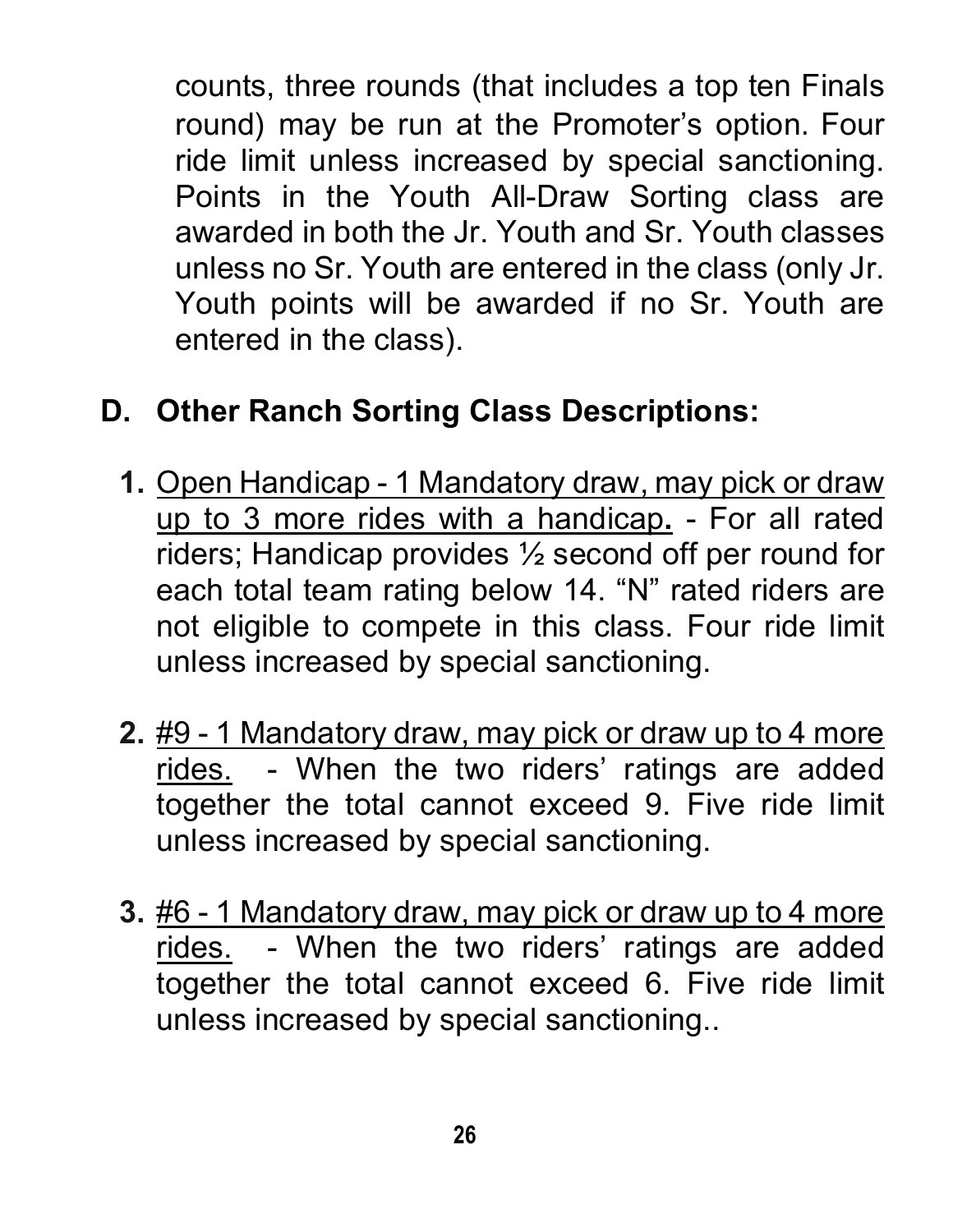counts, three rounds (that includes a top ten Finals round) may be run at the Promoter's option. Four ride limit unless increased by special sanctioning. Points in the Youth All-Draw Sorting class are awarded in both the Jr. Youth and Sr. Youth classes unless no Sr. Youth are entered in the class (only Jr. Youth points will be awarded if no Sr. Youth are entered in the class).

## D. Other Ranch Sorting Class Descriptions:

1. <u>Open Handicap - 1 Mandatory draw, may pick or draw up to 3 more rides with a handicap</u>**.** - For all rated riders; Handicap provides ½ second off per round for each total team rating below 14. "N" rated riders are not eligible to compete in this class. Four ride limit unless increased by special sanctioning.

2. <u>#9 - 1 Mandatory draw, may pick or draw up to 4 more rides.</u> - When the two riders' ratings are added together the total cannot exceed 9. Five ride limit unless increased by special sanctioning.

3. <u>#6 - 1 Mandatory draw, may pick or draw up to 4 more rides.</u> - When the two riders' ratings are added together the total cannot exceed 6. Five ride limit unless increased by special sanctioning..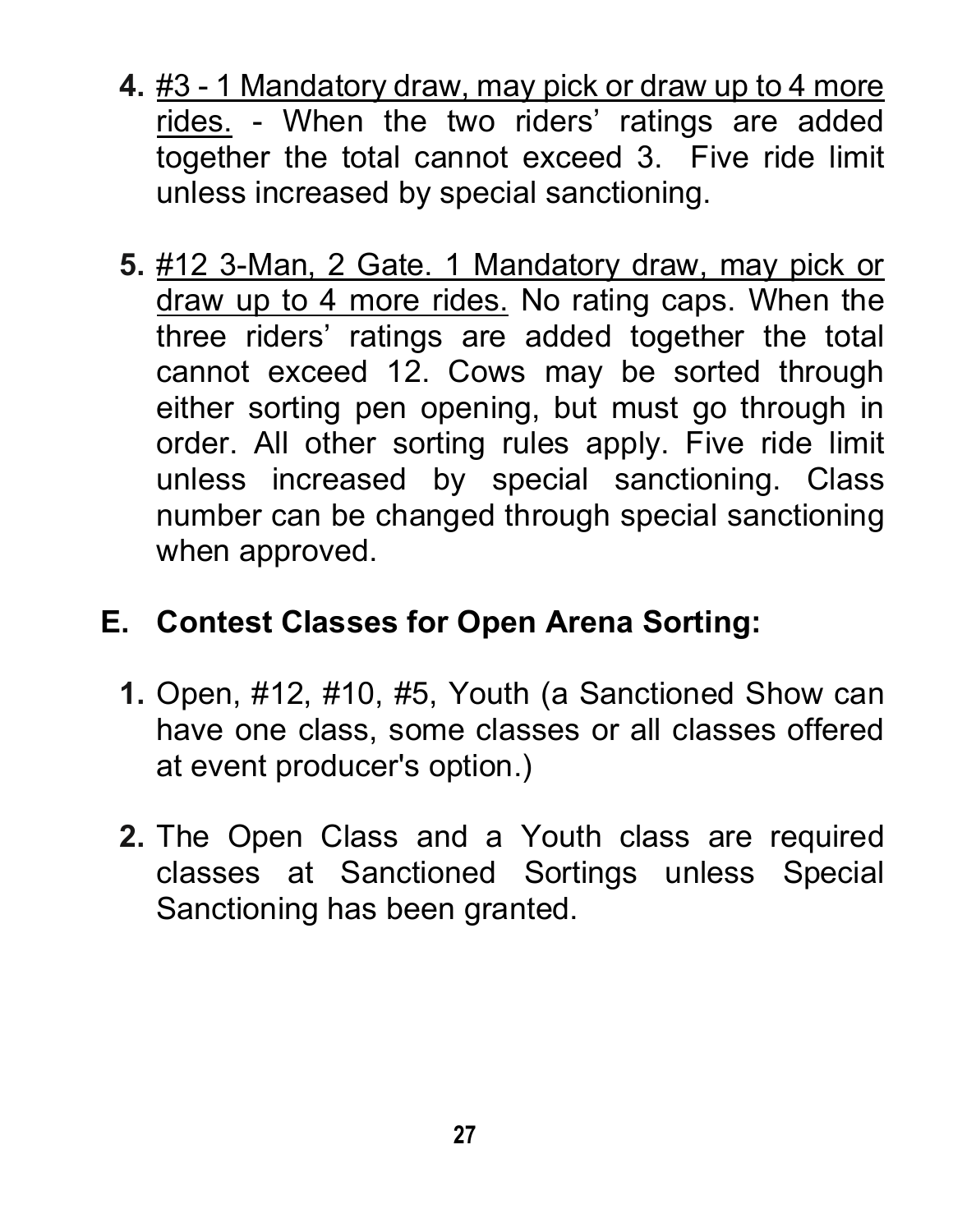4. <u>#3 - 1 Mandatory draw, may pick or draw up to 4 more rides.</u> - When the two riders' ratings are added together the total cannot exceed 3. Five ride limit unless increased by special sanctioning.

5. <u>#12 3-Man, 2 Gate. 1 Mandatory draw, may pick or draw up to 4 more rides.</u> No rating caps. When the three riders' ratings are added together the total cannot exceed 12. Cows may be sorted through either sorting pen opening, but must go through in order. All other sorting rules apply. Five ride limit unless increased by special sanctioning. Class number can be changed through special sanctioning when approved.

## E. Contest Classes for Open Arena Sorting:

1. Open, #12, #10, #5, Youth (a Sanctioned Show can have one class, some classes or all classes offered at event producer's option.)

2. The Open Class and a Youth class are required classes at Sanctioned Sortings unless Special Sanctioning has been granted.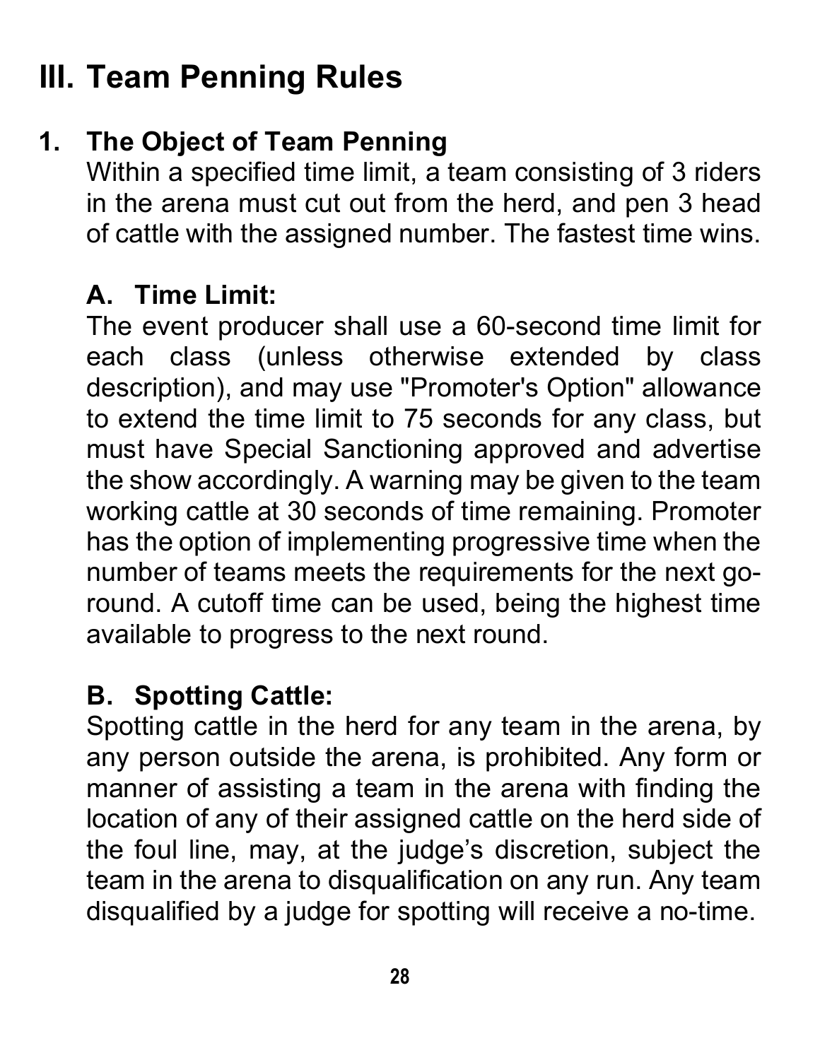# III. Team Penning Rules

## 1. The Object of Team Penning

Within a specified time limit, a team consisting of 3 riders in the arena must cut out from the herd, and pen 3 head of cattle with the assigned number. The fastest time wins.

### A. Time Limit:

The event producer shall use a 60-second time limit for each class (unless otherwise extended by class description), and may use "Promoter's Option" allowance to extend the time limit to 75 seconds for any class, but must have Special Sanctioning approved and advertise the show accordingly. A warning may be given to the team working cattle at 30 seconds of time remaining. Promoter has the option of implementing progressive time when the number of teams meets the requirements for the next go-round. A cutoff time can be used, being the highest time available to progress to the next round.

### B. Spotting Cattle:

Spotting cattle in the herd for any team in the arena, by any person outside the arena, is prohibited. Any form or manner of assisting a team in the arena with finding the location of any of their assigned cattle on the herd side of the foul line, may, at the judge's discretion, subject the team in the arena to disqualification on any run. Any team disqualified by a judge for spotting will receive a no-time.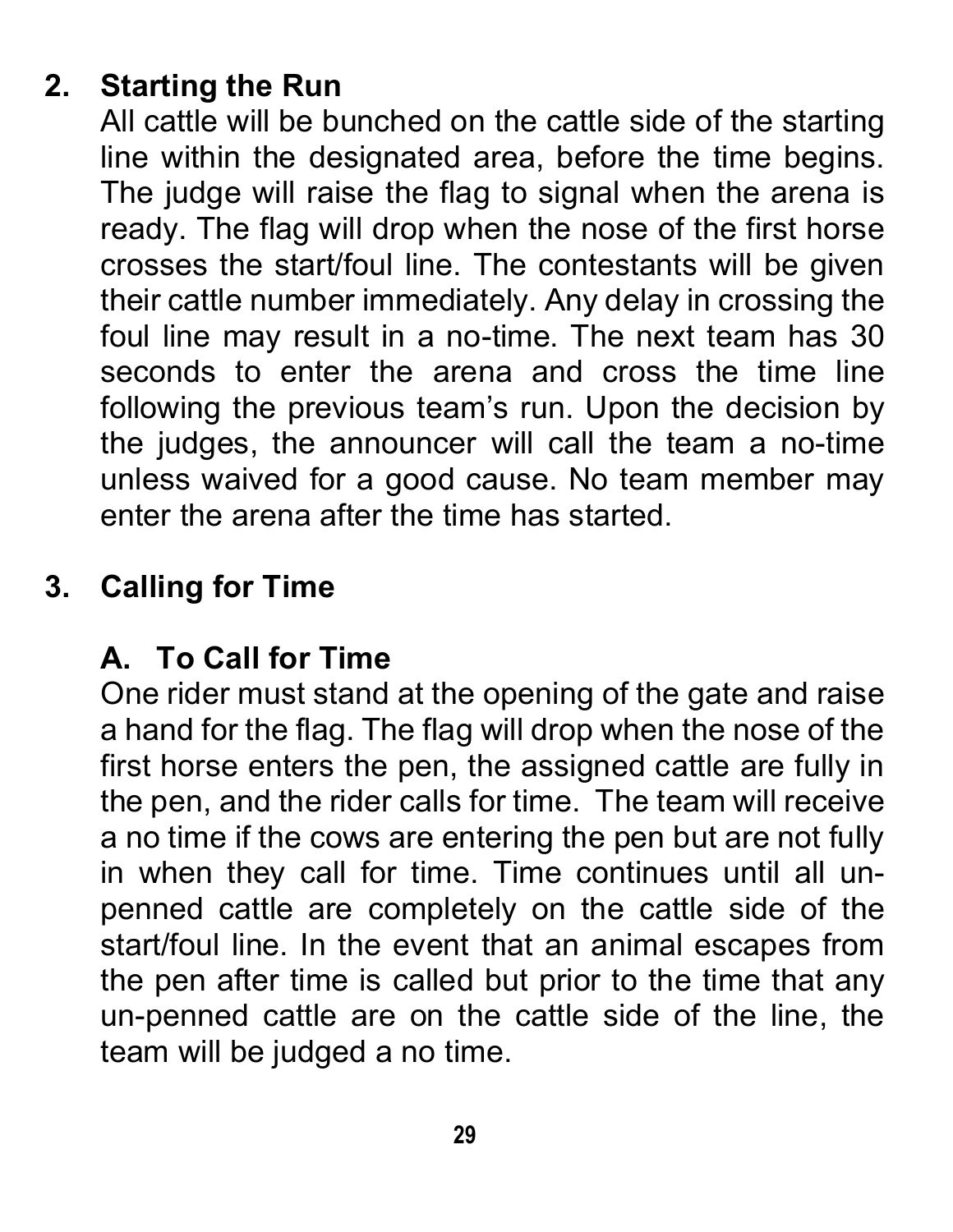## 2. Starting the Run

All cattle will be bunched on the cattle side of the starting line within the designated area, before the time begins. The judge will raise the flag to signal when the arena is ready. The flag will drop when the nose of the first horse crosses the start/foul line. The contestants will be given their cattle number immediately. Any delay in crossing the foul line may result in a no-time. The next team has 30 seconds to enter the arena and cross the time line following the previous team's run. Upon the decision by the judges, the announcer will call the team a no-time unless waived for a good cause. No team member may enter the arena after the time has started.

## 3. Calling for Time

### A. To Call for Time

One rider must stand at the opening of the gate and raise a hand for the flag. The flag will drop when the nose of the first horse enters the pen, the assigned cattle are fully in the pen, and the rider calls for time. The team will receive a no time if the cows are entering the pen but are not fully in when they call for time. Time continues until all un-penned cattle are completely on the cattle side of the start/foul line. In the event that an animal escapes from the pen after time is called but prior to the time that any un-penned cattle are on the cattle side of the line, the team will be judged a no time.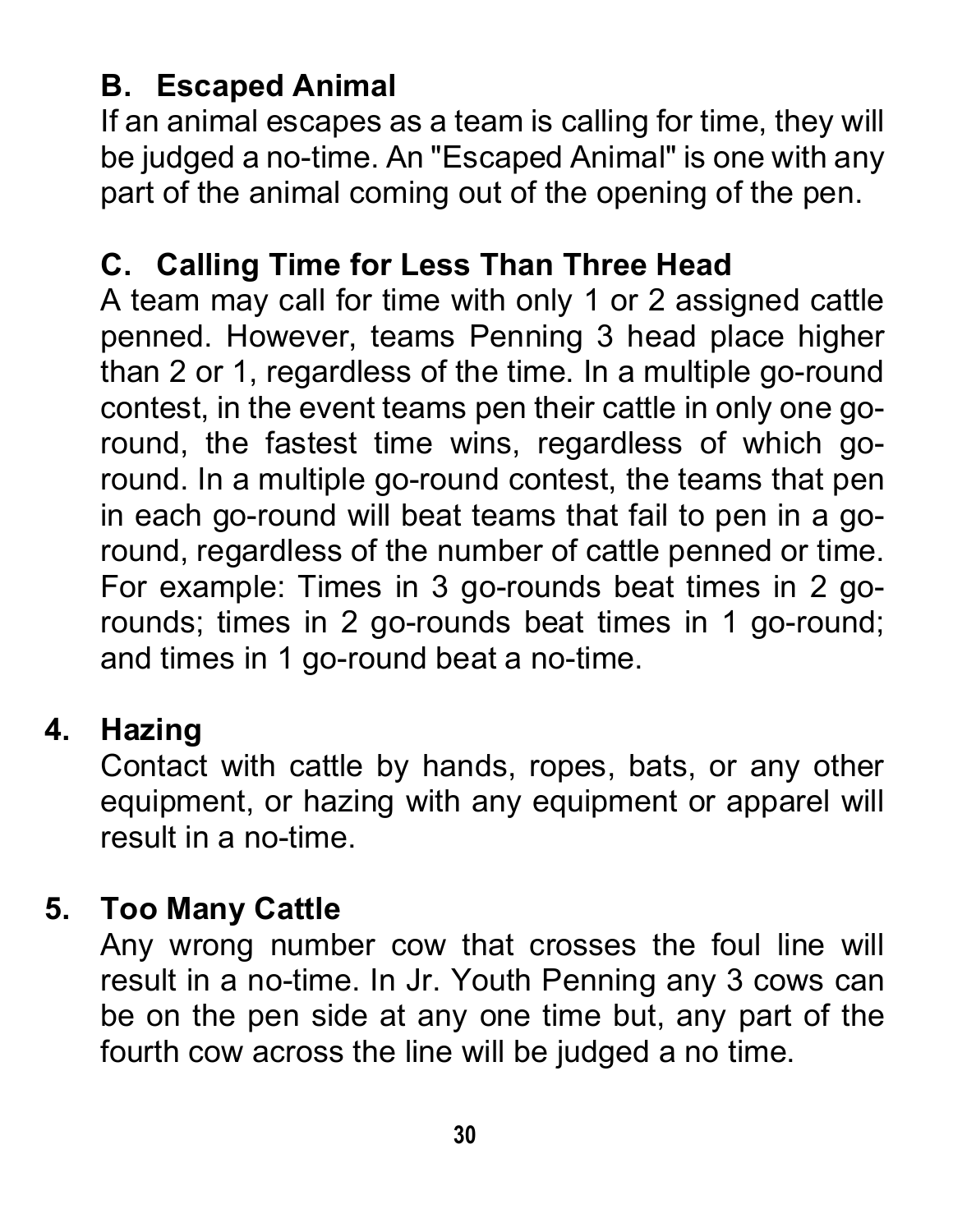### B. Escaped Animal

If an animal escapes as a team is calling for time, they will be judged a no-time. An "Escaped Animal" is one with any part of the animal coming out of the opening of the pen.

### C. Calling Time for Less Than Three Head

A team may call for time with only 1 or 2 assigned cattle penned. However, teams Penning 3 head place higher than 2 or 1, regardless of the time. In a multiple go-round contest, in the event teams pen their cattle in only one go-round, the fastest time wins, regardless of which go-round. In a multiple go-round contest, the teams that pen in each go-round will beat teams that fail to pen in a go-round, regardless of the number of cattle penned or time. For example: Times in 3 go-rounds beat times in 2 go-rounds; times in 2 go-rounds beat times in 1 go-round; and times in 1 go-round beat a no-time.

## 4. Hazing

Contact with cattle by hands, ropes, bats, or any other equipment, or hazing with any equipment or apparel will result in a no-time.

## 5. Too Many Cattle

Any wrong number cow that crosses the foul line will result in a no-time. In Jr. Youth Penning any 3 cows can be on the pen side at any one time but, any part of the fourth cow across the line will be judged a no time.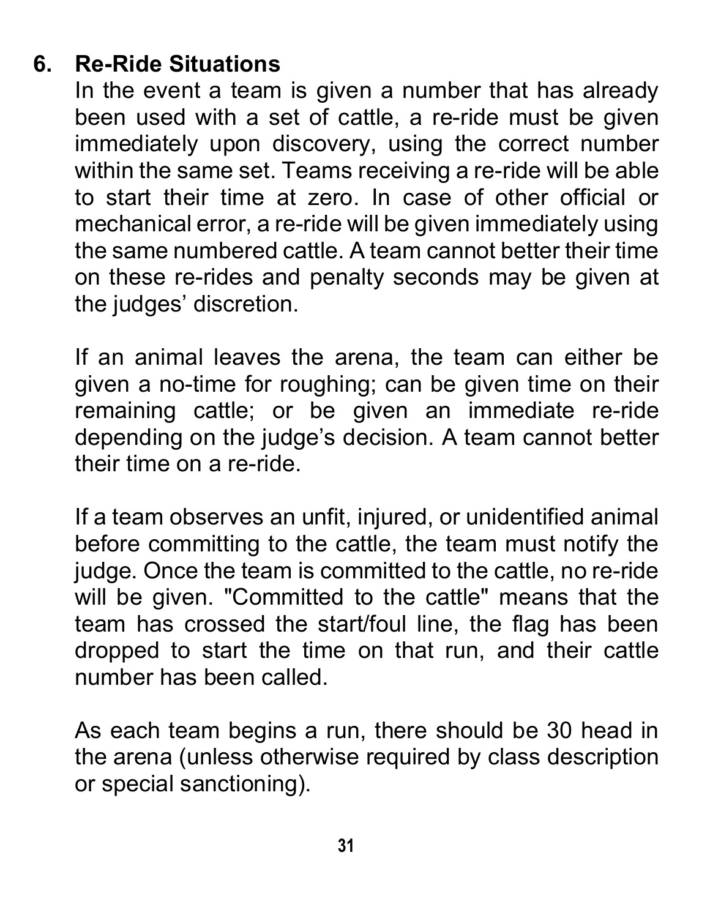## 6. Re-Ride Situations

In the event a team is given a number that has already been used with a set of cattle, a re-ride must be given immediately upon discovery, using the correct number within the same set. Teams receiving a re-ride will be able to start their time at zero. In case of other official or mechanical error, a re-ride will be given immediately using the same numbered cattle. A team cannot better their time on these re-rides and penalty seconds may be given at the judges' discretion.

If an animal leaves the arena, the team can either be given a no-time for roughing; can be given time on their remaining cattle; or be given an immediate re-ride depending on the judge's decision. A team cannot better their time on a re-ride.

If a team observes an unfit, injured, or unidentified animal before committing to the cattle, the team must notify the judge. Once the team is committed to the cattle, no re-ride will be given. "Committed to the cattle" means that the team has crossed the start/foul line, the flag has been dropped to start the time on that run, and their cattle number has been called.

As each team begins a run, there should be 30 head in the arena (unless otherwise required by class description or special sanctioning).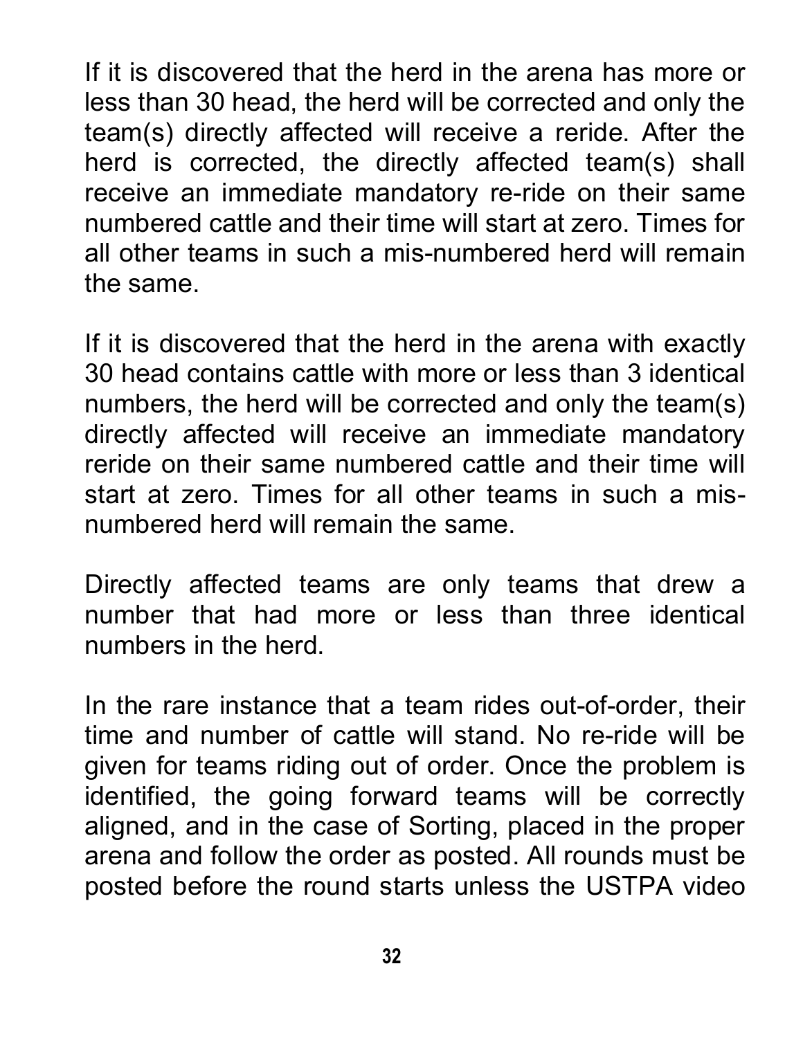If it is discovered that the herd in the arena has more or less than 30 head, the herd will be corrected and only the team(s) directly affected will receive a reride. After the herd is corrected, the directly affected team(s) shall receive an immediate mandatory re-ride on their same numbered cattle and their time will start at zero. Times for all other teams in such a mis-numbered herd will remain the same.

If it is discovered that the herd in the arena with exactly 30 head contains cattle with more or less than 3 identical numbers, the herd will be corrected and only the team(s) directly affected will receive an immediate mandatory reride on their same numbered cattle and their time will start at zero. Times for all other teams in such a mis-numbered herd will remain the same.

Directly affected teams are only teams that drew a number that had more or less than three identical numbers in the herd.

In the rare instance that a team rides out-of-order, their time and number of cattle will stand. No re-ride will be given for teams riding out of order. Once the problem is identified, the going forward teams will be correctly aligned, and in the case of Sorting, placed in the proper arena and follow the order as posted. All rounds must be posted before the round starts unless the USTPA video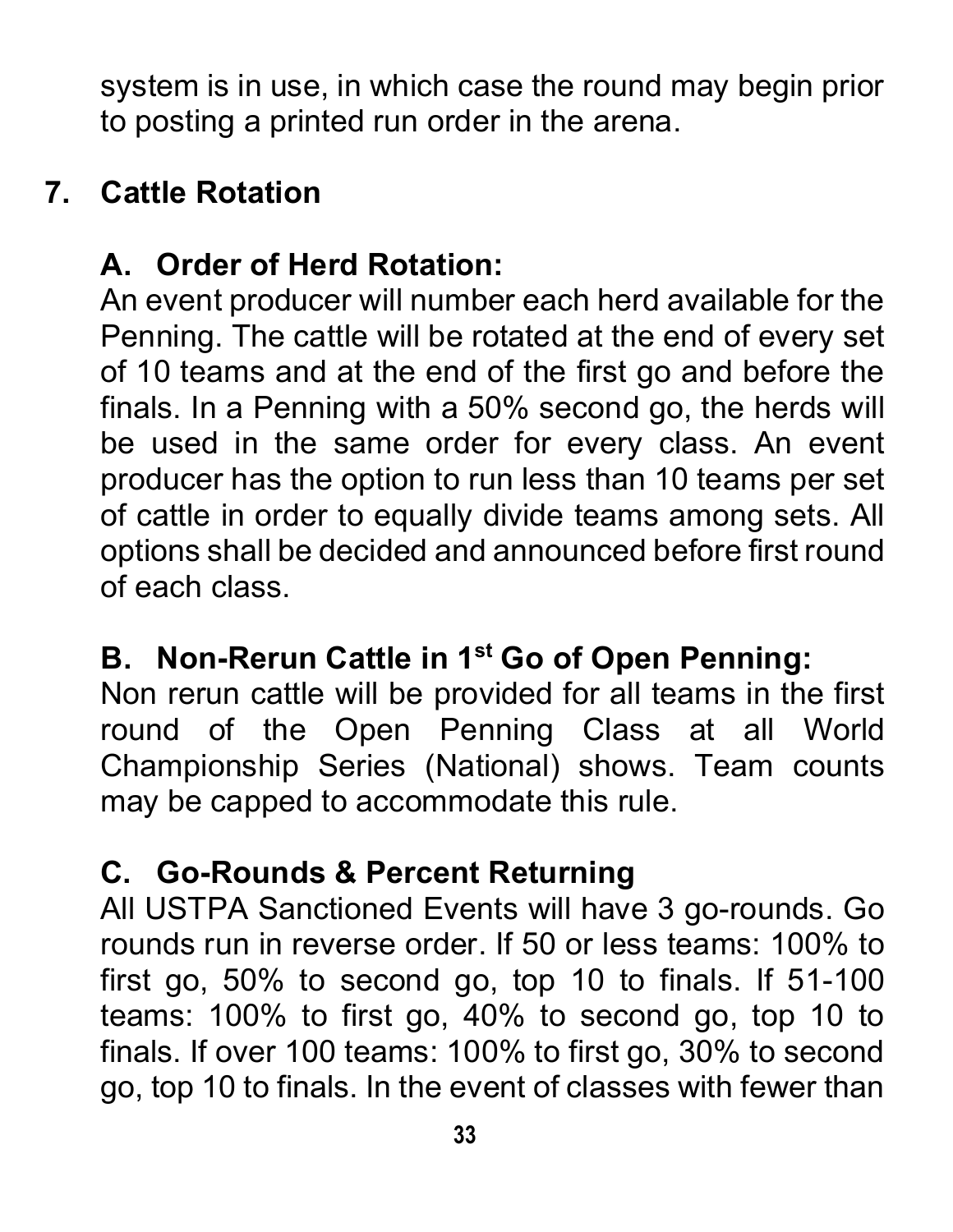system is in use, in which case the round may begin prior to posting a printed run order in the arena.

## 7. Cattle Rotation

### A. Order of Herd Rotation:

An event producer will number each herd available for the Penning. The cattle will be rotated at the end of every set of 10 teams and at the end of the first go and before the finals. In a Penning with a 50% second go, the herds will be used in the same order for every class. An event producer has the option to run less than 10 teams per set of cattle in order to equally divide teams among sets. All options shall be decided and announced before first round of each class.

### B. Non-Rerun Cattle in 1st Go of Open Penning:

Non rerun cattle will be provided for all teams in the first round of the Open Penning Class at all World Championship Series (National) shows. Team counts may be capped to accommodate this rule.

### C. Go-Rounds & Percent Returning

All USTPA Sanctioned Events will have 3 go-rounds. Go rounds run in reverse order. If 50 or less teams: 100% to first go, 50% to second go, top 10 to finals. If 51-100 teams: 100% to first go, 40% to second go, top 10 to finals. If over 100 teams: 100% to first go, 30% to second go, top 10 to finals. In the event of classes with fewer than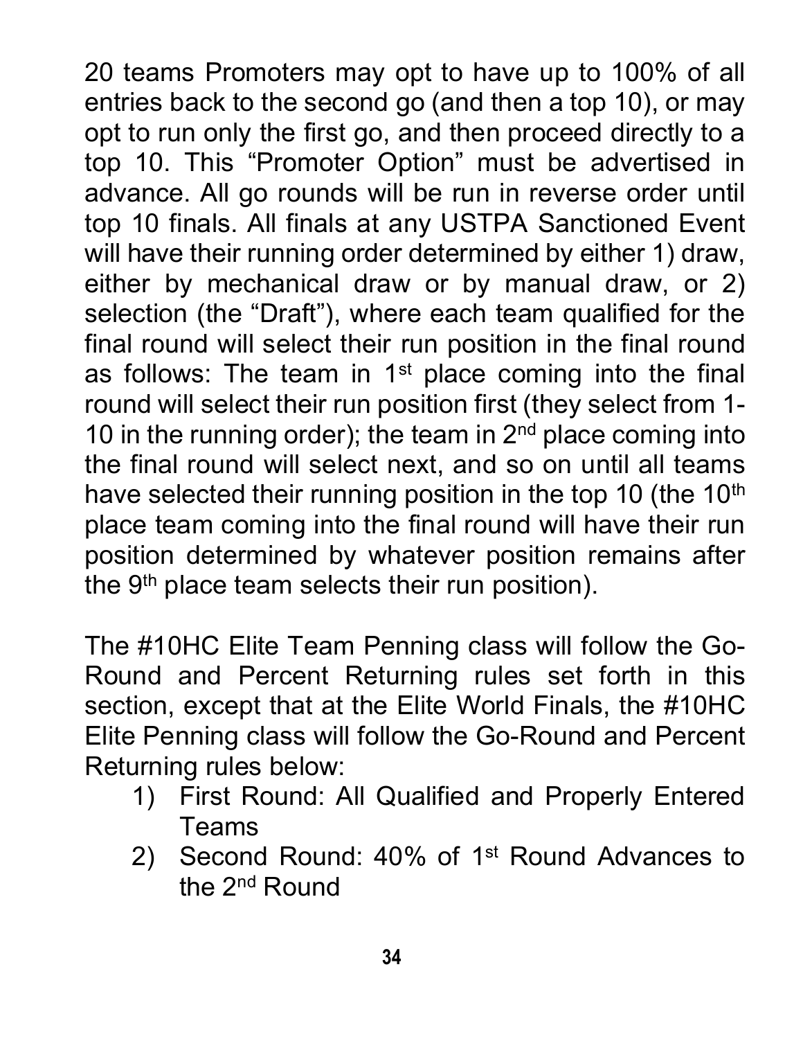20 teams Promoters may opt to have up to 100% of all entries back to the second go (and then a top 10), or may opt to run only the first go, and then proceed directly to a top 10. This "Promoter Option" must be advertised in advance. All go rounds will be run in reverse order until top 10 finals. All finals at any USTPA Sanctioned Event will have their running order determined by either 1) draw, either by mechanical draw or by manual draw, or 2) selection (the "Draft"), where each team qualified for the final round will select their run position in the final round as follows: The team in 1st place coming into the final round will select their run position first (they select from 1-10 in the running order); the team in 2nd place coming into the final round will select next, and so on until all teams have selected their running position in the top 10 (the 10th place team coming into the final round will have their run position determined by whatever position remains after the 9th place team selects their run position).

The #10HC Elite Team Penning class will follow the Go-Round and Percent Returning rules set forth in this section, except that at the Elite World Finals, the #10HC Elite Penning class will follow the Go-Round and Percent Returning rules below:

1) First Round: All Qualified and Properly Entered Teams
2) Second Round: 40% of 1st Round Advances to the 2nd Round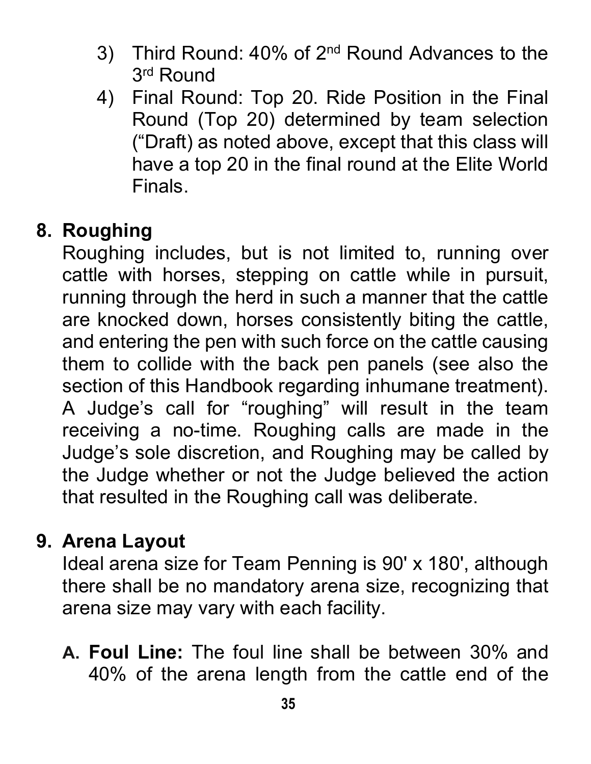3) Third Round: 40% of 2nd Round Advances to the 3rd Round
4) Final Round: Top 20. Ride Position in the Final Round (Top 20) determined by team selection ("Draft) as noted above, except that this class will have a top 20 in the final round at the Elite World Finals.

## 8. Roughing

Roughing includes, but is not limited to, running over cattle with horses, stepping on cattle while in pursuit, running through the herd in such a manner that the cattle are knocked down, horses consistently biting the cattle, and entering the pen with such force on the cattle causing them to collide with the back pen panels (see also the section of this Handbook regarding inhumane treatment). A Judge's call for "roughing" will result in the team receiving a no-time. Roughing calls are made in the Judge's sole discretion, and Roughing may be called by the Judge whether or not the Judge believed the action that resulted in the Roughing call was deliberate.

## 9. Arena Layout

Ideal arena size for Team Penning is 90' x 180', although there shall be no mandatory arena size, recognizing that arena size may vary with each facility.

**A. Foul Line:** The foul line shall be between 30% and 40% of the arena length from the cattle end of the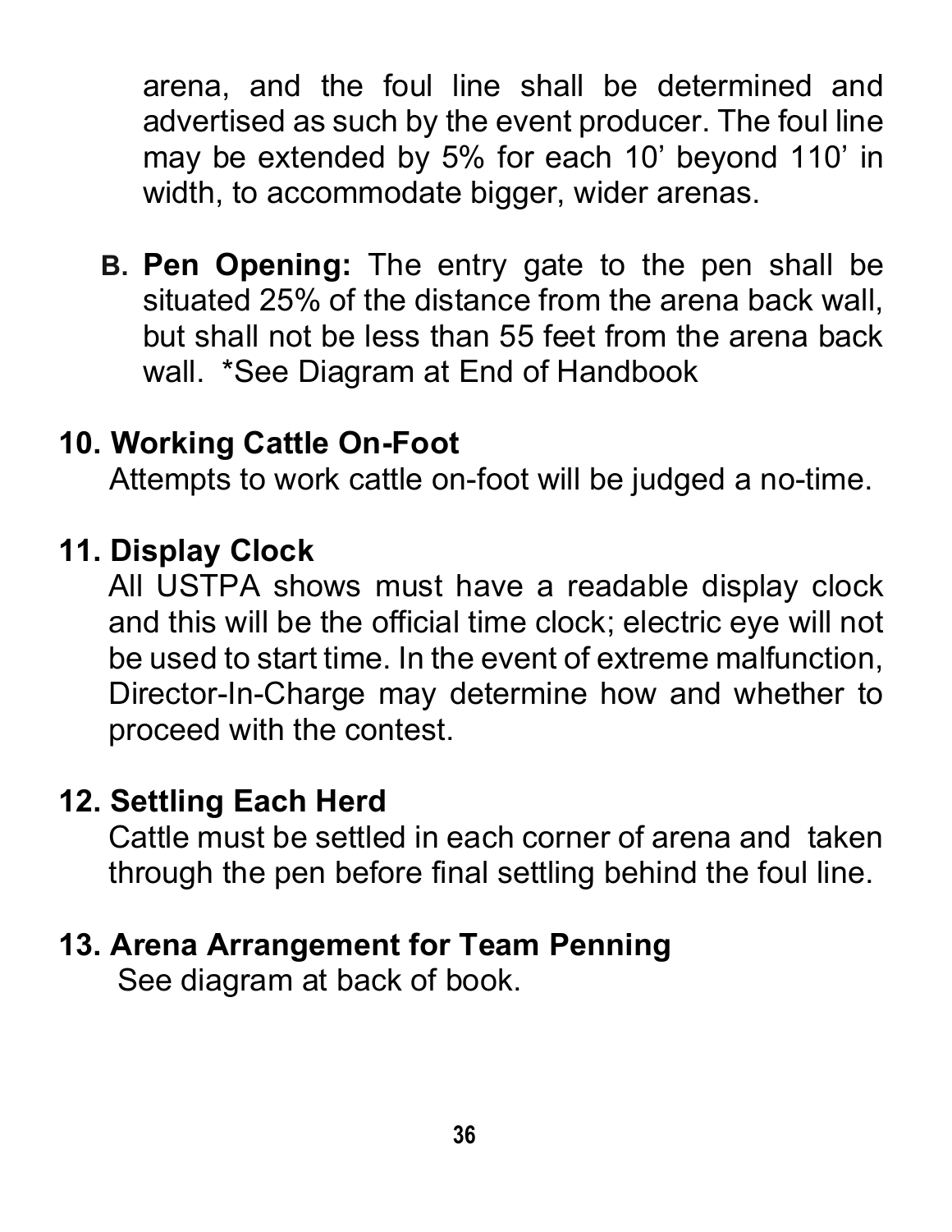arena, and the foul line shall be determined and advertised as such by the event producer. The foul line may be extended by 5% for each 10’ beyond 110’ in width, to accommodate bigger, wider arenas.

**B.** **Pen Opening:** The entry gate to the pen shall be situated 25% of the distance from the arena back wall, but shall not be less than 55 feet from the arena back wall. *See Diagram at End of Handbook

## 10. Working Cattle On-Foot

Attempts to work cattle on-foot will be judged a no-time.

## 11. Display Clock

All USTPA shows must have a readable display clock and this will be the official time clock; electric eye will not be used to start time. In the event of extreme malfunction, Director-In-Charge may determine how and whether to proceed with the contest.

## 12. Settling Each Herd

Cattle must be settled in each corner of arena and taken through the pen before final settling behind the foul line.

## 13. Arena Arrangement for Team Penning

See diagram at back of book.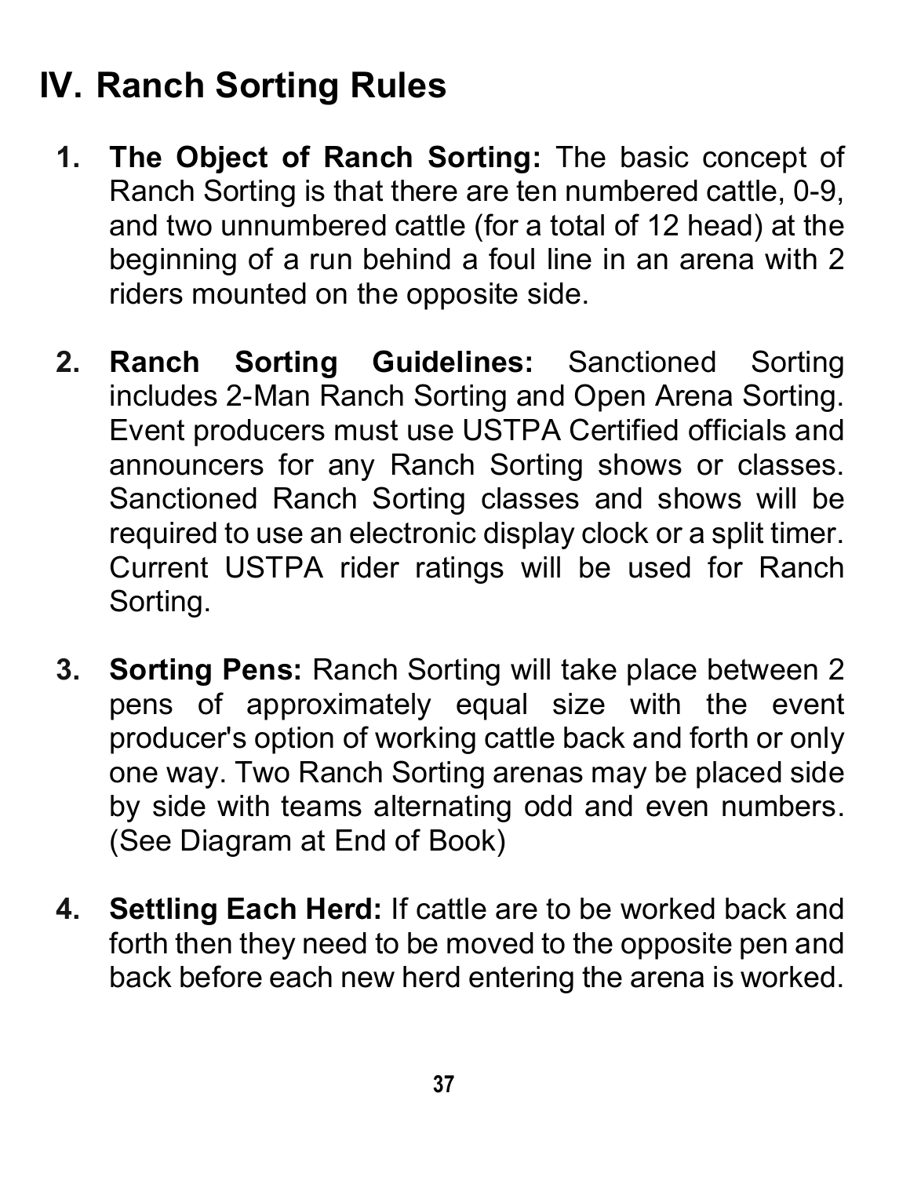# IV. Ranch Sorting Rules

1. **The Object of Ranch Sorting:** The basic concept of Ranch Sorting is that there are ten numbered cattle, 0-9, and two unnumbered cattle (for a total of 12 head) at the beginning of a run behind a foul line in an arena with 2 riders mounted on the opposite side.

2. **Ranch Sorting Guidelines:** Sanctioned Sorting includes 2-Man Ranch Sorting and Open Arena Sorting. Event producers must use USTPA Certified officials and announcers for any Ranch Sorting shows or classes. Sanctioned Ranch Sorting classes and shows will be required to use an electronic display clock or a split timer. Current USTPA rider ratings will be used for Ranch Sorting.

3. **Sorting Pens:** Ranch Sorting will take place between 2 pens of approximately equal size with the event producer's option of working cattle back and forth or only one way. Two Ranch Sorting arenas may be placed side by side with teams alternating odd and even numbers. (See Diagram at End of Book)

4. **Settling Each Herd:** If cattle are to be worked back and forth then they need to be moved to the opposite pen and back before each new herd entering the arena is worked.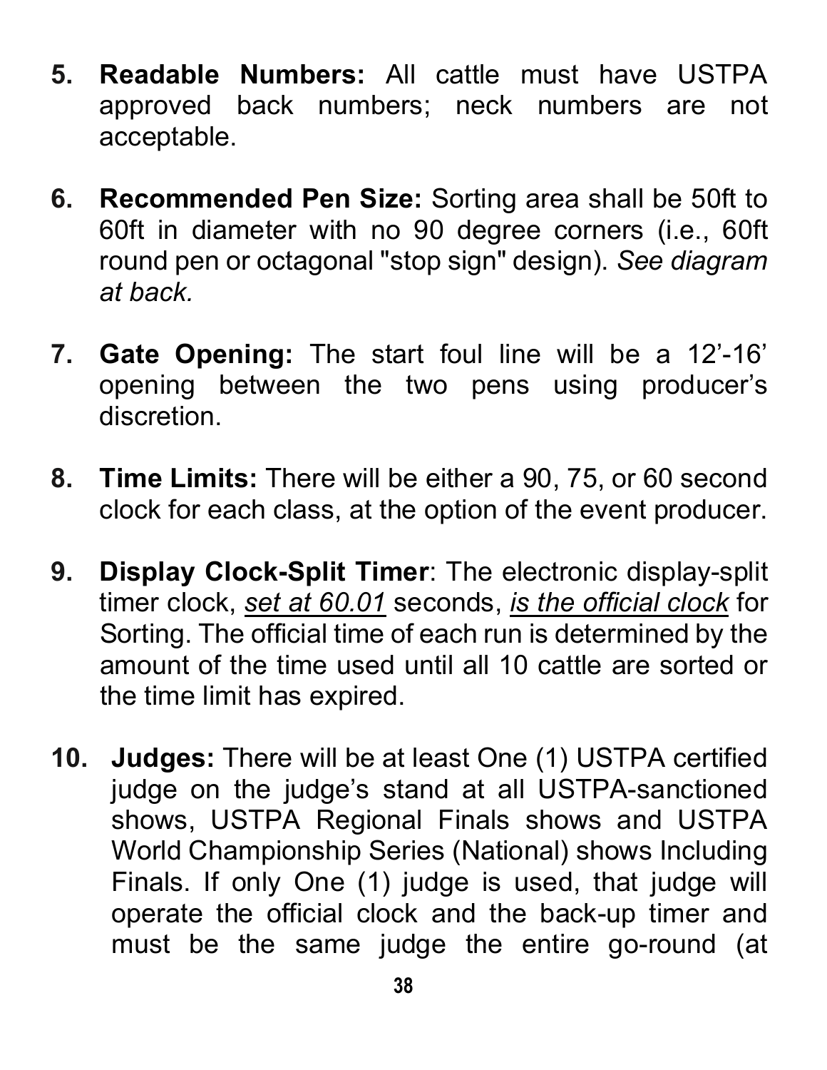5. **Readable Numbers:** All cattle must have USTPA approved back numbers; neck numbers are not acceptable.

6. **Recommended Pen Size:** Sorting area shall be 50ft to 60ft in diameter with no 90 degree corners (i.e., 60ft round pen or octagonal "stop sign" design). *See diagram at back.*

7. **Gate Opening:** The start foul line will be a 12'-16' opening between the two pens using producer's discretion.

8. **Time Limits:** There will be either a 90, 75, or 60 second clock for each class, at the option of the event producer.

9. **Display Clock-Split Timer**: The electronic display-split timer clock, *<u>set at 60.01</u>* seconds, *<u>is the official clock</u>* for Sorting. The official time of each run is determined by the amount of the time used until all 10 cattle are sorted or the time limit has expired.

10. **Judges:** There will be at least One (1) USTPA certified judge on the judge's stand at all USTPA-sanctioned shows, USTPA Regional Finals shows and USTPA World Championship Series (National) shows Including Finals. If only One (1) judge is used, that judge will operate the official clock and the back-up timer and must be the same judge the entire go-round (at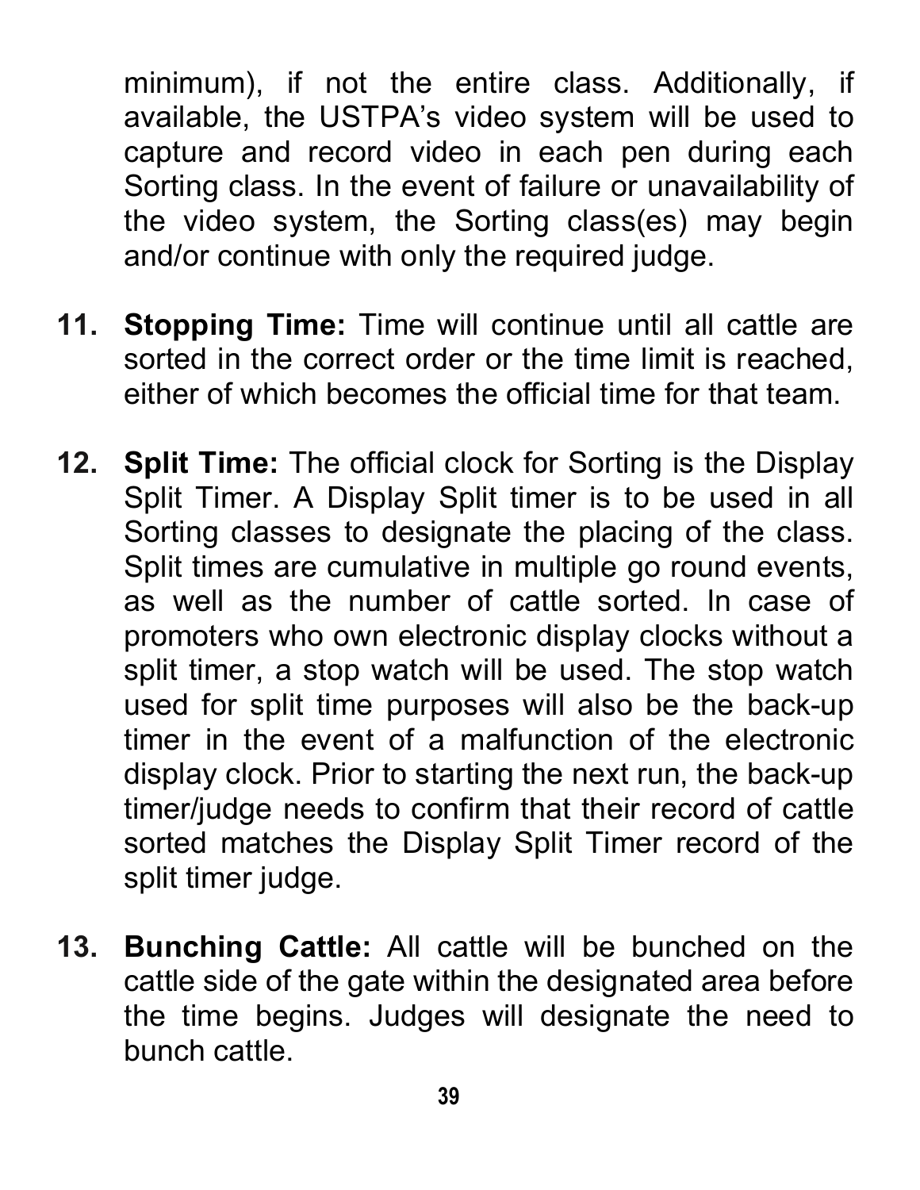minimum), if not the entire class. Additionally, if available, the USTPA's video system will be used to capture and record video in each pen during each Sorting class. In the event of failure or unavailability of the video system, the Sorting class(es) may begin and/or continue with only the required judge.

11. **Stopping Time:** Time will continue until all cattle are sorted in the correct order or the time limit is reached, either of which becomes the official time for that team.

12. **Split Time:** The official clock for Sorting is the Display Split Timer. A Display Split timer is to be used in all Sorting classes to designate the placing of the class. Split times are cumulative in multiple go round events, as well as the number of cattle sorted. In case of promoters who own electronic display clocks without a split timer, a stop watch will be used. The stop watch used for split time purposes will also be the back-up timer in the event of a malfunction of the electronic display clock. Prior to starting the next run, the back-up timer/judge needs to confirm that their record of cattle sorted matches the Display Split Timer record of the split timer judge.

13. **Bunching Cattle:** All cattle will be bunched on the cattle side of the gate within the designated area before the time begins. Judges will designate the need to bunch cattle.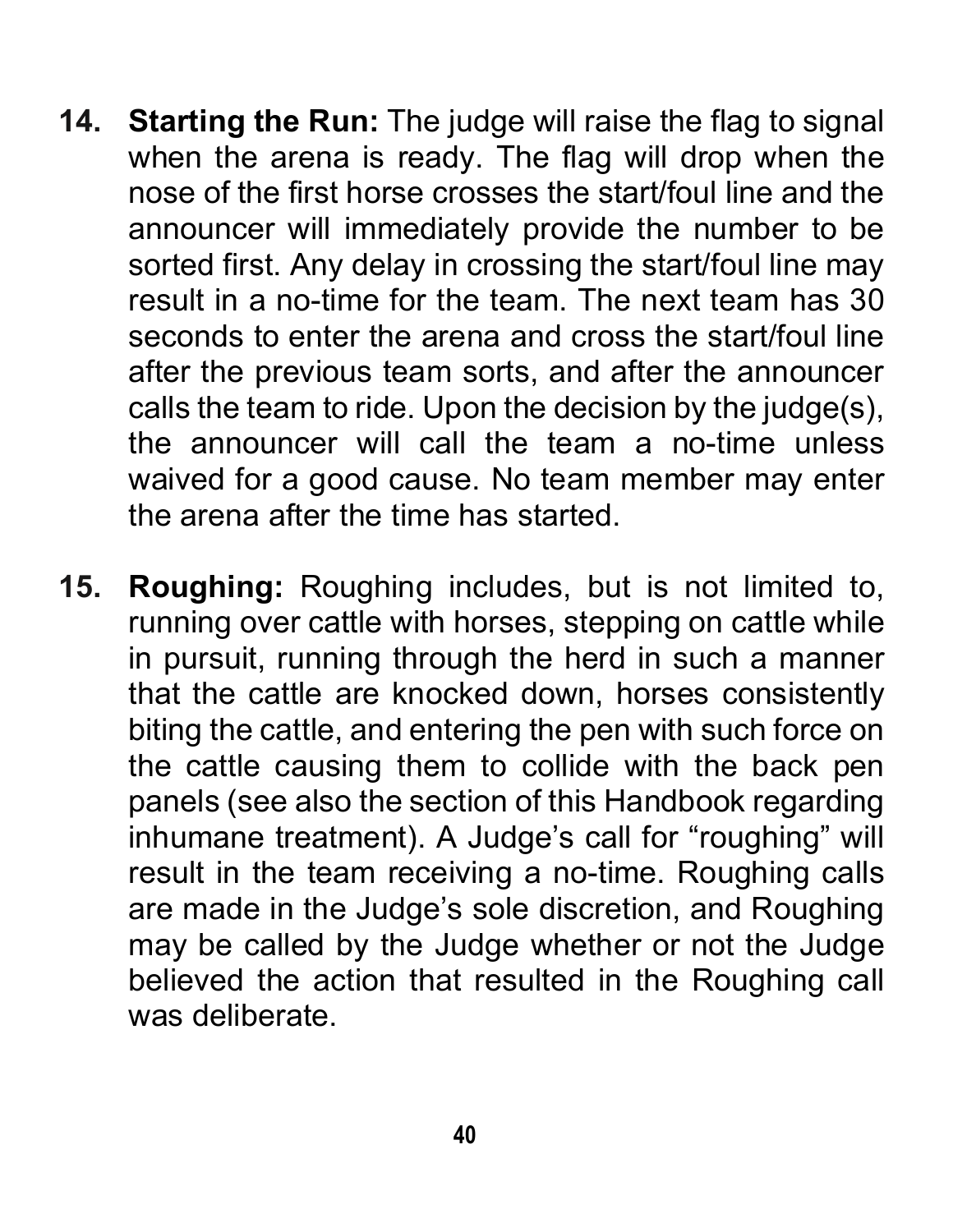14. **Starting the Run:** The judge will raise the flag to signal when the arena is ready. The flag will drop when the nose of the first horse crosses the start/foul line and the announcer will immediately provide the number to be sorted first. Any delay in crossing the start/foul line may result in a no-time for the team. The next team has 30 seconds to enter the arena and cross the start/foul line after the previous team sorts, and after the announcer calls the team to ride. Upon the decision by the judge(s), the announcer will call the team a no-time unless waived for a good cause. No team member may enter the arena after the time has started.

15. **Roughing:** Roughing includes, but is not limited to, running over cattle with horses, stepping on cattle while in pursuit, running through the herd in such a manner that the cattle are knocked down, horses consistently biting the cattle, and entering the pen with such force on the cattle causing them to collide with the back pen panels (see also the section of this Handbook regarding inhumane treatment). A Judge's call for "roughing" will result in the team receiving a no-time. Roughing calls are made in the Judge's sole discretion, and Roughing may be called by the Judge whether or not the Judge believed the action that resulted in the Roughing call was deliberate.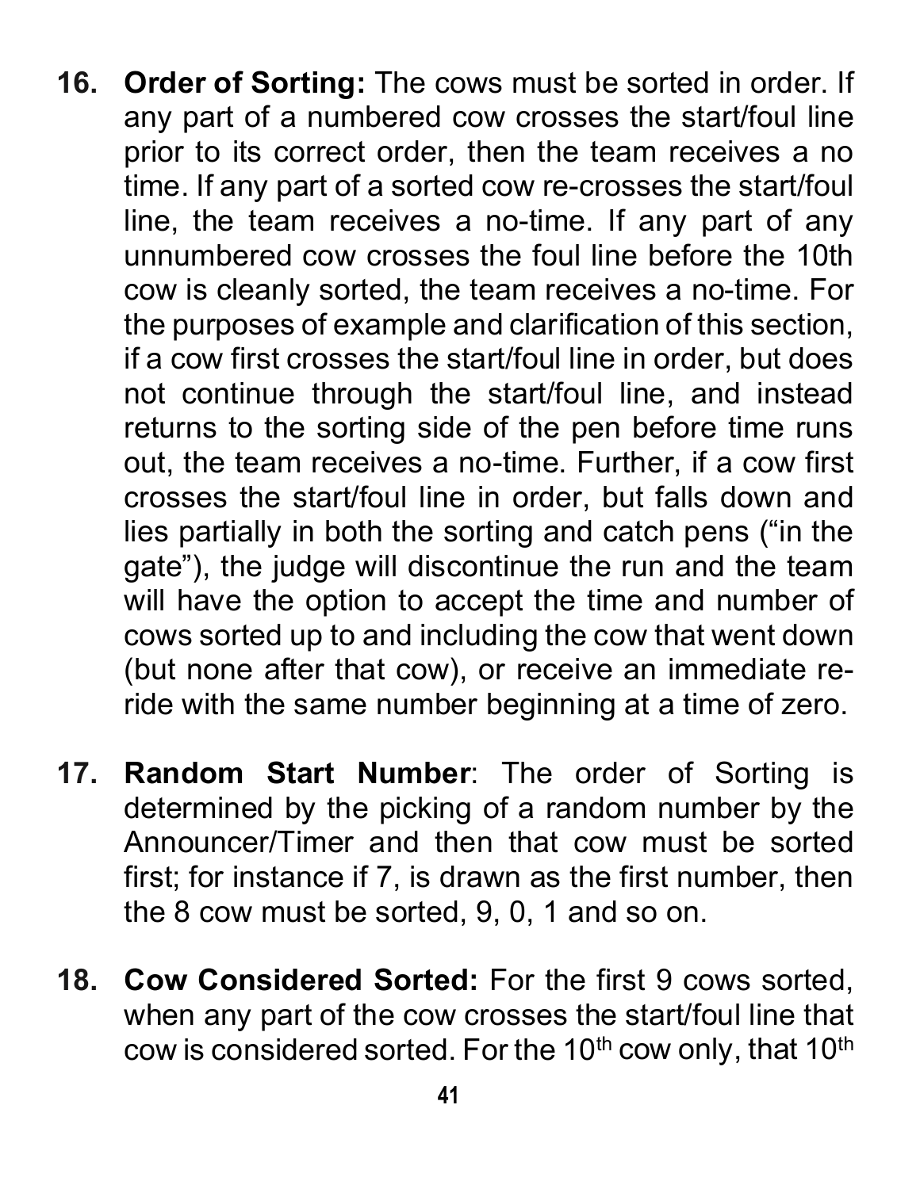16. **Order of Sorting:** The cows must be sorted in order. If any part of a numbered cow crosses the start/foul line prior to its correct order, then the team receives a no time. If any part of a sorted cow re-crosses the start/foul line, the team receives a no-time. If any part of any unnumbered cow crosses the foul line before the 10th cow is cleanly sorted, the team receives a no-time. For the purposes of example and clarification of this section, if a cow first crosses the start/foul line in order, but does not continue through the start/foul line, and instead returns to the sorting side of the pen before time runs out, the team receives a no-time. Further, if a cow first crosses the start/foul line in order, but falls down and lies partially in both the sorting and catch pens ("in the gate"), the judge will discontinue the run and the team will have the option to accept the time and number of cows sorted up to and including the cow that went down (but none after that cow), or receive an immediate re-ride with the same number beginning at a time of zero.

17. **Random Start Number**: The order of Sorting is determined by the picking of a random number by the Announcer/Timer and then that cow must be sorted first; for instance if 7, is drawn as the first number, then the 8 cow must be sorted, 9, 0, 1 and so on.

18. **Cow Considered Sorted:** For the first 9 cows sorted, when any part of the cow crosses the start/foul line that cow is considered sorted. For the 10th cow only, that 10th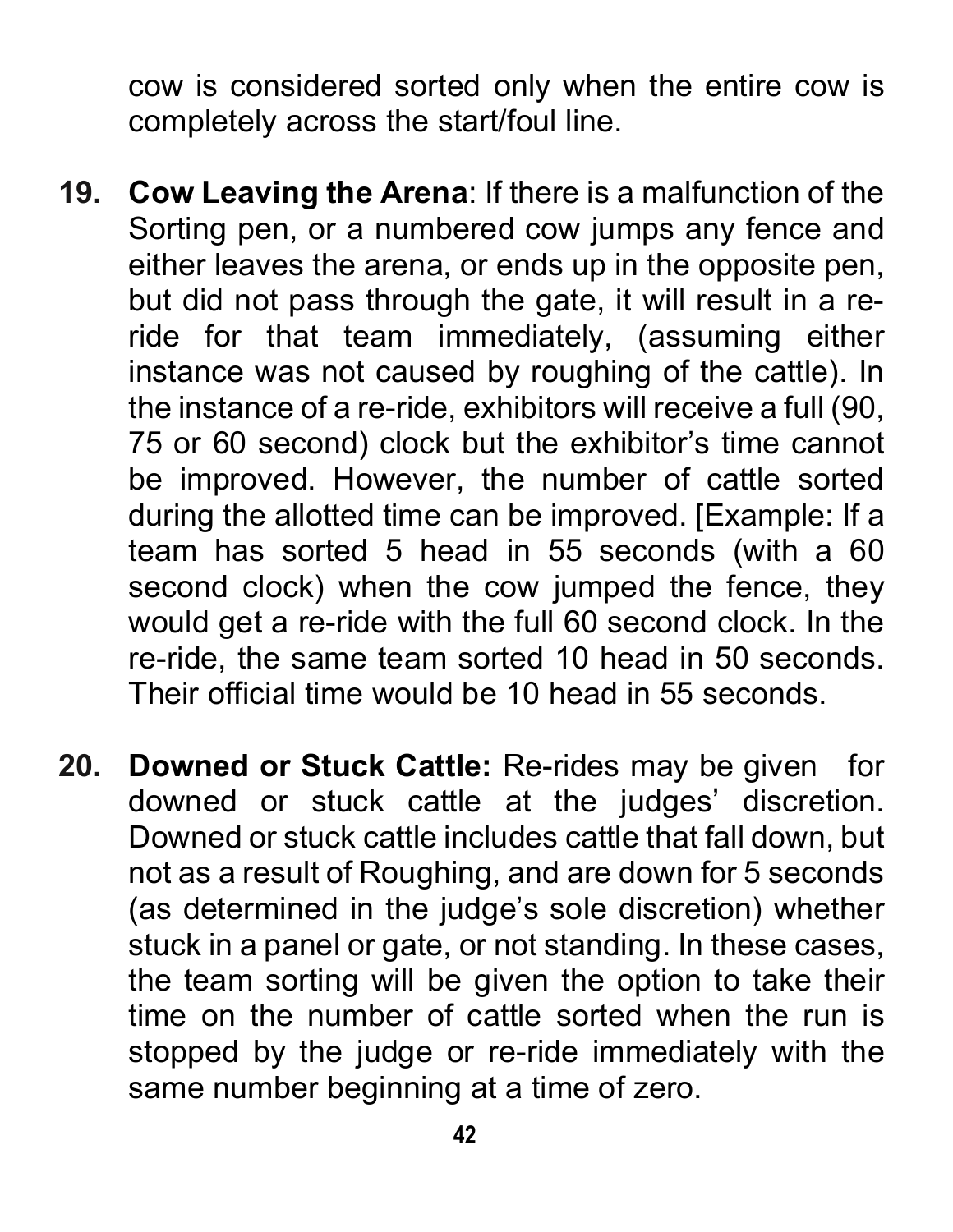cow is considered sorted only when the entire cow is completely across the start/foul line.

19. **Cow Leaving the Arena**: If there is a malfunction of the Sorting pen, or a numbered cow jumps any fence and either leaves the arena, or ends up in the opposite pen, but did not pass through the gate, it will result in a re-ride for that team immediately, (assuming either instance was not caused by roughing of the cattle). In the instance of a re-ride, exhibitors will receive a full (90, 75 or 60 second) clock but the exhibitor's time cannot be improved. However, the number of cattle sorted during the allotted time can be improved. [Example: If a team has sorted 5 head in 55 seconds (with a 60 second clock) when the cow jumped the fence, they would get a re-ride with the full 60 second clock. In the re-ride, the same team sorted 10 head in 50 seconds. Their official time would be 10 head in 55 seconds.

20. **Downed or Stuck Cattle:** Re-rides may be given for downed or stuck cattle at the judges' discretion. Downed or stuck cattle includes cattle that fall down, but not as a result of Roughing, and are down for 5 seconds (as determined in the judge's sole discretion) whether stuck in a panel or gate, or not standing. In these cases, the team sorting will be given the option to take their time on the number of cattle sorted when the run is stopped by the judge or re-ride immediately with the same number beginning at a time of zero.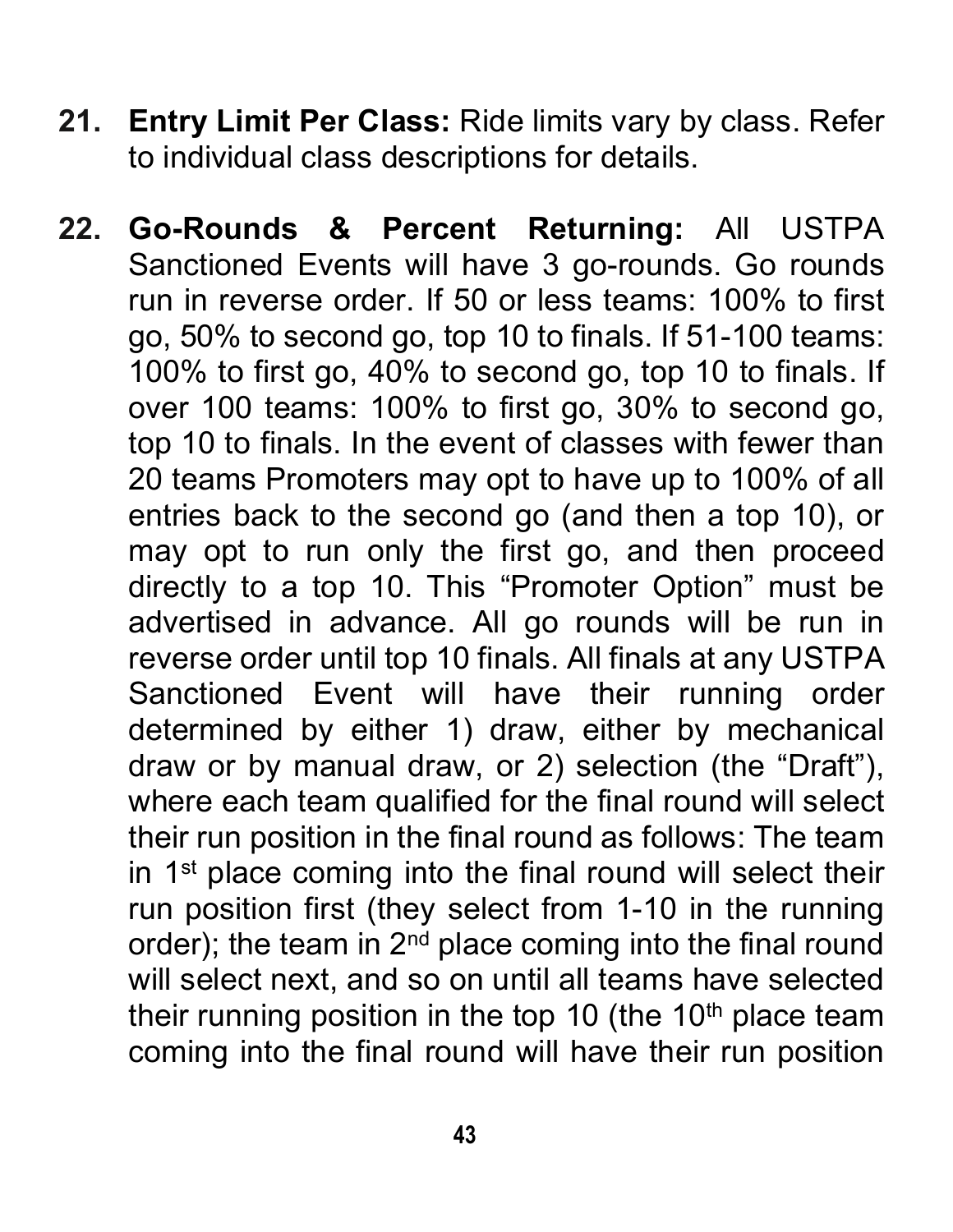21. **Entry Limit Per Class:** Ride limits vary by class. Refer to individual class descriptions for details.

22. **Go-Rounds & Percent Returning:** All USTPA Sanctioned Events will have 3 go-rounds. Go rounds run in reverse order. If 50 or less teams: 100% to first go, 50% to second go, top 10 to finals. If 51-100 teams: 100% to first go, 40% to second go, top 10 to finals. If over 100 teams: 100% to first go, 30% to second go, top 10 to finals. In the event of classes with fewer than 20 teams Promoters may opt to have up to 100% of all entries back to the second go (and then a top 10), or may opt to run only the first go, and then proceed directly to a top 10. This "Promoter Option" must be advertised in advance. All go rounds will be run in reverse order until top 10 finals. All finals at any USTPA Sanctioned Event will have their running order determined by either 1) draw, either by mechanical draw or by manual draw, or 2) selection (the "Draft"), where each team qualified for the final round will select their run position in the final round as follows: The team in 1st place coming into the final round will select their run position first (they select from 1-10 in the running order); the team in 2nd place coming into the final round will select next, and so on until all teams have selected their running position in the top 10 (the 10th place team coming into the final round will have their run position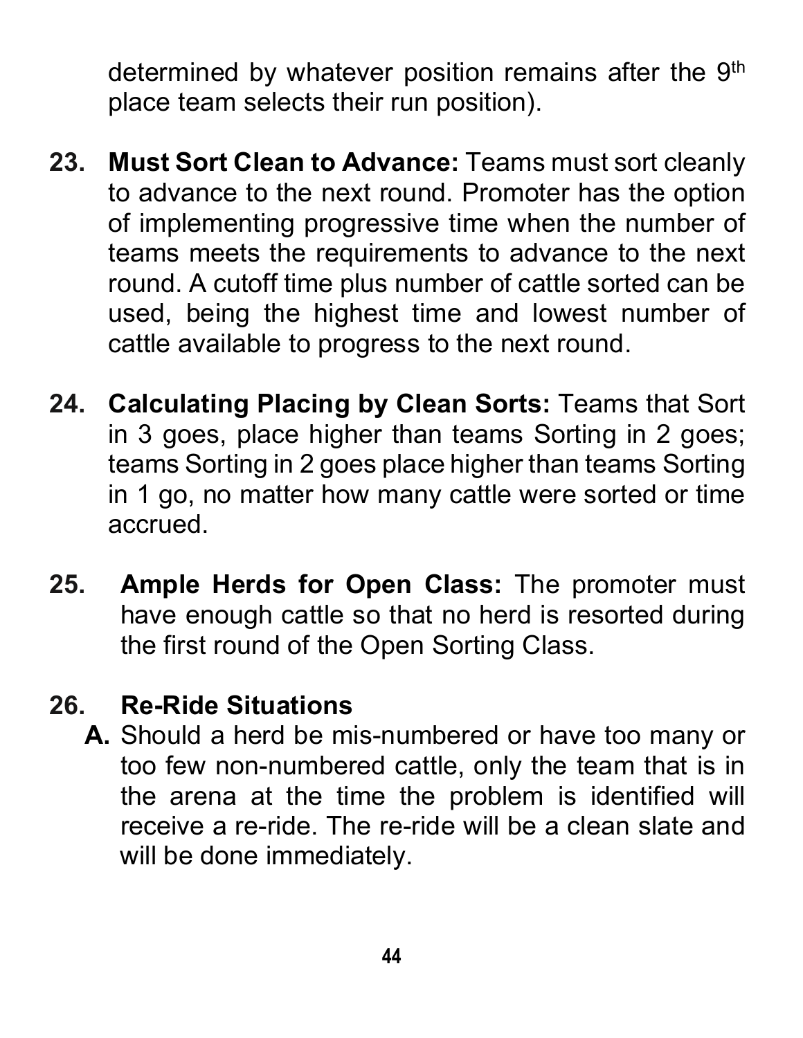determined by whatever position remains after the 9th place team selects their run position).

23. **Must Sort Clean to Advance:** Teams must sort cleanly to advance to the next round. Promoter has the option of implementing progressive time when the number of teams meets the requirements to advance to the next round. A cutoff time plus number of cattle sorted can be used, being the highest time and lowest number of cattle available to progress to the next round.

24. **Calculating Placing by Clean Sorts:** Teams that Sort in 3 goes, place higher than teams Sorting in 2 goes; teams Sorting in 2 goes place higher than teams Sorting in 1 go, no matter how many cattle were sorted or time accrued.

25. **Ample Herds for Open Class:** The promoter must have enough cattle so that no herd is resorted during the first round of the Open Sorting Class.

26. **Re-Ride Situations**

    **A.** Should a herd be mis-numbered or have too many or too few non-numbered cattle, only the team that is in the arena at the time the problem is identified will receive a re-ride. The re-ride will be a clean slate and will be done immediately.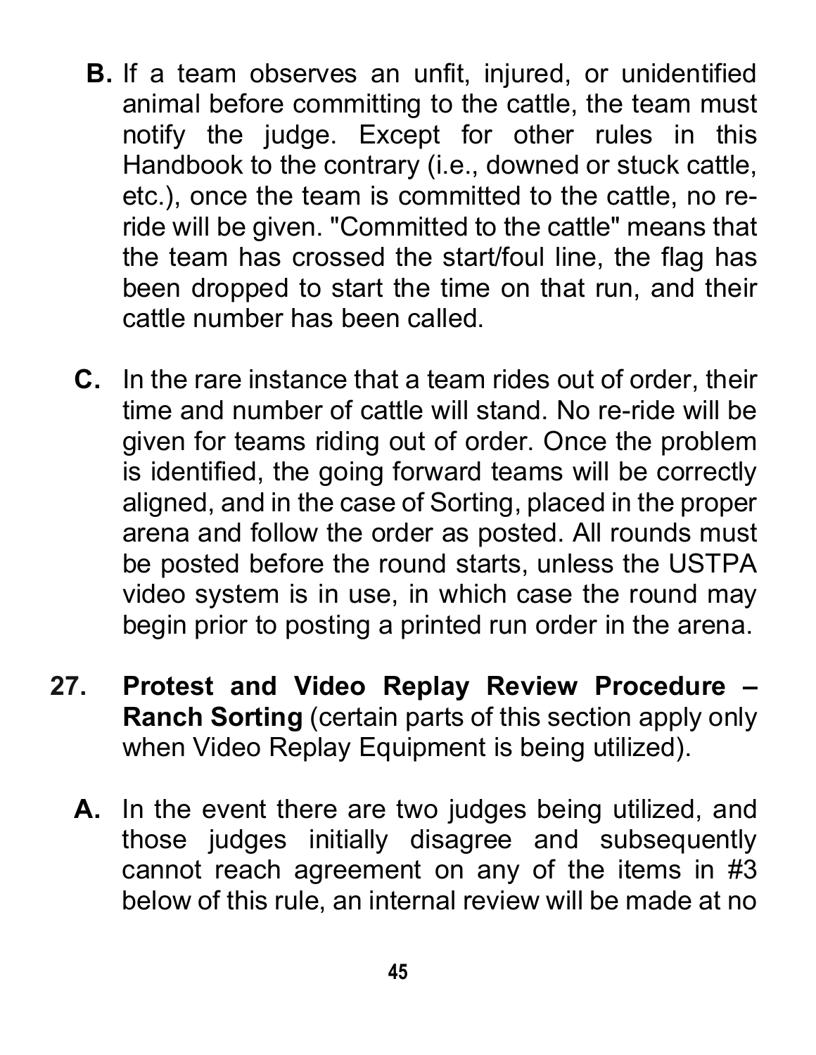**B.** If a team observes an unfit, injured, or unidentified animal before committing to the cattle, the team must notify the judge. Except for other rules in this Handbook to the contrary (i.e., downed or stuck cattle, etc.), once the team is committed to the cattle, no re-ride will be given. "Committed to the cattle" means that the team has crossed the start/foul line, the flag has been dropped to start the time on that run, and their cattle number has been called.

**C.** In the rare instance that a team rides out of order, their time and number of cattle will stand. No re-ride will be given for teams riding out of order. Once the problem is identified, the going forward teams will be correctly aligned, and in the case of Sorting, placed in the proper arena and follow the order as posted. All rounds must be posted before the round starts, unless the USTPA video system is in use, in which case the round may begin prior to posting a printed run order in the arena.

**27. Protest and Video Replay Review Procedure – Ranch Sorting** (certain parts of this section apply only when Video Replay Equipment is being utilized).

**A.** In the event there are two judges being utilized, and those judges initially disagree and subsequently cannot reach agreement on any of the items in #3 below of this rule, an internal review will be made at no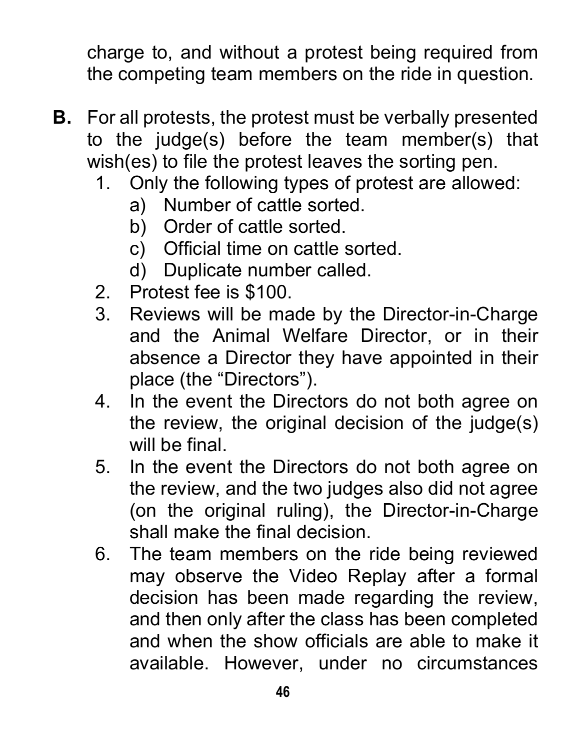charge to, and without a protest being required from the competing team members on the ride in question.

**B.** For all protests, the protest must be verbally presented to the judge(s) before the team member(s) that wish(es) to file the protest leaves the sorting pen.

1. Only the following types of protest are allowed:
    a) Number of cattle sorted.
    b) Order of cattle sorted.
    c) Official time on cattle sorted.
    d) Duplicate number called.
2. Protest fee is $100.
3. Reviews will be made by the Director-in-Charge and the Animal Welfare Director, or in their absence a Director they have appointed in their place (the "Directors").
4. In the event the Directors do not both agree on the review, the original decision of the judge(s) will be final.
5. In the event the Directors do not both agree on the review, and the two judges also did not agree (on the original ruling), the Director-in-Charge shall make the final decision.
6. The team members on the ride being reviewed may observe the Video Replay after a formal decision has been made regarding the review, and then only after the class has been completed and when the show officials are able to make it available. However, under no circumstances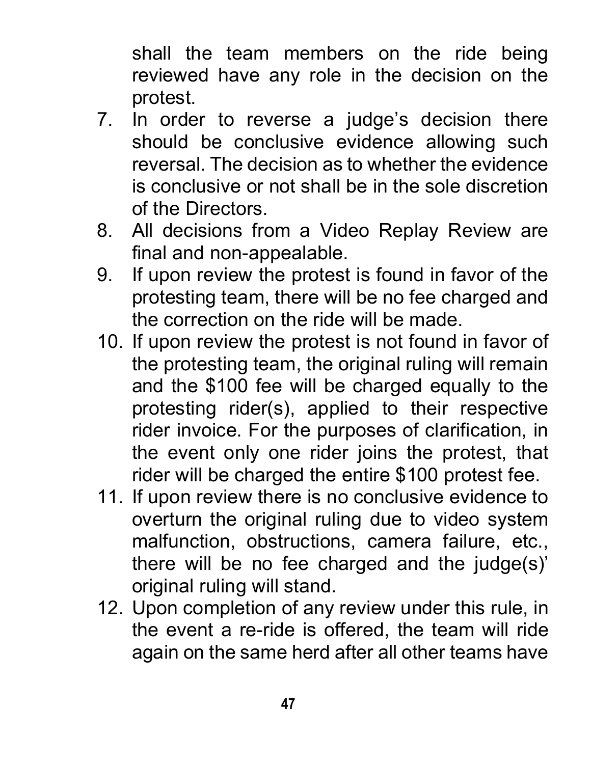shall the team members on the ride being reviewed have any role in the decision on the protest.

7. In order to reverse a judge's decision there should be conclusive evidence allowing such reversal. The decision as to whether the evidence is conclusive or not shall be in the sole discretion of the Directors.
8. All decisions from a Video Replay Review are final and non-appealable.
9. If upon review the protest is found in favor of the protesting team, there will be no fee charged and the correction on the ride will be made.
10. If upon review the protest is not found in favor of the protesting team, the original ruling will remain and the $100 fee will be charged equally to the protesting rider(s), applied to their respective rider invoice. For the purposes of clarification, in the event only one rider joins the protest, that rider will be charged the entire $100 protest fee.
11. If upon review there is no conclusive evidence to overturn the original ruling due to video system malfunction, obstructions, camera failure, etc., there will be no fee charged and the judge(s)' original ruling will stand.
12. Upon completion of any review under this rule, in the event a re-ride is offered, the team will ride again on the same herd after all other teams have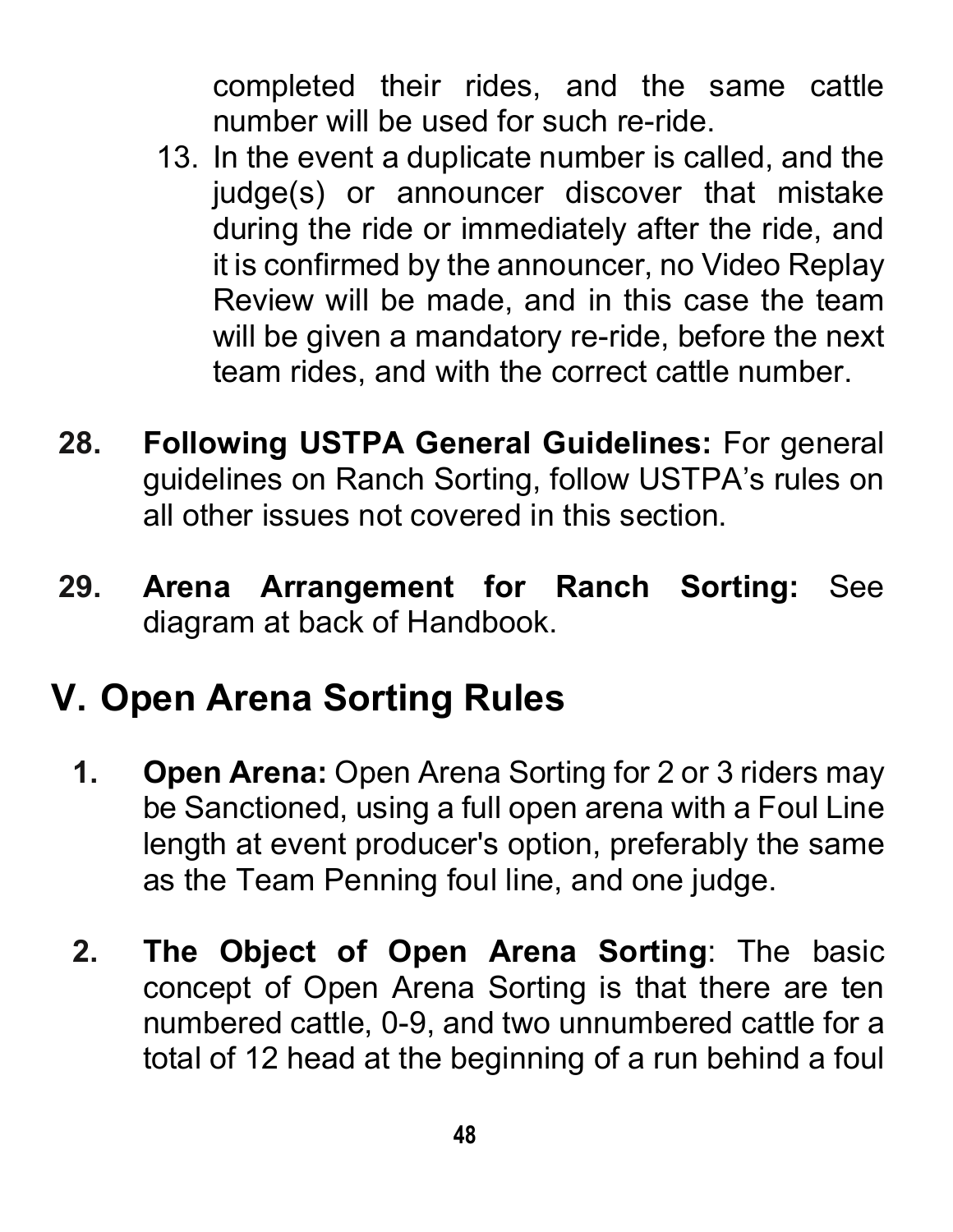completed their rides, and the same cattle number will be used for such re-ride.

13. In the event a duplicate number is called, and the judge(s) or announcer discover that mistake during the ride or immediately after the ride, and it is confirmed by the announcer, no Video Replay Review will be made, and in this case the team will be given a mandatory re-ride, before the next team rides, and with the correct cattle number.

**28. Following USTPA General Guidelines:** For general guidelines on Ranch Sorting, follow USTPA's rules on all other issues not covered in this section.

**29. Arena Arrangement for Ranch Sorting:** See diagram at back of Handbook.

# V. Open Arena Sorting Rules

**1. Open Arena:** Open Arena Sorting for 2 or 3 riders may be Sanctioned, using a full open arena with a Foul Line length at event producer's option, preferably the same as the Team Penning foul line, and one judge.

**2. The Object of Open Arena Sorting**: The basic concept of Open Arena Sorting is that there are ten numbered cattle, 0-9, and two unnumbered cattle for a total of 12 head at the beginning of a run behind a foul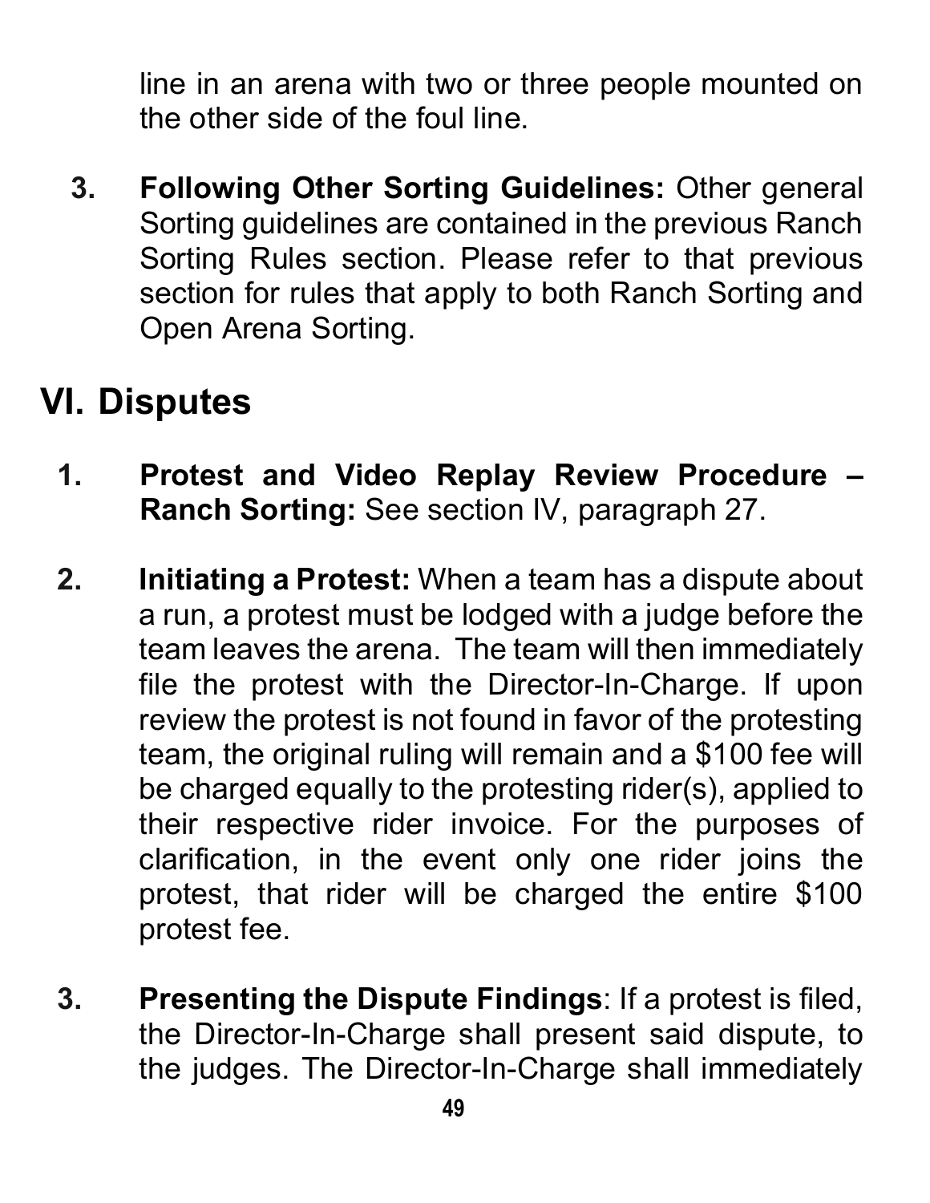line in an arena with two or three people mounted on the other side of the foul line.

3. **Following Other Sorting Guidelines:** Other general Sorting guidelines are contained in the previous Ranch Sorting Rules section. Please refer to that previous section for rules that apply to both Ranch Sorting and Open Arena Sorting.

# VI. Disputes

1. **Protest and Video Replay Review Procedure – Ranch Sorting:** See section IV, paragraph 27.

2. **Initiating a Protest:** When a team has a dispute about a run, a protest must be lodged with a judge before the team leaves the arena. The team will then immediately file the protest with the Director-In-Charge. If upon review the protest is not found in favor of the protesting team, the original ruling will remain and a $100 fee will be charged equally to the protesting rider(s), applied to their respective rider invoice. For the purposes of clarification, in the event only one rider joins the protest, that rider will be charged the entire $100 protest fee.

3. **Presenting the Dispute Findings**: If a protest is filed, the Director-In-Charge shall present said dispute, to the judges. The Director-In-Charge shall immediately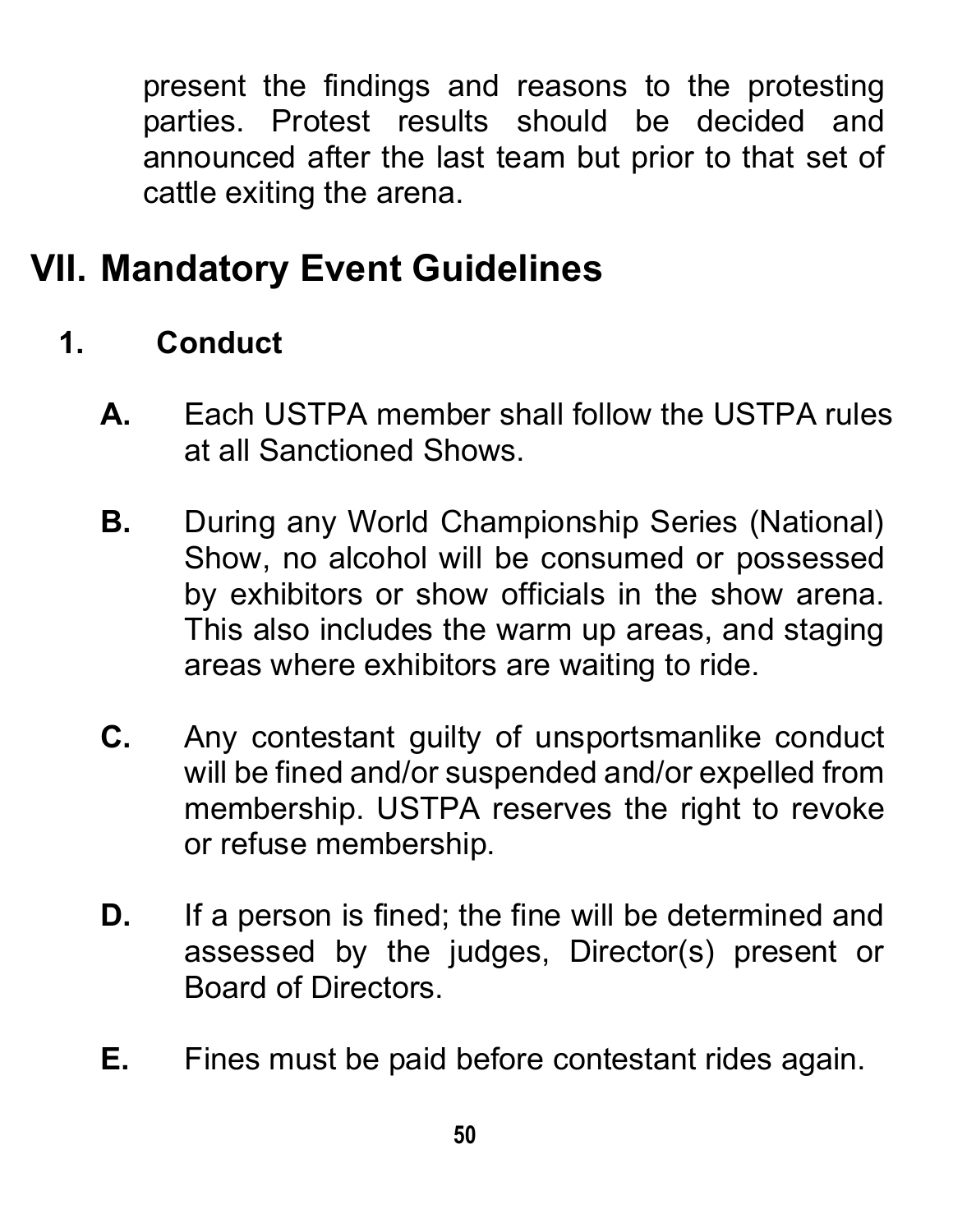present the findings and reasons to the protesting parties. Protest results should be decided and announced after the last team but prior to that set of cattle exiting the arena.

# VII. Mandatory Event Guidelines

## 1. Conduct

**A.** Each USTPA member shall follow the USTPA rules at all Sanctioned Shows.

**B.** During any World Championship Series (National) Show, no alcohol will be consumed or possessed by exhibitors or show officials in the show arena. This also includes the warm up areas, and staging areas where exhibitors are waiting to ride.

**C.** Any contestant guilty of unsportsmanlike conduct will be fined and/or suspended and/or expelled from membership. USTPA reserves the right to revoke or refuse membership.

**D.** If a person is fined; the fine will be determined and assessed by the judges, Director(s) present or Board of Directors.

**E.** Fines must be paid before contestant rides again.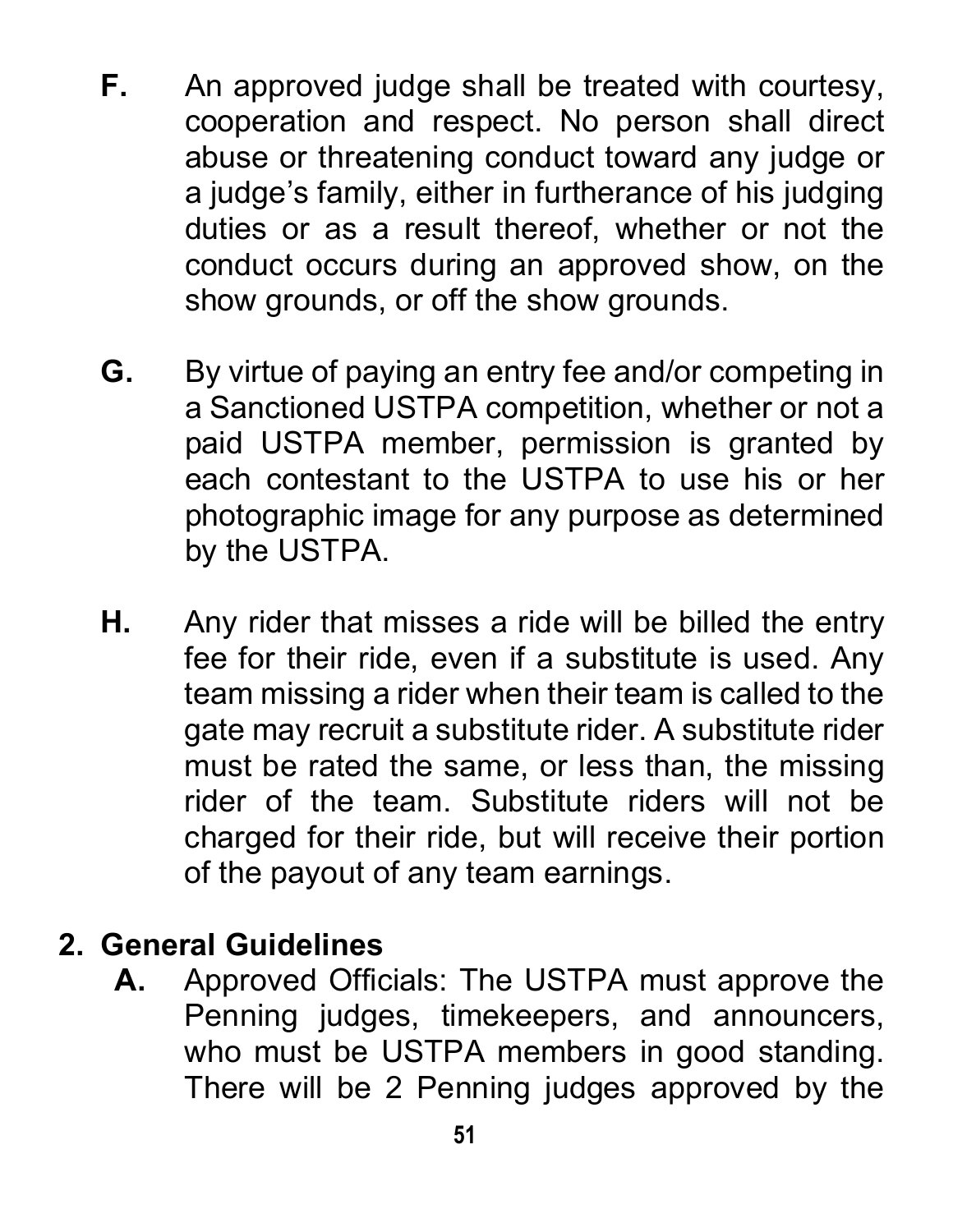**F.** An approved judge shall be treated with courtesy, cooperation and respect. No person shall direct abuse or threatening conduct toward any judge or a judge's family, either in furtherance of his judging duties or as a result thereof, whether or not the conduct occurs during an approved show, on the show grounds, or off the show grounds.

**G.** By virtue of paying an entry fee and/or competing in a Sanctioned USTPA competition, whether or not a paid USTPA member, permission is granted by each contestant to the USTPA to use his or her photographic image for any purpose as determined by the USTPA.

**H.** Any rider that misses a ride will be billed the entry fee for their ride, even if a substitute is used. Any team missing a rider when their team is called to the gate may recruit a substitute rider. A substitute rider must be rated the same, or less than, the missing rider of the team. Substitute riders will not be charged for their ride, but will receive their portion of the payout of any team earnings.

## 2. General Guidelines

**A.** Approved Officials: The USTPA must approve the Penning judges, timekeepers, and announcers, who must be USTPA members in good standing. There will be 2 Penning judges approved by the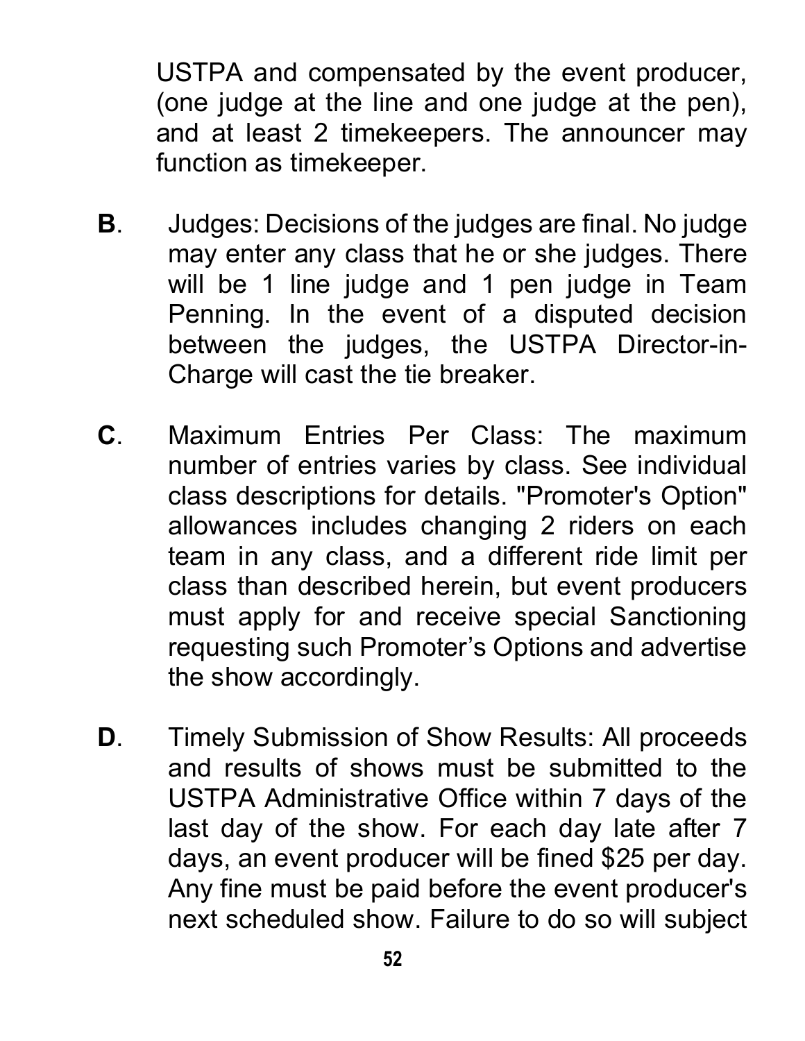USTPA and compensated by the event producer, (one judge at the line and one judge at the pen), and at least 2 timekeepers. The announcer may function as timekeeper.

**B**. Judges: Decisions of the judges are final. No judge may enter any class that he or she judges. There will be 1 line judge and 1 pen judge in Team Penning. In the event of a disputed decision between the judges, the USTPA Director-in-Charge will cast the tie breaker.

**C**. Maximum Entries Per Class: The maximum number of entries varies by class. See individual class descriptions for details. "Promoter's Option" allowances includes changing 2 riders on each team in any class, and a different ride limit per class than described herein, but event producers must apply for and receive special Sanctioning requesting such Promoter's Options and advertise the show accordingly.

**D**. Timely Submission of Show Results: All proceeds and results of shows must be submitted to the USTPA Administrative Office within 7 days of the last day of the show. For each day late after 7 days, an event producer will be fined $25 per day. Any fine must be paid before the event producer's next scheduled show. Failure to do so will subject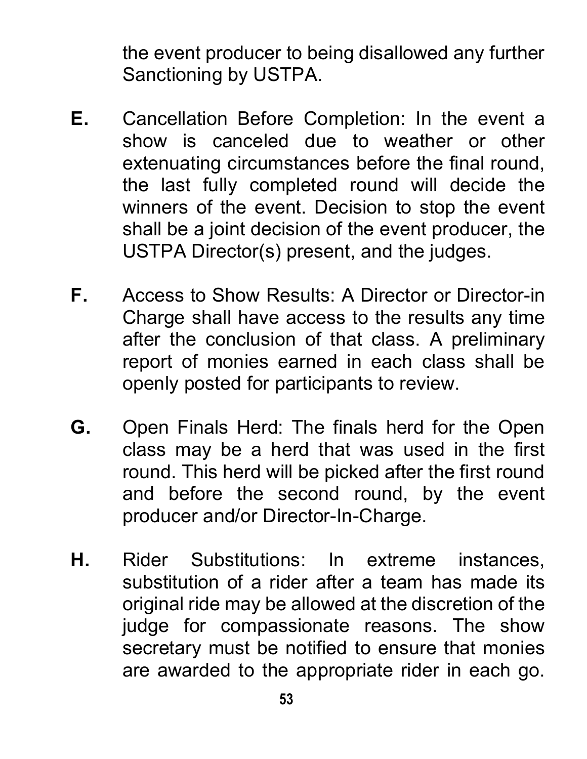the event producer to being disallowed any further Sanctioning by USTPA.

**E.** Cancellation Before Completion: In the event a show is canceled due to weather or other extenuating circumstances before the final round, the last fully completed round will decide the winners of the event. Decision to stop the event shall be a joint decision of the event producer, the USTPA Director(s) present, and the judges.

**F.** Access to Show Results: A Director or Director-in Charge shall have access to the results any time after the conclusion of that class. A preliminary report of monies earned in each class shall be openly posted for participants to review.

**G.** Open Finals Herd: The finals herd for the Open class may be a herd that was used in the first round. This herd will be picked after the first round and before the second round, by the event producer and/or Director-In-Charge.

**H.** Rider Substitutions: In extreme instances, substitution of a rider after a team has made its original ride may be allowed at the discretion of the judge for compassionate reasons. The show secretary must be notified to ensure that monies are awarded to the appropriate rider in each go.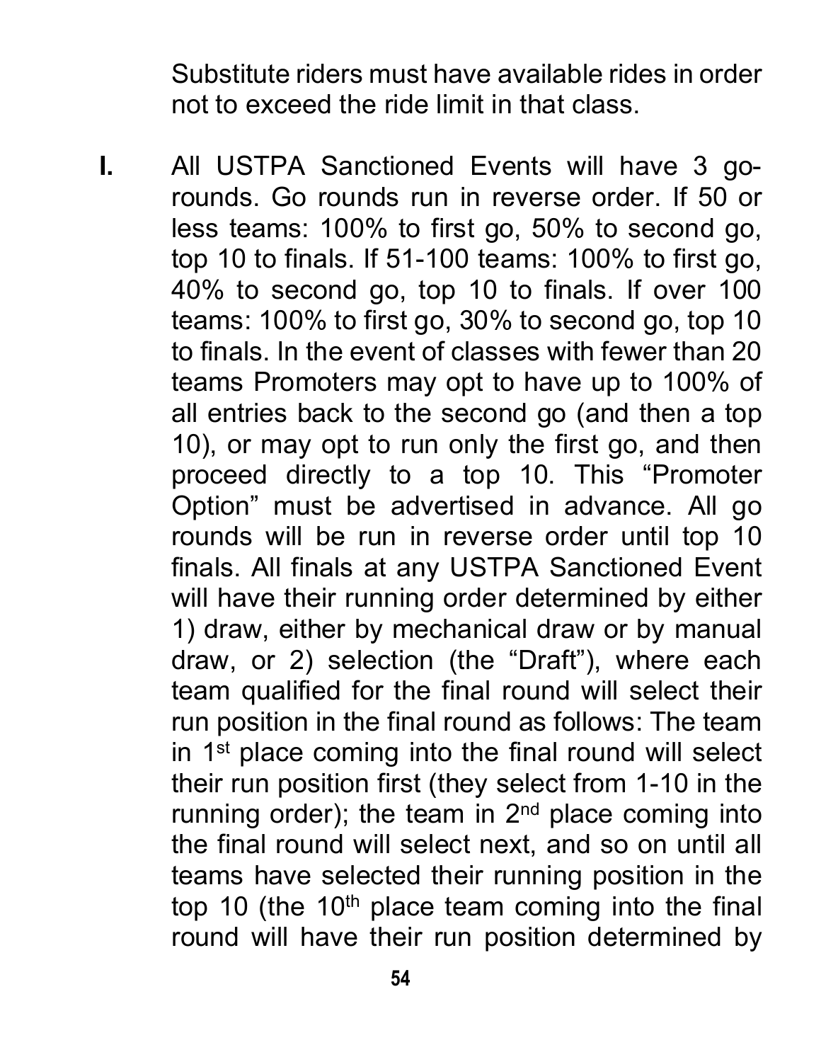Substitute riders must have available rides in order not to exceed the ride limit in that class.

**I.** All USTPA Sanctioned Events will have 3 go-rounds. Go rounds run in reverse order. If 50 or less teams: 100% to first go, 50% to second go, top 10 to finals. If 51-100 teams: 100% to first go, 40% to second go, top 10 to finals. If over 100 teams: 100% to first go, 30% to second go, top 10 to finals. In the event of classes with fewer than 20 teams Promoters may opt to have up to 100% of all entries back to the second go (and then a top 10), or may opt to run only the first go, and then proceed directly to a top 10. This "Promoter Option" must be advertised in advance. All go rounds will be run in reverse order until top 10 finals. All finals at any USTPA Sanctioned Event will have their running order determined by either 1) draw, either by mechanical draw or by manual draw, or 2) selection (the "Draft"), where each team qualified for the final round will select their run position in the final round as follows: The team in 1st place coming into the final round will select their run position first (they select from 1-10 in the running order); the team in 2nd place coming into the final round will select next, and so on until all teams have selected their running position in the top 10 (the 10th place team coming into the final round will have their run position determined by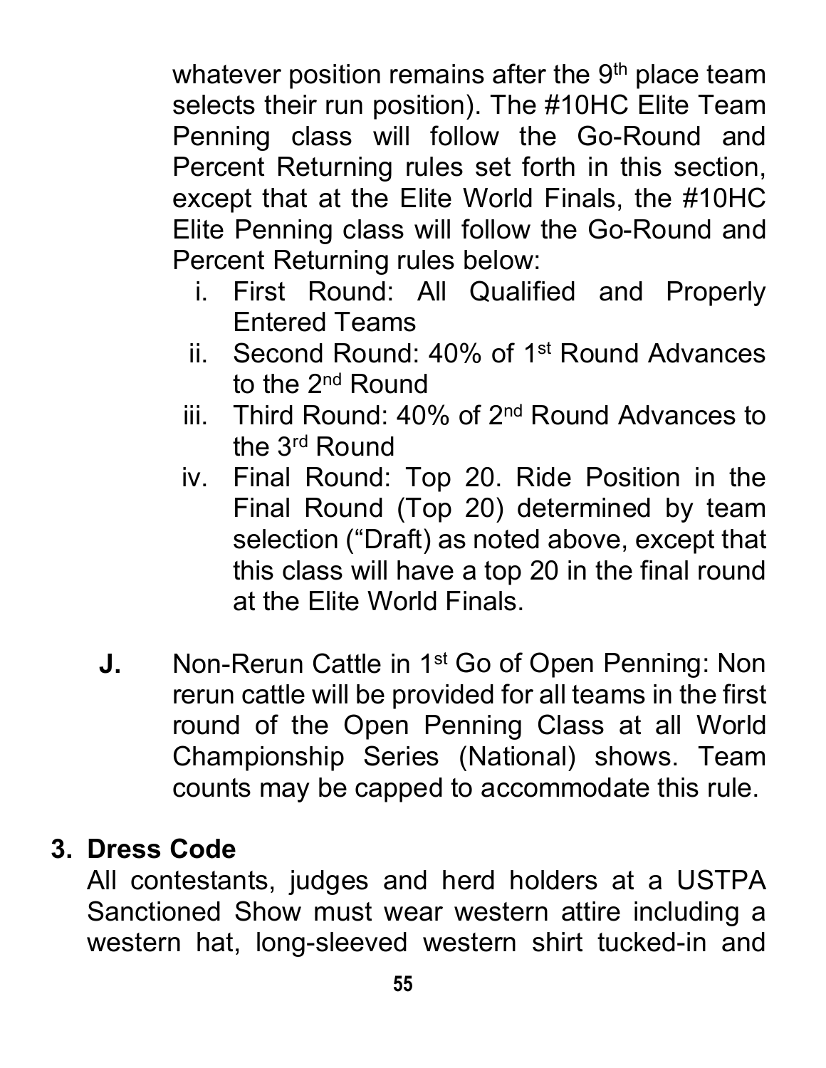whatever position remains after the 9th place team selects their run position). The #10HC Elite Team Penning class will follow the Go-Round and Percent Returning rules set forth in this section, except that at the Elite World Finals, the #10HC Elite Penning class will follow the Go-Round and Percent Returning rules below:

i. First Round: All Qualified and Properly Entered Teams
ii. Second Round: 40% of 1st Round Advances to the 2nd Round
iii. Third Round: 40% of 2nd Round Advances to the 3rd Round
iv. Final Round: Top 20. Ride Position in the Final Round (Top 20) determined by team selection ("Draft) as noted above, except that this class will have a top 20 in the final round at the Elite World Finals.

**J.** Non-Rerun Cattle in 1st Go of Open Penning: Non rerun cattle will be provided for all teams in the first round of the Open Penning Class at all World Championship Series (National) shows. Team counts may be capped to accommodate this rule.

## 3. Dress Code

All contestants, judges and herd holders at a USTPA Sanctioned Show must wear western attire including a western hat, long-sleeved western shirt tucked-in and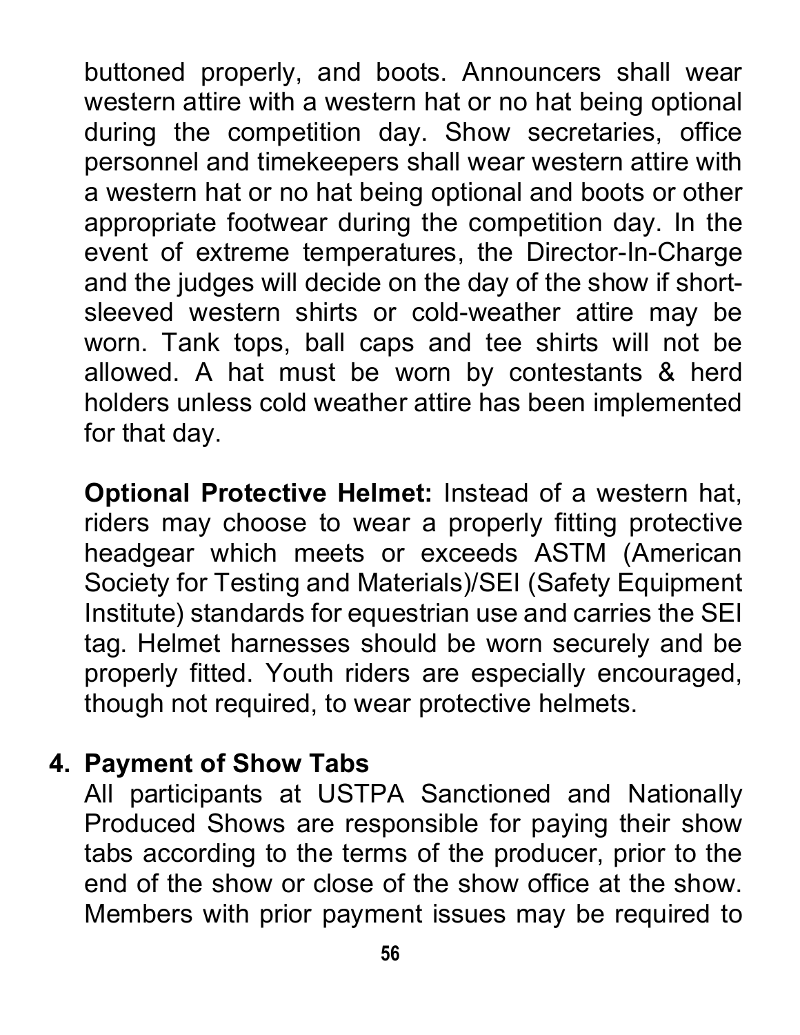buttoned properly, and boots. Announcers shall wear western attire with a western hat or no hat being optional during the competition day. Show secretaries, office personnel and timekeepers shall wear western attire with a western hat or no hat being optional and boots or other appropriate footwear during the competition day. In the event of extreme temperatures, the Director-In-Charge and the judges will decide on the day of the show if short-sleeved western shirts or cold-weather attire may be worn. Tank tops, ball caps and tee shirts will not be allowed. A hat must be worn by contestants & herd holders unless cold weather attire has been implemented for that day.

**Optional Protective Helmet:** Instead of a western hat, riders may choose to wear a properly fitting protective headgear which meets or exceeds ASTM (American Society for Testing and Materials)/SEI (Safety Equipment Institute) standards for equestrian use and carries the SEI tag. Helmet harnesses should be worn securely and be properly fitted. Youth riders are especially encouraged, though not required, to wear protective helmets.

**4. Payment of Show Tabs**

All participants at USTPA Sanctioned and Nationally Produced Shows are responsible for paying their show tabs according to the terms of the producer, prior to the end of the show or close of the show office at the show. Members with prior payment issues may be required to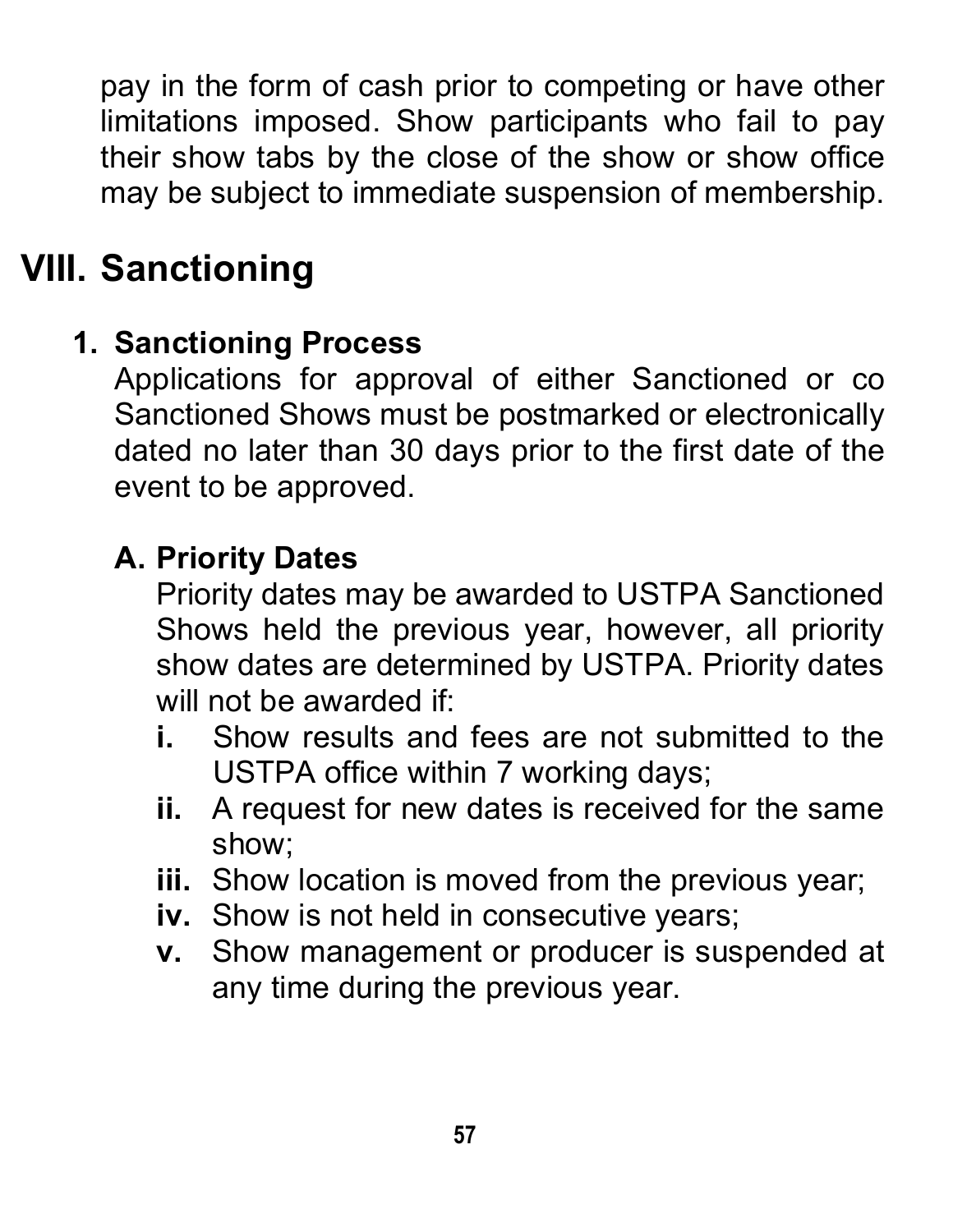pay in the form of cash prior to competing or have other limitations imposed. Show participants who fail to pay their show tabs by the close of the show or show office may be subject to immediate suspension of membership.

# VIII. Sanctioning

## 1. Sanctioning Process

Applications for approval of either Sanctioned or co Sanctioned Shows must be postmarked or electronically dated no later than 30 days prior to the first date of the event to be approved.

### A. Priority Dates

Priority dates may be awarded to USTPA Sanctioned Shows held the previous year, however, all priority show dates are determined by USTPA. Priority dates will not be awarded if:

- **i.** Show results and fees are not submitted to the USTPA office within 7 working days;
- **ii.** A request for new dates is received for the same show;
- **iii.** Show location is moved from the previous year;
- **iv.** Show is not held in consecutive years;
- **v.** Show management or producer is suspended at any time during the previous year.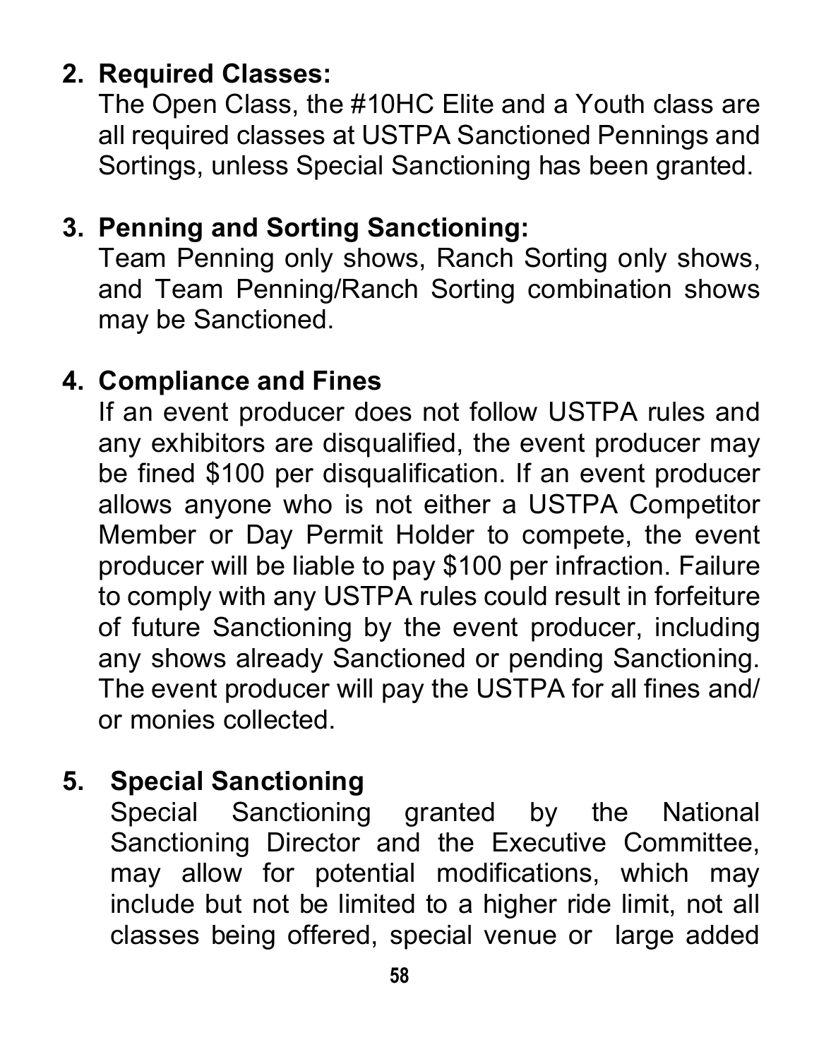2. **Required Classes:**
   The Open Class, the #10HC Elite and a Youth class are all required classes at USTPA Sanctioned Pennings and Sortings, unless Special Sanctioning has been granted.

3. **Penning and Sorting Sanctioning:**
   Team Penning only shows, Ranch Sorting only shows, and Team Penning/Ranch Sorting combination shows may be Sanctioned.

4. **Compliance and Fines**
   If an event producer does not follow USTPA rules and any exhibitors are disqualified, the event producer may be fined $100 per disqualification. If an event producer allows anyone who is not either a USTPA Competitor Member or Day Permit Holder to compete, the event producer will be liable to pay $100 per infraction. Failure to comply with any USTPA rules could result in forfeiture of future Sanctioning by the event producer, including any shows already Sanctioned or pending Sanctioning. The event producer will pay the USTPA for all fines and/or monies collected.

5. **Special Sanctioning**
   Special Sanctioning granted by the National Sanctioning Director and the Executive Committee, may allow for potential modifications, which may include but not be limited to a higher ride limit, not all classes being offered, special venue or large added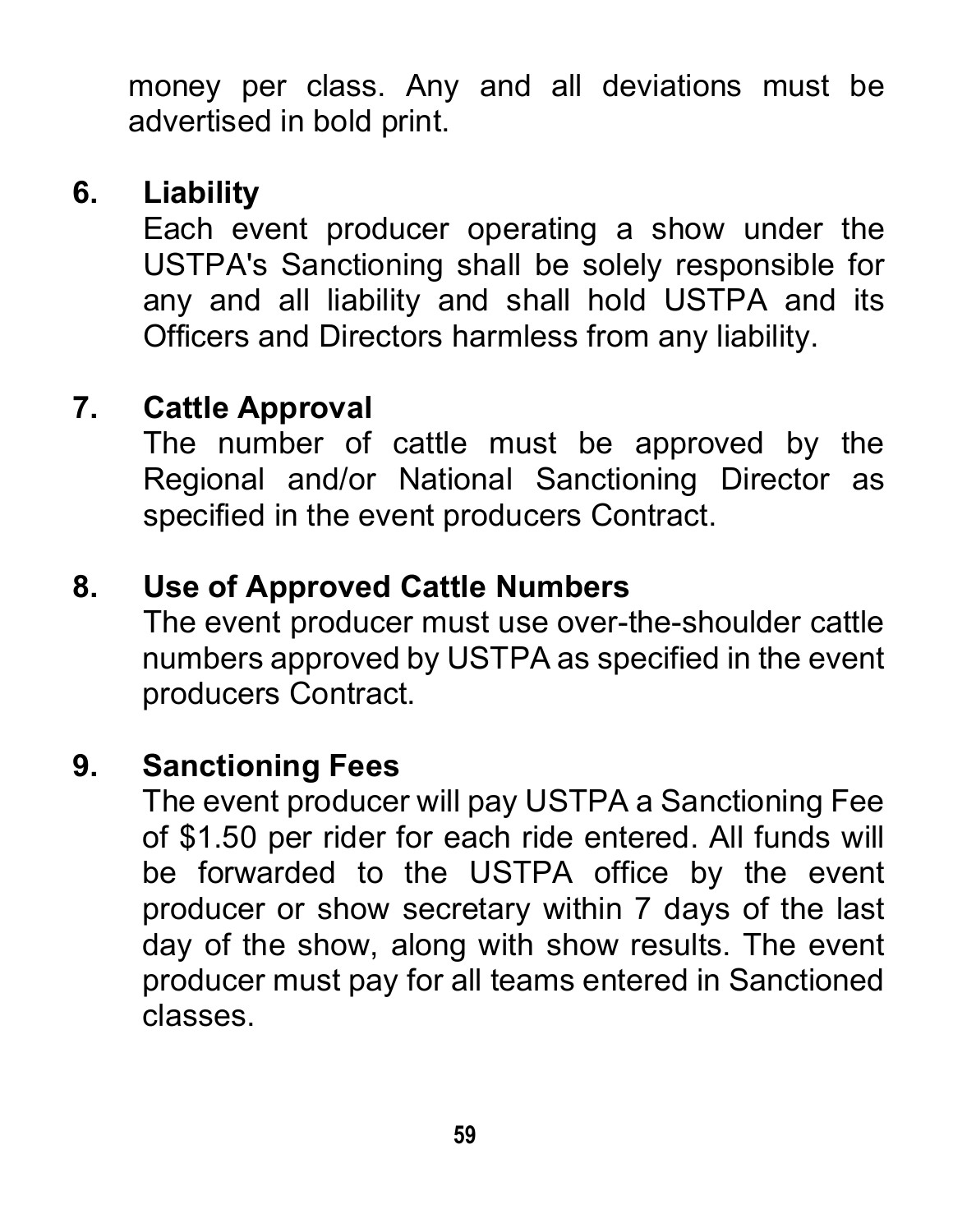money per class. Any and all deviations must be advertised in bold print.

6. **Liability**

   Each event producer operating a show under the USTPA's Sanctioning shall be solely responsible for any and all liability and shall hold USTPA and its Officers and Directors harmless from any liability.

7. **Cattle Approval**

   The number of cattle must be approved by the Regional and/or National Sanctioning Director as specified in the event producers Contract.

8. **Use of Approved Cattle Numbers**

   The event producer must use over-the-shoulder cattle numbers approved by USTPA as specified in the event producers Contract.

9. **Sanctioning Fees**

   The event producer will pay USTPA a Sanctioning Fee of $1.50 per rider for each ride entered. All funds will be forwarded to the USTPA office by the event producer or show secretary within 7 days of the last day of the show, along with show results. The event producer must pay for all teams entered in Sanctioned classes.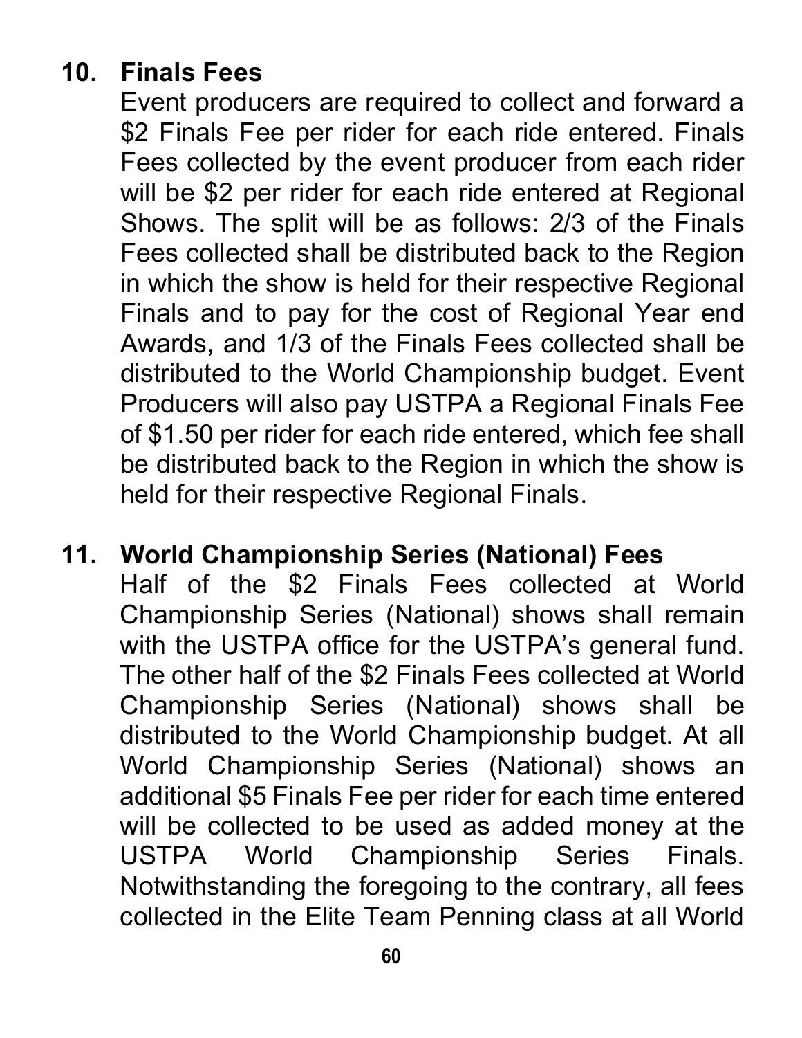**10. Finals Fees**

Event producers are required to collect and forward a $2 Finals Fee per rider for each ride entered. Finals Fees collected by the event producer from each rider will be $2 per rider for each ride entered at Regional Shows. The split will be as follows: 2/3 of the Finals Fees collected shall be distributed back to the Region in which the show is held for their respective Regional Finals and to pay for the cost of Regional Year end Awards, and 1/3 of the Finals Fees collected shall be distributed to the World Championship budget. Event Producers will also pay USTPA a Regional Finals Fee of $1.50 per rider for each ride entered, which fee shall be distributed back to the Region in which the show is held for their respective Regional Finals.

**11. World Championship Series (National) Fees**

Half of the $2 Finals Fees collected at World Championship Series (National) shows shall remain with the USTPA office for the USTPA's general fund. The other half of the $2 Finals Fees collected at World Championship Series (National) shows shall be distributed to the World Championship budget. At all World Championship Series (National) shows an additional $5 Finals Fee per rider for each time entered will be collected to be used as added money at the USTPA World Championship Series Finals. Notwithstanding the foregoing to the contrary, all fees collected in the Elite Team Penning class at all World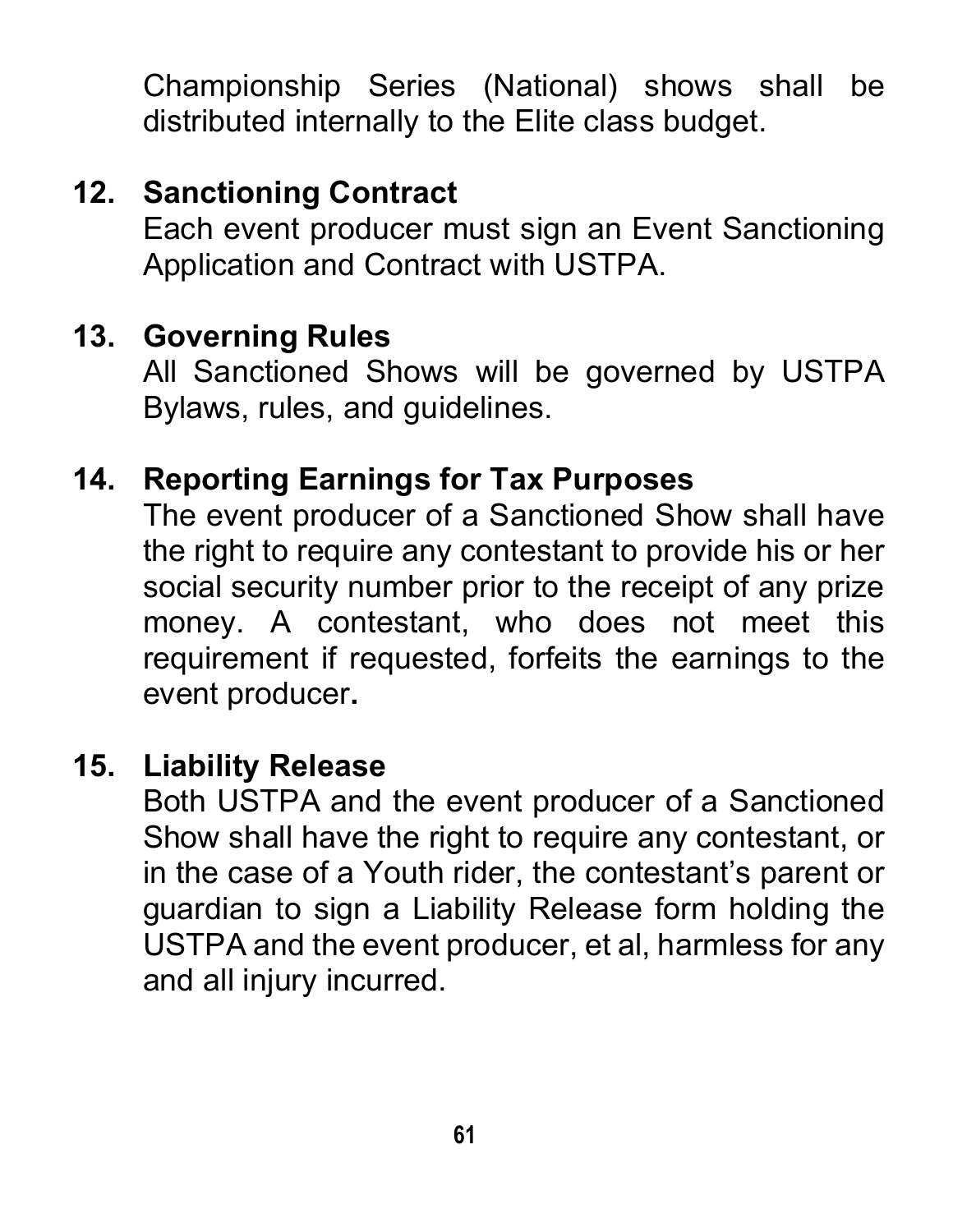Championship Series (National) shows shall be distributed internally to the Elite class budget.

**12. Sanctioning Contract**

Each event producer must sign an Event Sanctioning Application and Contract with USTPA.

**13. Governing Rules**

All Sanctioned Shows will be governed by USTPA Bylaws, rules, and guidelines.

**14. Reporting Earnings for Tax Purposes**

The event producer of a Sanctioned Show shall have the right to require any contestant to provide his or her social security number prior to the receipt of any prize money. A contestant, who does not meet this requirement if requested, forfeits the earnings to the event producer**.**

**15. Liability Release**

Both USTPA and the event producer of a Sanctioned Show shall have the right to require any contestant, or in the case of a Youth rider, the contestant's parent or guardian to sign a Liability Release form holding the USTPA and the event producer, et al, harmless for any and all injury incurred.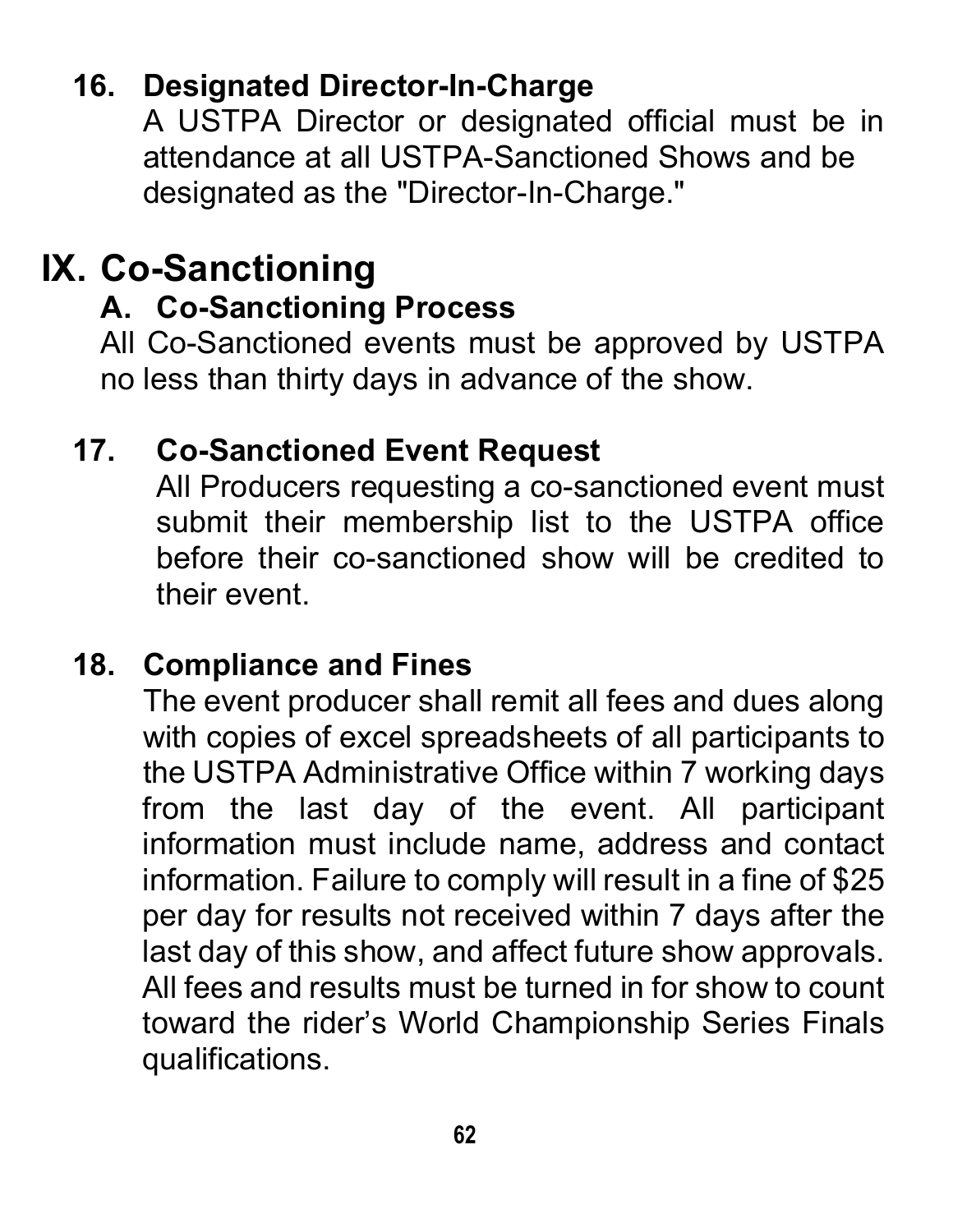### 16. Designated Director-In-Charge

A USTPA Director or designated official must be in attendance at all USTPA-Sanctioned Shows and be designated as the "Director-In-Charge."

# IX. Co-Sanctioning

## A. Co-Sanctioning Process

All Co-Sanctioned events must be approved by USTPA no less than thirty days in advance of the show.

### 17. Co-Sanctioned Event Request

All Producers requesting a co-sanctioned event must submit their membership list to the USTPA office before their co-sanctioned show will be credited to their event.

### 18. Compliance and Fines

The event producer shall remit all fees and dues along with copies of excel spreadsheets of all participants to the USTPA Administrative Office within 7 working days from the last day of the event. All participant information must include name, address and contact information. Failure to comply will result in a fine of $25 per day for results not received within 7 days after the last day of this show, and affect future show approvals. All fees and results must be turned in for show to count toward the rider's World Championship Series Finals qualifications.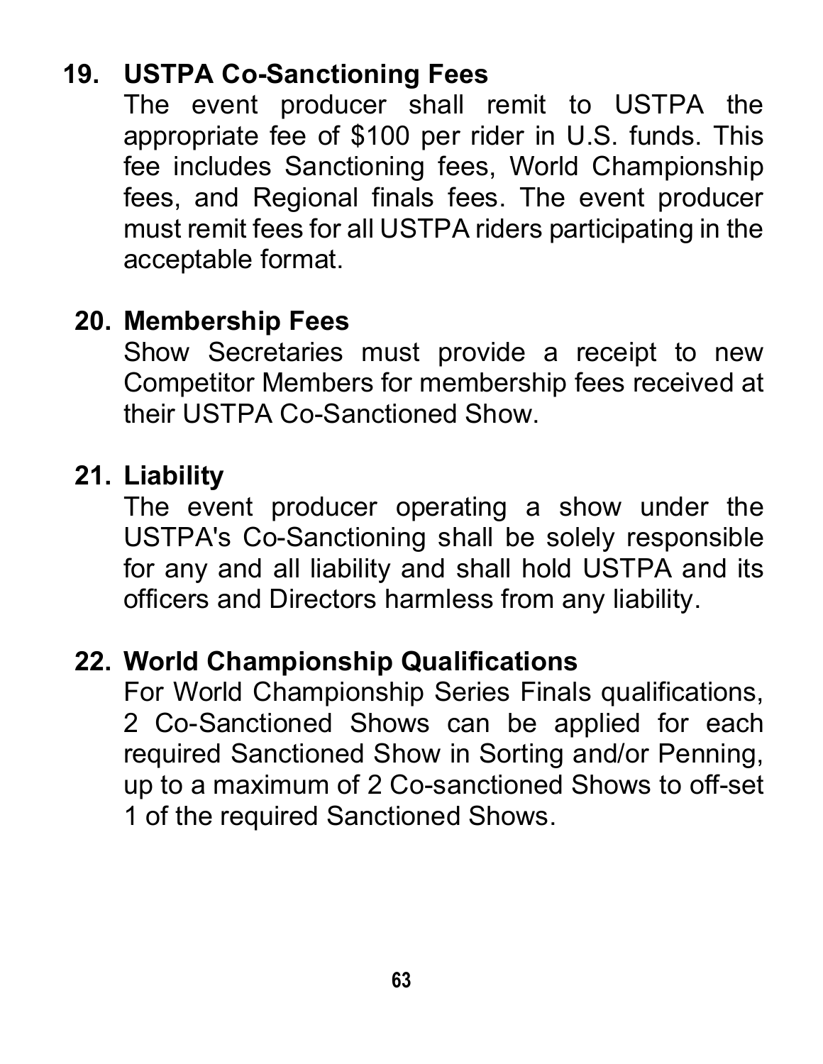**19. USTPA Co-Sanctioning Fees**

The event producer shall remit to USTPA the appropriate fee of $100 per rider in U.S. funds. This fee includes Sanctioning fees, World Championship fees, and Regional finals fees. The event producer must remit fees for all USTPA riders participating in the acceptable format.

**20. Membership Fees**

Show Secretaries must provide a receipt to new Competitor Members for membership fees received at their USTPA Co-Sanctioned Show.

**21. Liability**

The event producer operating a show under the USTPA's Co-Sanctioning shall be solely responsible for any and all liability and shall hold USTPA and its officers and Directors harmless from any liability.

**22. World Championship Qualifications**

For World Championship Series Finals qualifications, 2 Co-Sanctioned Shows can be applied for each required Sanctioned Show in Sorting and/or Penning, up to a maximum of 2 Co-sanctioned Shows to off-set 1 of the required Sanctioned Shows.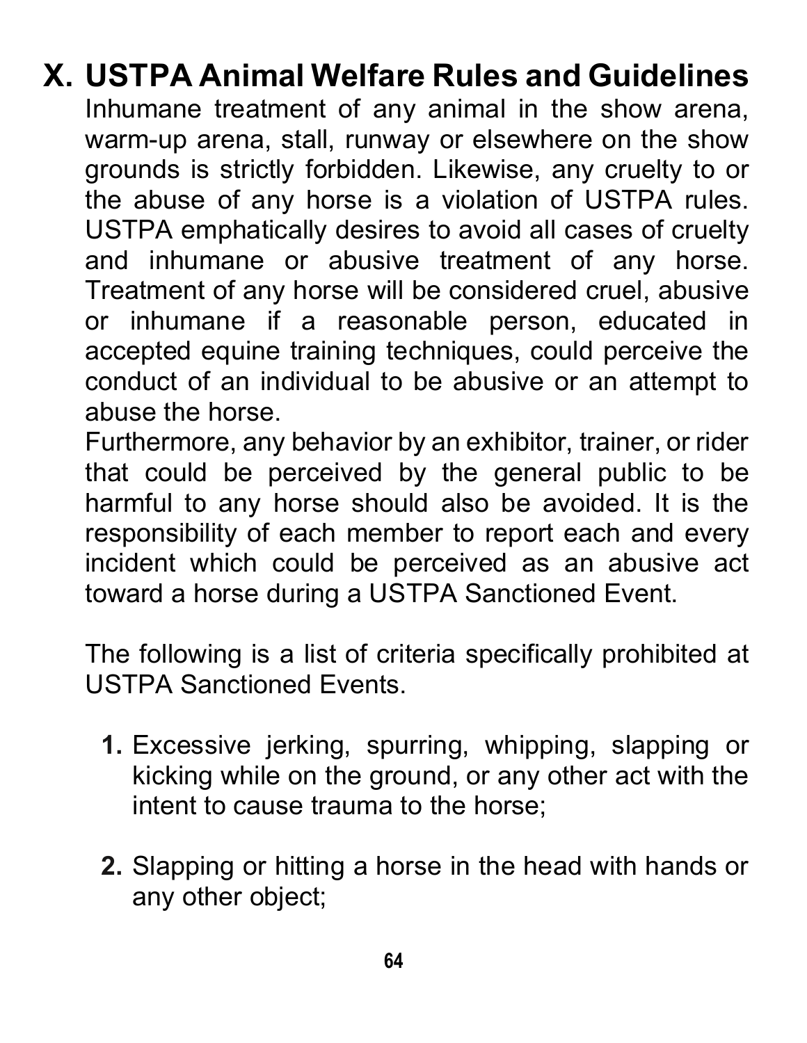# X. USTPA Animal Welfare Rules and Guidelines

Inhumane treatment of any animal in the show arena, warm-up arena, stall, runway or elsewhere on the show grounds is strictly forbidden. Likewise, any cruelty to or the abuse of any horse is a violation of USTPA rules. USTPA emphatically desires to avoid all cases of cruelty and inhumane or abusive treatment of any horse. Treatment of any horse will be considered cruel, abusive or inhumane if a reasonable person, educated in accepted equine training techniques, could perceive the conduct of an individual to be abusive or an attempt to abuse the horse.

Furthermore, any behavior by an exhibitor, trainer, or rider that could be perceived by the general public to be harmful to any horse should also be avoided. It is the responsibility of each member to report each and every incident which could be perceived as an abusive act toward a horse during a USTPA Sanctioned Event.

The following is a list of criteria specifically prohibited at USTPA Sanctioned Events.

1. Excessive jerking, spurring, whipping, slapping or kicking while on the ground, or any other act with the intent to cause trauma to the horse;

2. Slapping or hitting a horse in the head with hands or any other object;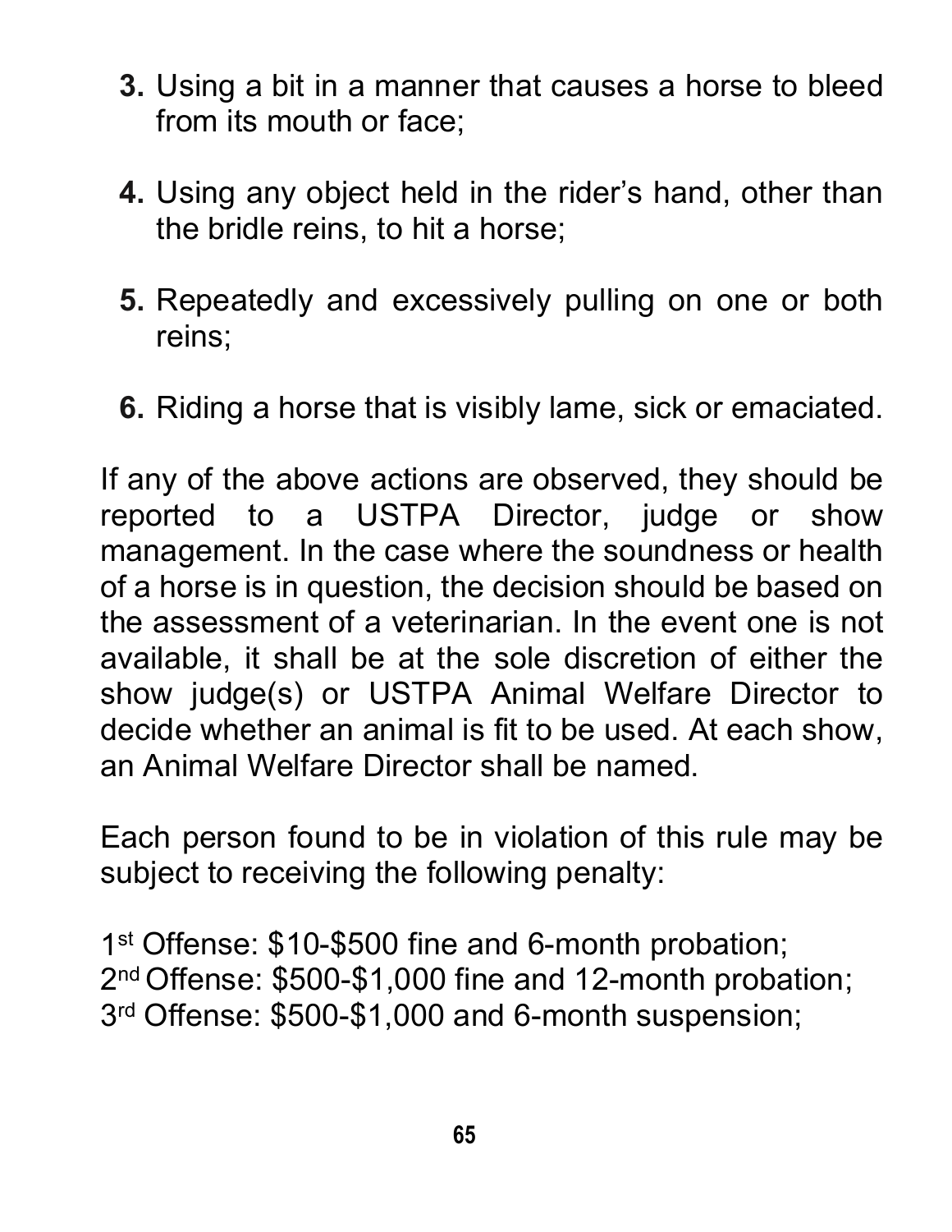3. Using a bit in a manner that causes a horse to bleed from its mouth or face;

4. Using any object held in the rider's hand, other than the bridle reins, to hit a horse;

5. Repeatedly and excessively pulling on one or both reins;

6. Riding a horse that is visibly lame, sick or emaciated.

If any of the above actions are observed, they should be reported to a USTPA Director, judge or show management. In the case where the soundness or health of a horse is in question, the decision should be based on the assessment of a veterinarian. In the event one is not available, it shall be at the sole discretion of either the show judge(s) or USTPA Animal Welfare Director to decide whether an animal is fit to be used. At each show, an Animal Welfare Director shall be named.

Each person found to be in violation of this rule may be subject to receiving the following penalty:

1st Offense: $10-$500 fine and 6-month probation;
2nd Offense: $500-$1,000 fine and 12-month probation;
3rd Offense: $500-$1,000 and 6-month suspension;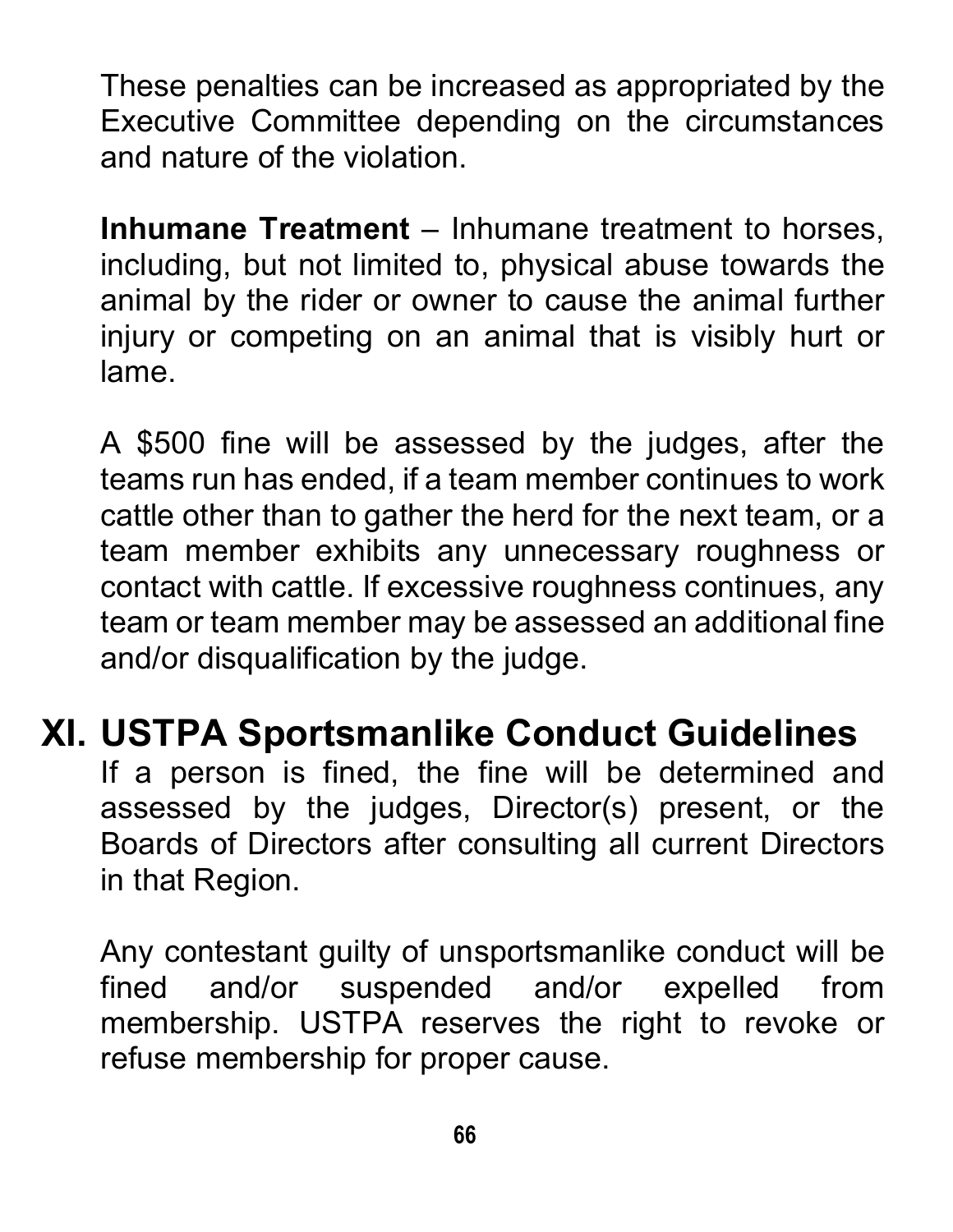These penalties can be increased as appropriated by the Executive Committee depending on the circumstances and nature of the violation.

**Inhumane Treatment** – Inhumane treatment to horses, including, but not limited to, physical abuse towards the animal by the rider or owner to cause the animal further injury or competing on an animal that is visibly hurt or lame.

A $500 fine will be assessed by the judges, after the teams run has ended, if a team member continues to work cattle other than to gather the herd for the next team, or a team member exhibits any unnecessary roughness or contact with cattle. If excessive roughness continues, any team or team member may be assessed an additional fine and/or disqualification by the judge.

# XI. USTPA Sportsmanlike Conduct Guidelines

If a person is fined, the fine will be determined and assessed by the judges, Director(s) present, or the Boards of Directors after consulting all current Directors in that Region.

Any contestant guilty of unsportsmanlike conduct will be fined and/or suspended and/or expelled from membership. USTPA reserves the right to revoke or refuse membership for proper cause.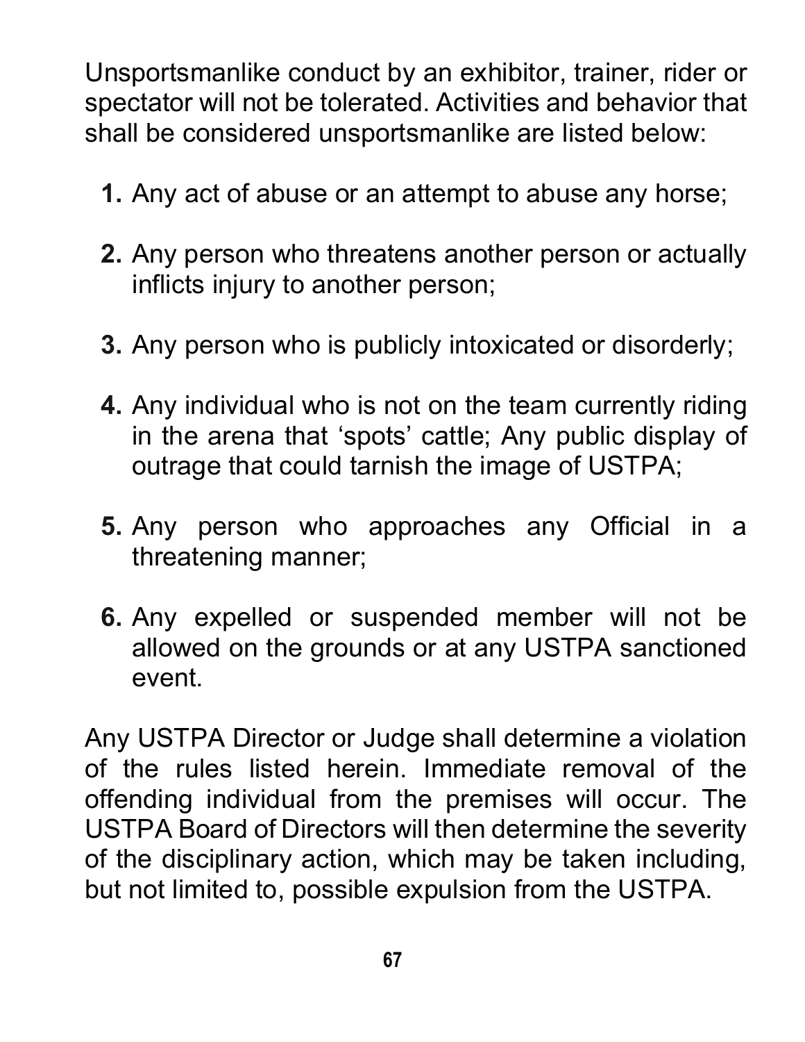Unsportsmanlike conduct by an exhibitor, trainer, rider or spectator will not be tolerated. Activities and behavior that shall be considered unsportsmanlike are listed below:

1. Any act of abuse or an attempt to abuse any horse;

2. Any person who threatens another person or actually inflicts injury to another person;

3. Any person who is publicly intoxicated or disorderly;

4. Any individual who is not on the team currently riding in the arena that 'spots' cattle; Any public display of outrage that could tarnish the image of USTPA;

5. Any person who approaches any Official in a threatening manner;

6. Any expelled or suspended member will not be allowed on the grounds or at any USTPA sanctioned event.

Any USTPA Director or Judge shall determine a violation of the rules listed herein. Immediate removal of the offending individual from the premises will occur. The USTPA Board of Directors will then determine the severity of the disciplinary action, which may be taken including, but not limited to, possible expulsion from the USTPA.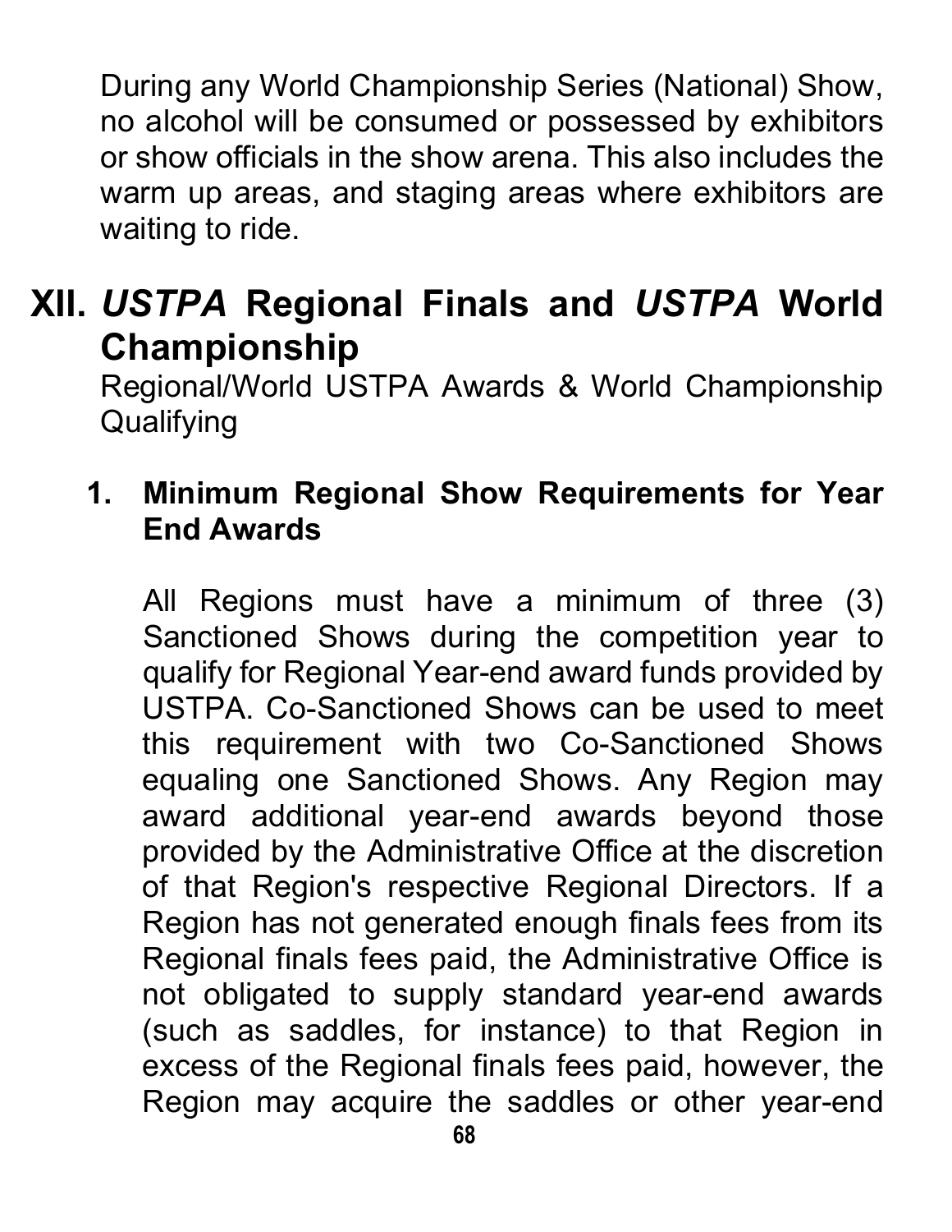During any World Championship Series (National) Show, no alcohol will be consumed or possessed by exhibitors or show officials in the show arena. This also includes the warm up areas, and staging areas where exhibitors are waiting to ride.

# XII. *USTPA* Regional Finals and *USTPA* World Championship

Regional/World USTPA Awards & World Championship Qualifying

## 1. Minimum Regional Show Requirements for Year End Awards

All Regions must have a minimum of three (3) Sanctioned Shows during the competition year to qualify for Regional Year-end award funds provided by USTPA. Co-Sanctioned Shows can be used to meet this requirement with two Co-Sanctioned Shows equaling one Sanctioned Shows. Any Region may award additional year-end awards beyond those provided by the Administrative Office at the discretion of that Region's respective Regional Directors. If a Region has not generated enough finals fees from its Regional finals fees paid, the Administrative Office is not obligated to supply standard year-end awards (such as saddles, for instance) to that Region in excess of the Regional finals fees paid, however, the Region may acquire the saddles or other year-end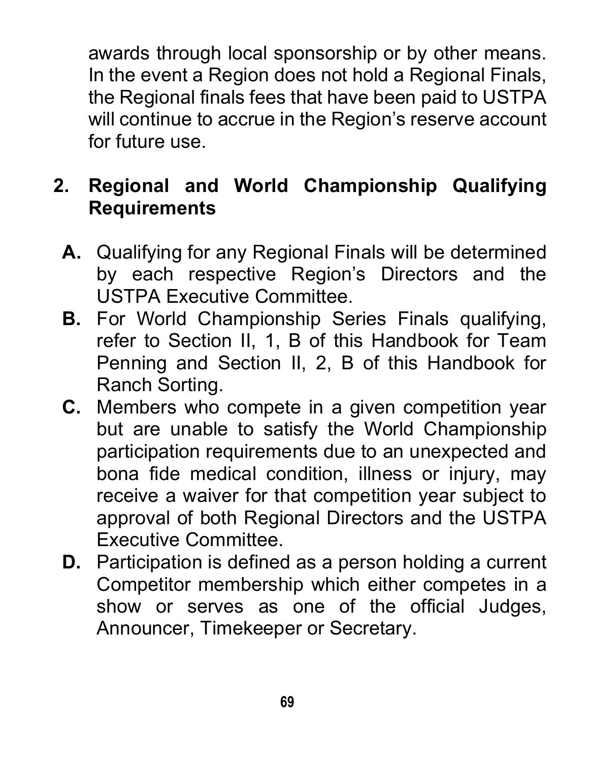awards through local sponsorship or by other means. In the event a Region does not hold a Regional Finals, the Regional finals fees that have been paid to USTPA will continue to accrue in the Region's reserve account for future use.

**2. Regional and World Championship Qualifying Requirements**

**A.** Qualifying for any Regional Finals will be determined by each respective Region's Directors and the USTPA Executive Committee.

**B.** For World Championship Series Finals qualifying, refer to Section II, 1, B of this Handbook for Team Penning and Section II, 2, B of this Handbook for Ranch Sorting.

**C.** Members who compete in a given competition year but are unable to satisfy the World Championship participation requirements due to an unexpected and bona fide medical condition, illness or injury, may receive a waiver for that competition year subject to approval of both Regional Directors and the USTPA Executive Committee.

**D.** Participation is defined as a person holding a current Competitor membership which either competes in a show or serves as one of the official Judges, Announcer, Timekeeper or Secretary.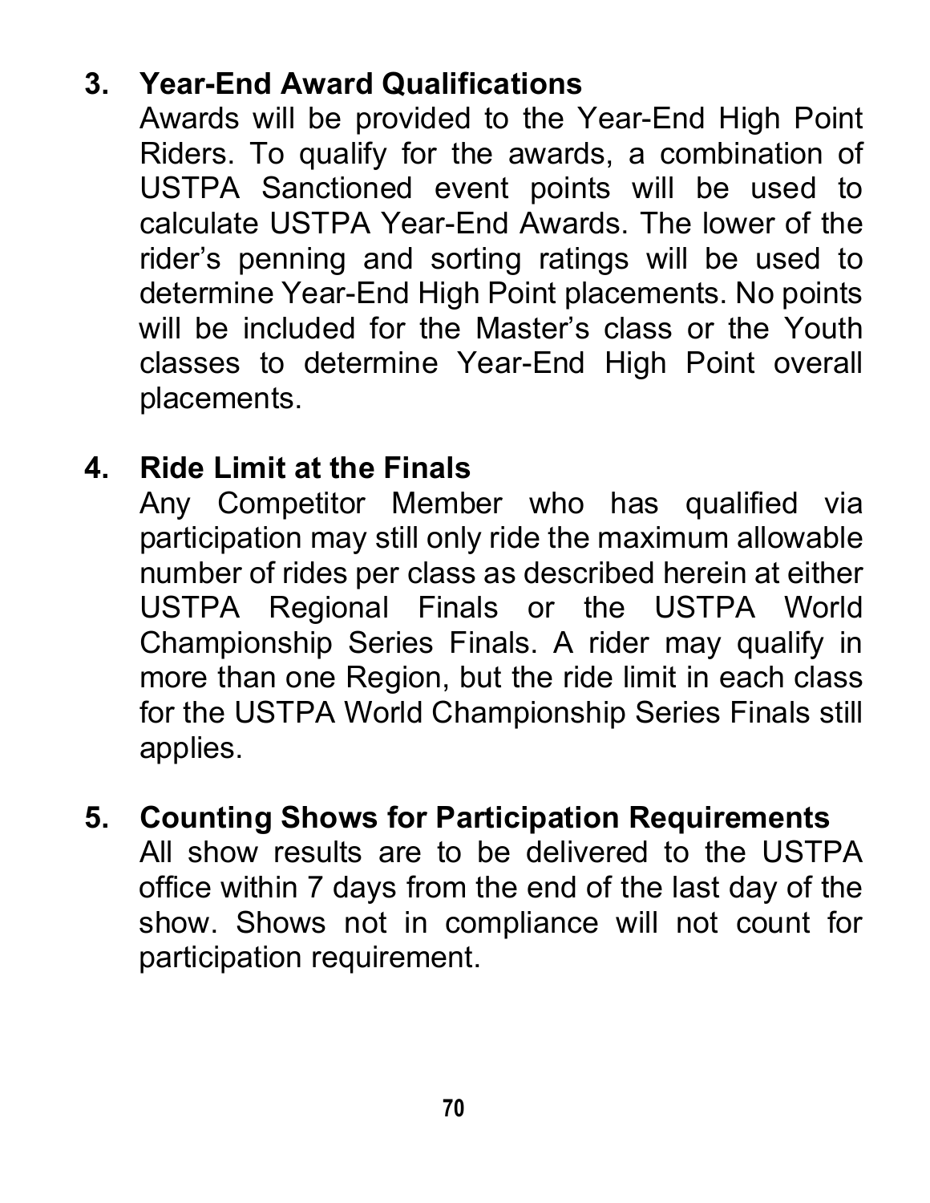3. **Year-End Award Qualifications**
   Awards will be provided to the Year-End High Point Riders. To qualify for the awards, a combination of USTPA Sanctioned event points will be used to calculate USTPA Year-End Awards. The lower of the rider's penning and sorting ratings will be used to determine Year-End High Point placements. No points will be included for the Master's class or the Youth classes to determine Year-End High Point overall placements.

4. **Ride Limit at the Finals**
   Any Competitor Member who has qualified via participation may still only ride the maximum allowable number of rides per class as described herein at either USTPA Regional Finals or the USTPA World Championship Series Finals. A rider may qualify in more than one Region, but the ride limit in each class for the USTPA World Championship Series Finals still applies.

5. **Counting Shows for Participation Requirements**
   All show results are to be delivered to the USTPA office within 7 days from the end of the last day of the show. Shows not in compliance will not count for participation requirement.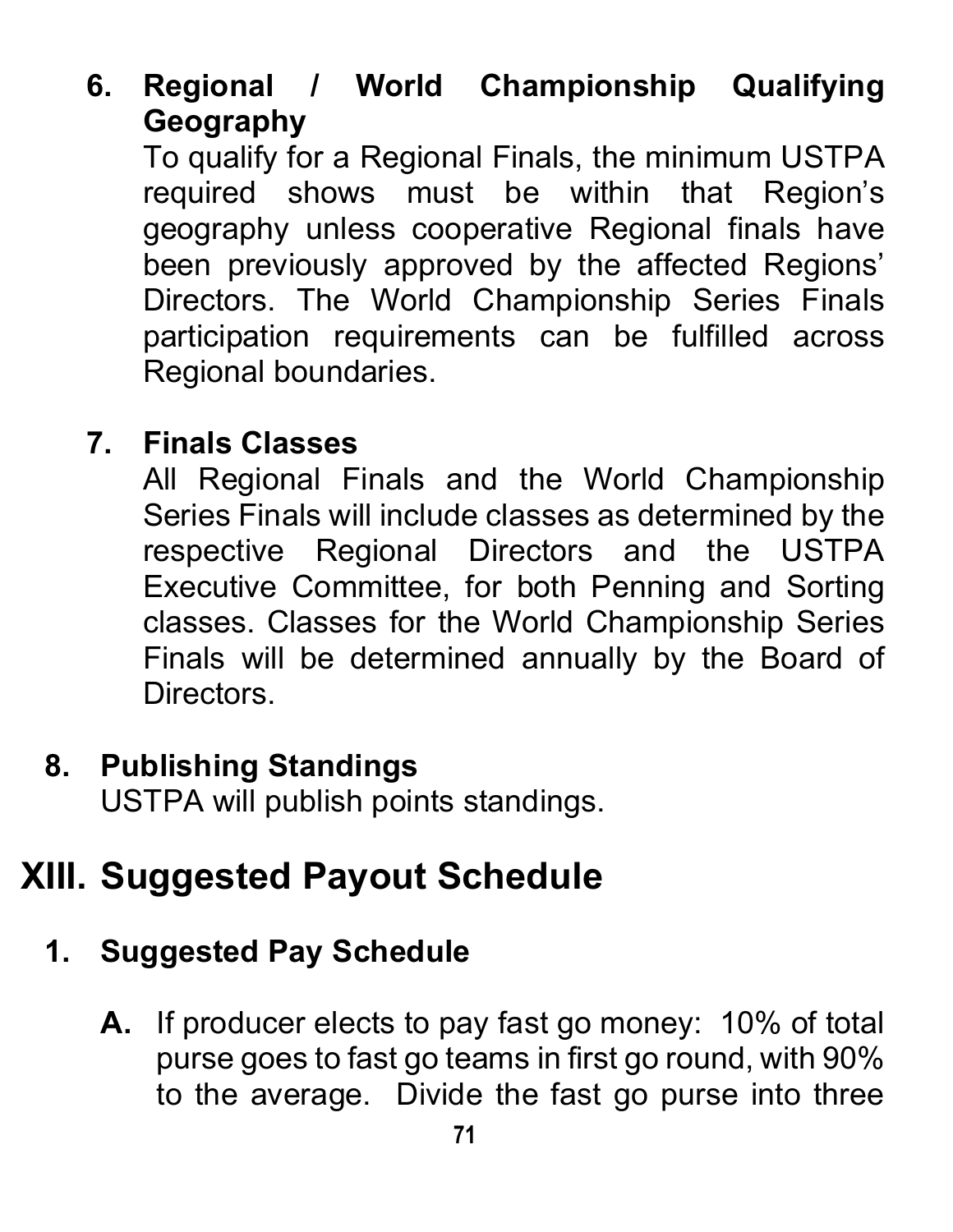6. **Regional / World Championship Qualifying Geography**
   To qualify for a Regional Finals, the minimum USTPA required shows must be within that Region's geography unless cooperative Regional finals have been previously approved by the affected Regions' Directors. The World Championship Series Finals participation requirements can be fulfilled across Regional boundaries.

7. **Finals Classes**
   All Regional Finals and the World Championship Series Finals will include classes as determined by the respective Regional Directors and the USTPA Executive Committee, for both Penning and Sorting classes. Classes for the World Championship Series Finals will be determined annually by the Board of Directors.

8. **Publishing Standings**
   USTPA will publish points standings.

# XIII. Suggested Payout Schedule

## 1. Suggested Pay Schedule

**A.** If producer elects to pay fast go money: 10% of total purse goes to fast go teams in first go round, with 90% to the average. Divide the fast go purse into three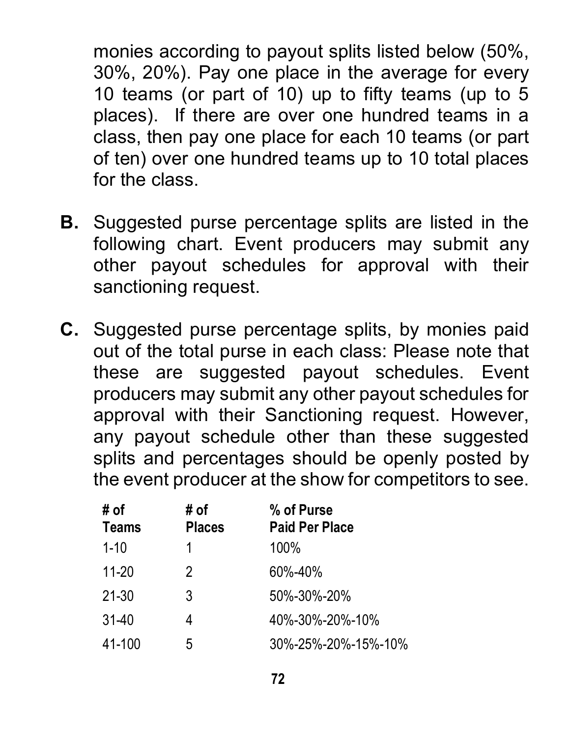monies according to payout splits listed below (50%, 30%, 20%). Pay one place in the average for every 10 teams (or part of 10) up to fifty teams (up to 5 places). If there are over one hundred teams in a class, then pay one place for each 10 teams (or part of ten) over one hundred teams up to 10 total places for the class.

**B.** Suggested purse percentage splits are listed in the following chart. Event producers may submit any other payout schedules for approval with their sanctioning request.

**C.** Suggested purse percentage splits, by monies paid out of the total purse in each class: Please note that these are suggested payout schedules. Event producers may submit any other payout schedules for approval with their Sanctioning request. However, any payout schedule other than these suggested splits and percentages should be openly posted by the event producer at the show for competitors to see.

| # of Teams | # of Places | % of Purse Paid Per Place |
|---|---|---|
| 1-10 | 1 | 100% |
| 11-20 | 2 | 60%-40% |
| 21-30 | 3 | 50%-30%-20% |
| 31-40 | 4 | 40%-30%-20%-10% |
| 41-100 | 5 | 30%-25%-20%-15%-10% |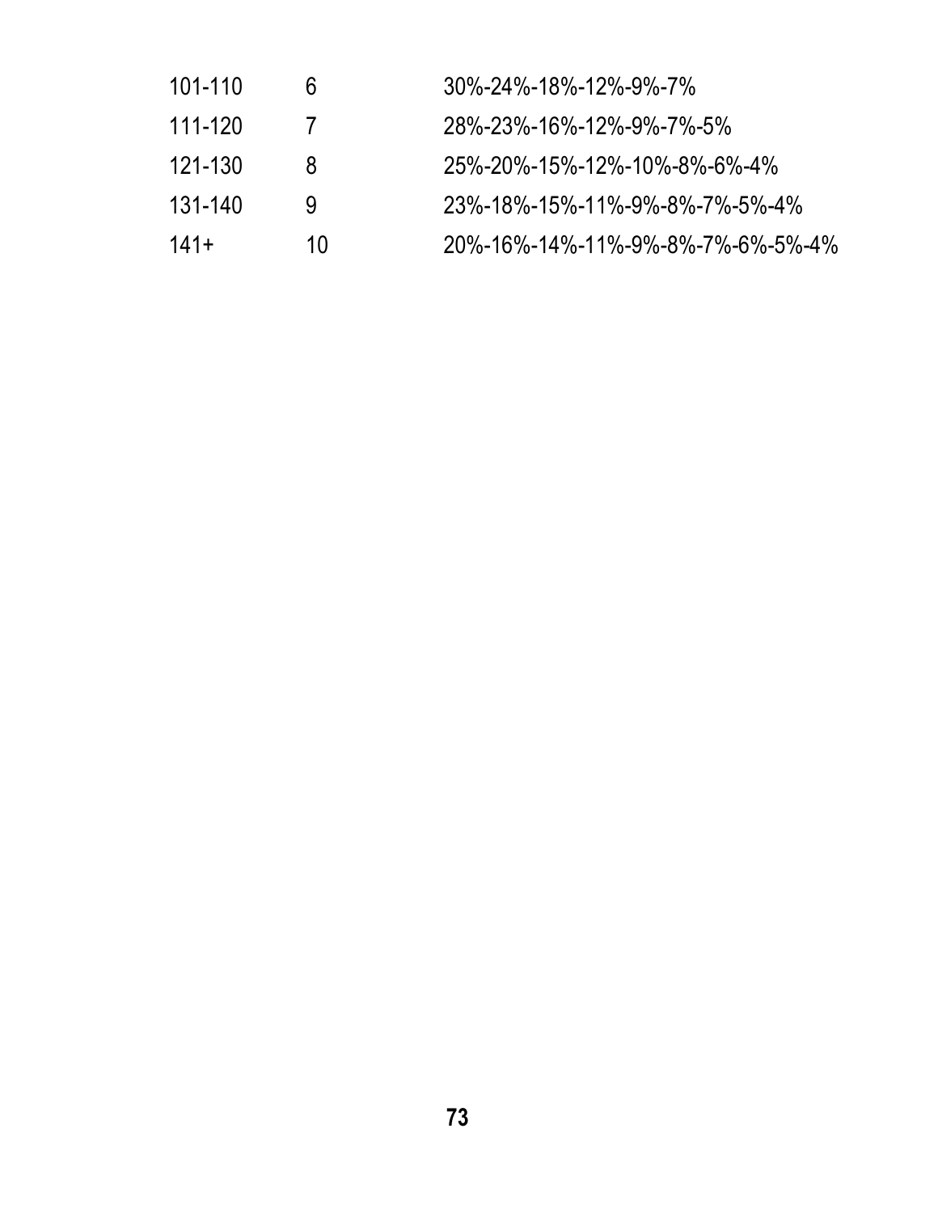| | | |
|---|---|---|
| 101-110 | 6 | 30%-24%-18%-12%-9%-7% |
| 111-120 | 7 | 28%-23%-16%-12%-9%-7%-5% |
| 121-130 | 8 | 25%-20%-15%-12%-10%-8%-6%-4% |
| 131-140 | 9 | 23%-18%-15%-11%-9%-8%-7%-5%-4% |
| 141+ | 10 | 20%-16%-14%-11%-9%-8%-7%-6%-5%-4% |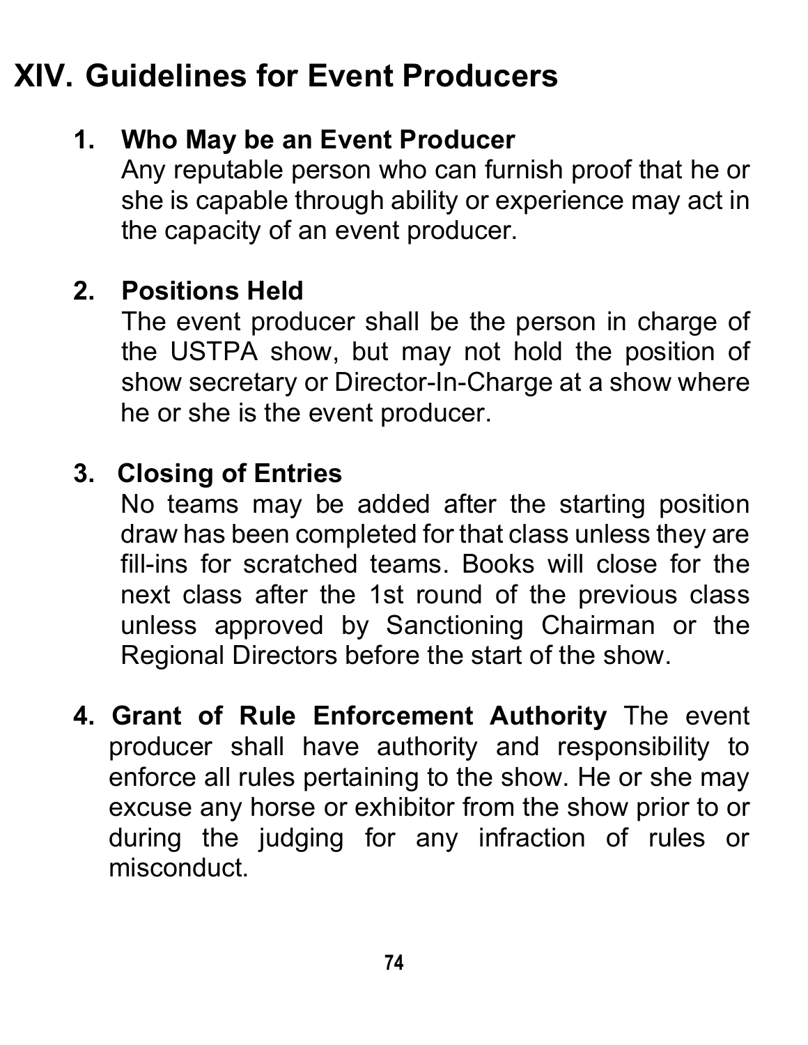# XIV. Guidelines for Event Producers

1. **Who May be an Event Producer**
   Any reputable person who can furnish proof that he or she is capable through ability or experience may act in the capacity of an event producer.

2. **Positions Held**
   The event producer shall be the person in charge of the USTPA show, but may not hold the position of show secretary or Director-In-Charge at a show where he or she is the event producer.

3. **Closing of Entries**
   No teams may be added after the starting position draw has been completed for that class unless they are fill-ins for scratched teams. Books will close for the next class after the 1st round of the previous class unless approved by Sanctioning Chairman or the Regional Directors before the start of the show.

4. **Grant of Rule Enforcement Authority** The event producer shall have authority and responsibility to enforce all rules pertaining to the show. He or she may excuse any horse or exhibitor from the show prior to or during the judging for any infraction of rules or misconduct.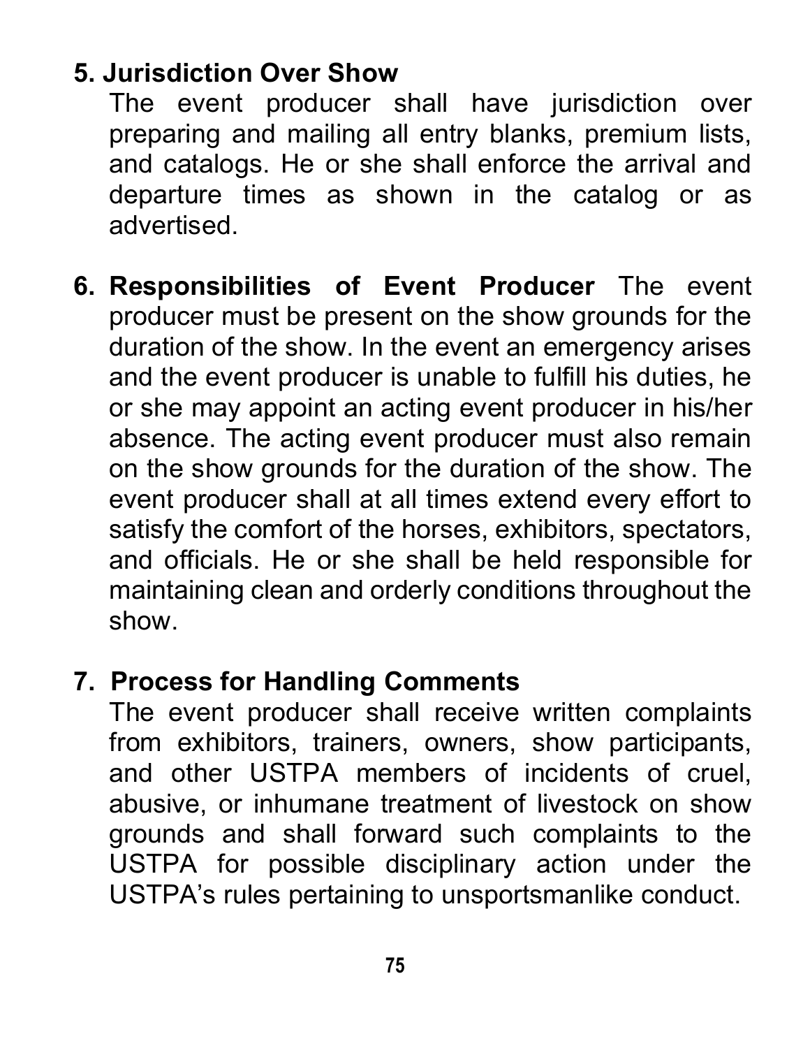**5. Jurisdiction Over Show**

The event producer shall have jurisdiction over preparing and mailing all entry blanks, premium lists, and catalogs. He or she shall enforce the arrival and departure times as shown in the catalog or as advertised.

**6. Responsibilities of Event Producer** The event producer must be present on the show grounds for the duration of the show. In the event an emergency arises and the event producer is unable to fulfill his duties, he or she may appoint an acting event producer in his/her absence. The acting event producer must also remain on the show grounds for the duration of the show. The event producer shall at all times extend every effort to satisfy the comfort of the horses, exhibitors, spectators, and officials. He or she shall be held responsible for maintaining clean and orderly conditions throughout the show.

**7. Process for Handling Comments**

The event producer shall receive written complaints from exhibitors, trainers, owners, show participants, and other USTPA members of incidents of cruel, abusive, or inhumane treatment of livestock on show grounds and shall forward such complaints to the USTPA for possible disciplinary action under the USTPA's rules pertaining to unsportsmanlike conduct.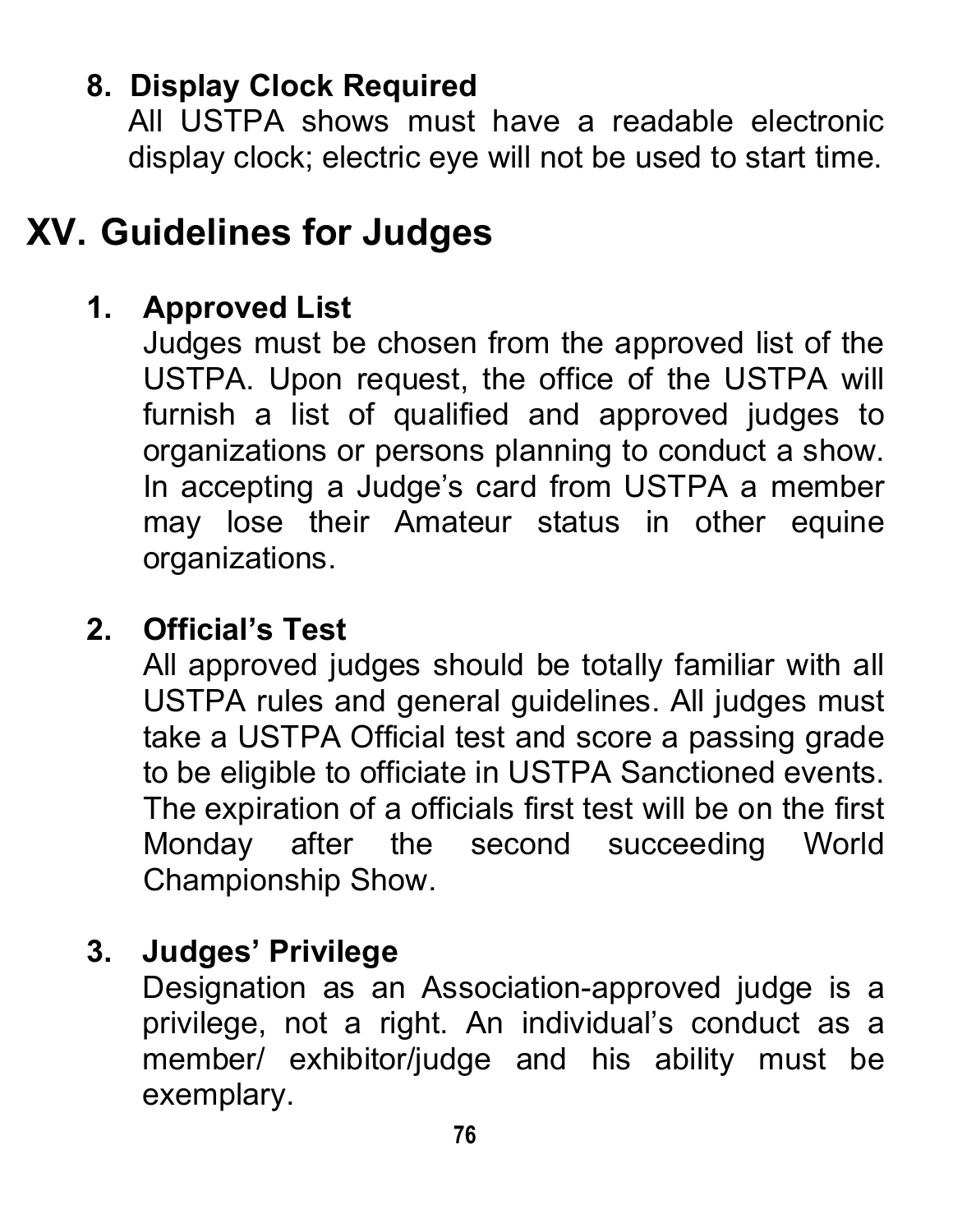**8. Display Clock Required**
All USTPA shows must have a readable electronic display clock; electric eye will not be used to start time.

# XV. Guidelines for Judges

**1. Approved List**
Judges must be chosen from the approved list of the USTPA. Upon request, the office of the USTPA will furnish a list of qualified and approved judges to organizations or persons planning to conduct a show. In accepting a Judge's card from USTPA a member may lose their Amateur status in other equine organizations.

**2. Official's Test**
All approved judges should be totally familiar with all USTPA rules and general guidelines. All judges must take a USTPA Official test and score a passing grade to be eligible to officiate in USTPA Sanctioned events. The expiration of a officials first test will be on the first Monday after the second succeeding World Championship Show.

**3. Judges' Privilege**
Designation as an Association-approved judge is a privilege, not a right. An individual's conduct as a member/ exhibitor/judge and his ability must be exemplary.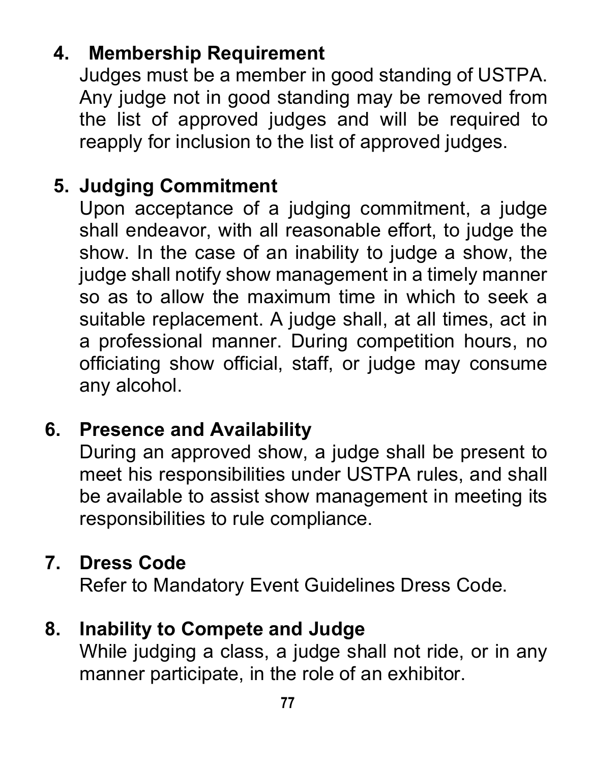4. **Membership Requirement**

   Judges must be a member in good standing of USTPA. Any judge not in good standing may be removed from the list of approved judges and will be required to reapply for inclusion to the list of approved judges.

5. **Judging Commitment**

   Upon acceptance of a judging commitment, a judge shall endeavor, with all reasonable effort, to judge the show. In the case of an inability to judge a show, the judge shall notify show management in a timely manner so as to allow the maximum time in which to seek a suitable replacement. A judge shall, at all times, act in a professional manner. During competition hours, no officiating show official, staff, or judge may consume any alcohol.

6. **Presence and Availability**

   During an approved show, a judge shall be present to meet his responsibilities under USTPA rules, and shall be available to assist show management in meeting its responsibilities to rule compliance.

7. **Dress Code**

   Refer to Mandatory Event Guidelines Dress Code.

8. **Inability to Compete and Judge**

   While judging a class, a judge shall not ride, or in any manner participate, in the role of an exhibitor.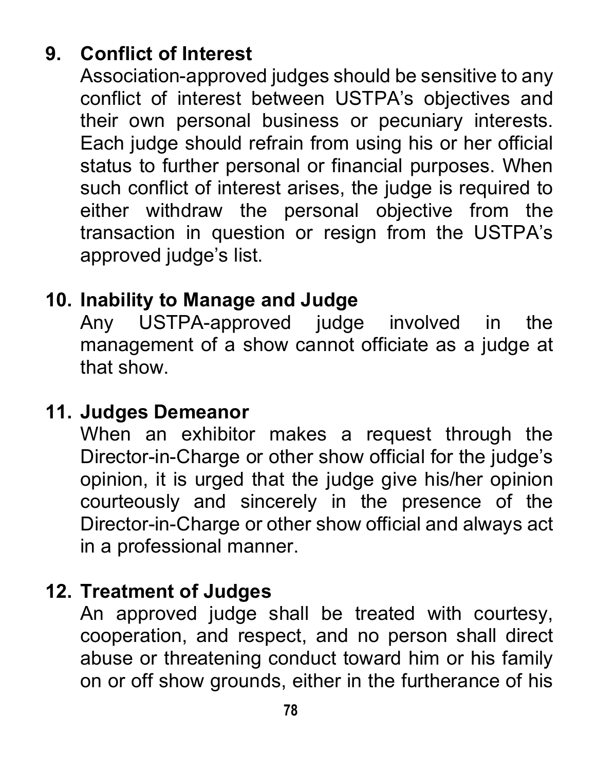**9. Conflict of Interest**

Association-approved judges should be sensitive to any conflict of interest between USTPA's objectives and their own personal business or pecuniary interests. Each judge should refrain from using his or her official status to further personal or financial purposes. When such conflict of interest arises, the judge is required to either withdraw the personal objective from the transaction in question or resign from the USTPA's approved judge's list.

**10. Inability to Manage and Judge**

Any USTPA-approved judge involved in the management of a show cannot officiate as a judge at that show.

**11. Judges Demeanor**

When an exhibitor makes a request through the Director-in-Charge or other show official for the judge's opinion, it is urged that the judge give his/her opinion courteously and sincerely in the presence of the Director-in-Charge or other show official and always act in a professional manner.

**12. Treatment of Judges**

An approved judge shall be treated with courtesy, cooperation, and respect, and no person shall direct abuse or threatening conduct toward him or his family on or off show grounds, either in the furtherance of his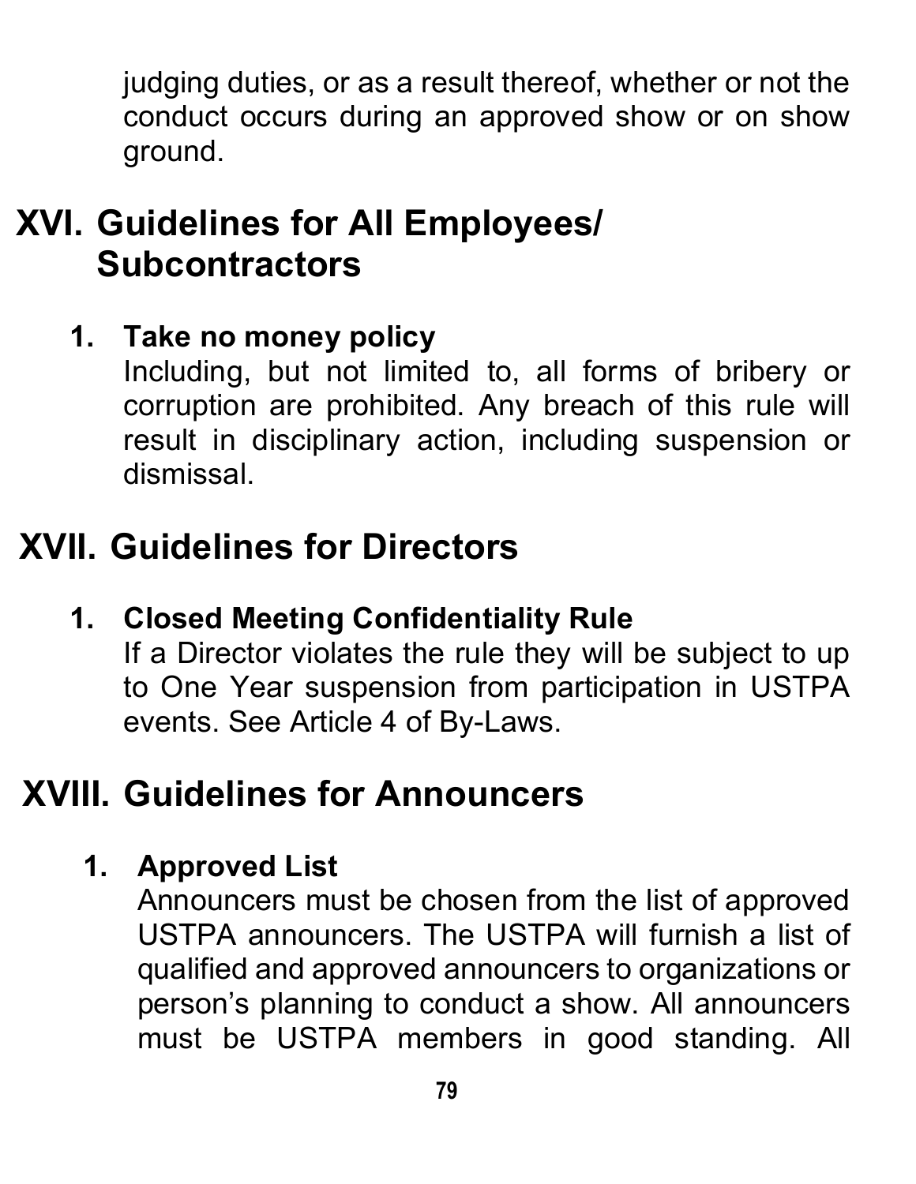judging duties, or as a result thereof, whether or not the conduct occurs during an approved show or on show ground.

# XVI. Guidelines for All Employees/ Subcontractors

### 1. Take no money policy

Including, but not limited to, all forms of bribery or corruption are prohibited. Any breach of this rule will result in disciplinary action, including suspension or dismissal.

# XVII. Guidelines for Directors

### 1. Closed Meeting Confidentiality Rule

If a Director violates the rule they will be subject to up to One Year suspension from participation in USTPA events. See Article 4 of By-Laws.

# XVIII. Guidelines for Announcers

### 1. Approved List

Announcers must be chosen from the list of approved USTPA announcers. The USTPA will furnish a list of qualified and approved announcers to organizations or person's planning to conduct a show. All announcers must be USTPA members in good standing. All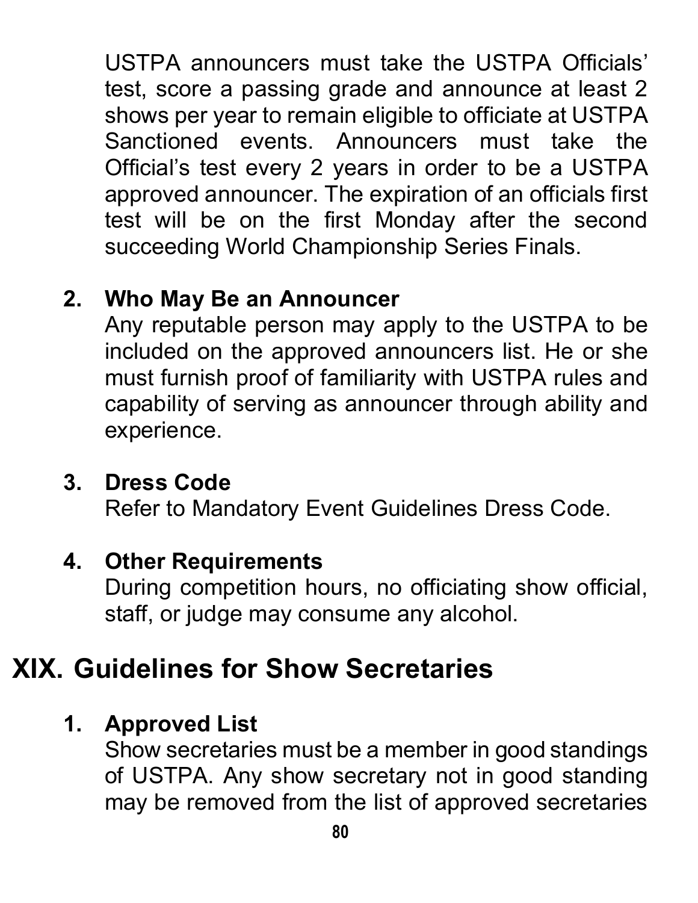USTPA announcers must take the USTPA Officials' test, score a passing grade and announce at least 2 shows per year to remain eligible to officiate at USTPA Sanctioned events. Announcers must take the Official's test every 2 years in order to be a USTPA approved announcer. The expiration of an officials first test will be on the first Monday after the second succeeding World Championship Series Finals.

2. **Who May Be an Announcer**
   Any reputable person may apply to the USTPA to be included on the approved announcers list. He or she must furnish proof of familiarity with USTPA rules and capability of serving as announcer through ability and experience.

3. **Dress Code**
   Refer to Mandatory Event Guidelines Dress Code.

4. **Other Requirements**
   During competition hours, no officiating show official, staff, or judge may consume any alcohol.

# XIX. Guidelines for Show Secretaries

1. **Approved List**
   Show secretaries must be a member in good standings of USTPA. Any show secretary not in good standing may be removed from the list of approved secretaries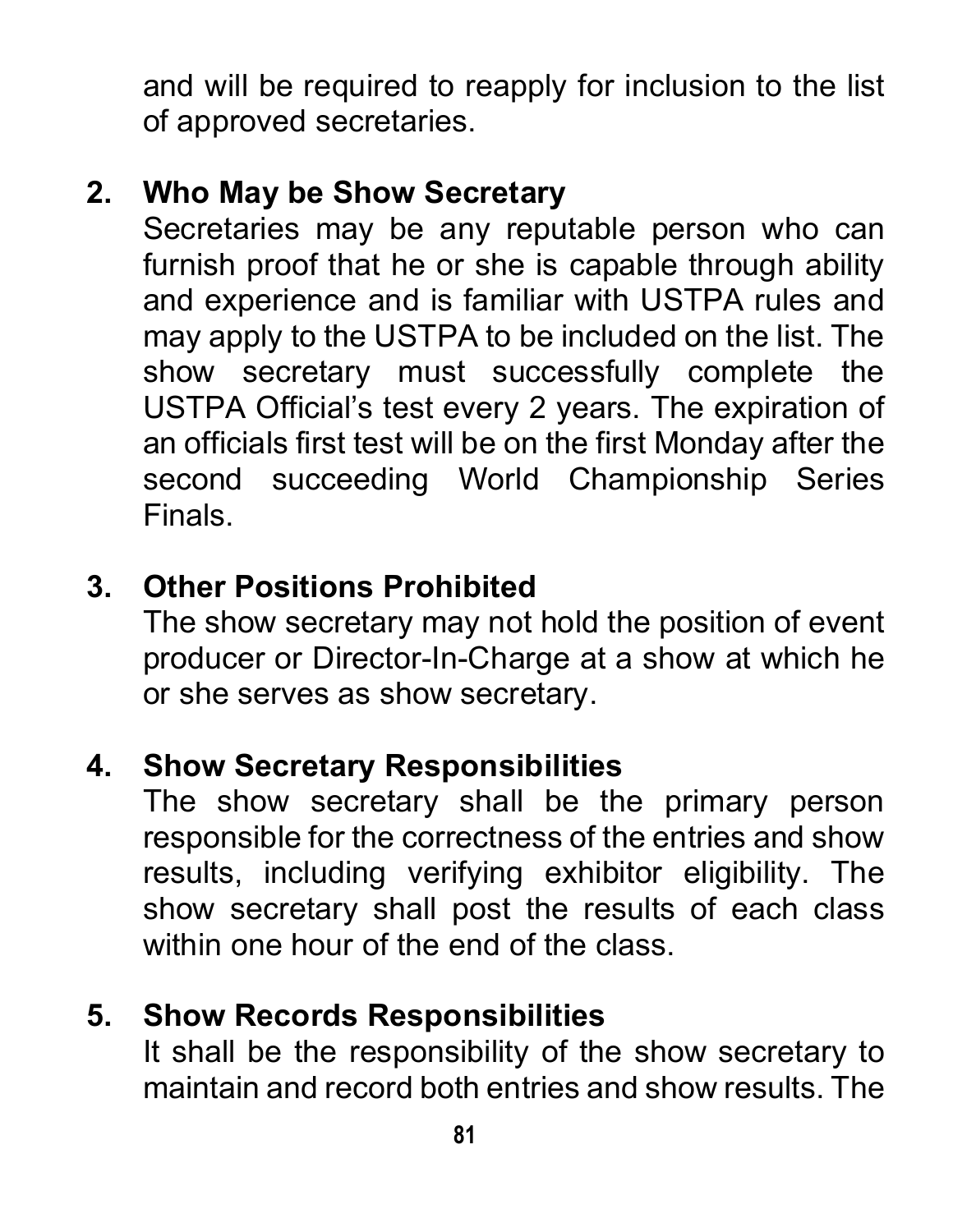and will be required to reapply for inclusion to the list of approved secretaries.

**2. Who May be Show Secretary**

Secretaries may be any reputable person who can furnish proof that he or she is capable through ability and experience and is familiar with USTPA rules and may apply to the USTPA to be included on the list. The show secretary must successfully complete the USTPA Official's test every 2 years. The expiration of an officials first test will be on the first Monday after the second succeeding World Championship Series Finals.

**3. Other Positions Prohibited**

The show secretary may not hold the position of event producer or Director-In-Charge at a show at which he or she serves as show secretary.

**4. Show Secretary Responsibilities**

The show secretary shall be the primary person responsible for the correctness of the entries and show results, including verifying exhibitor eligibility. The show secretary shall post the results of each class within one hour of the end of the class.

**5. Show Records Responsibilities**

It shall be the responsibility of the show secretary to maintain and record both entries and show results. The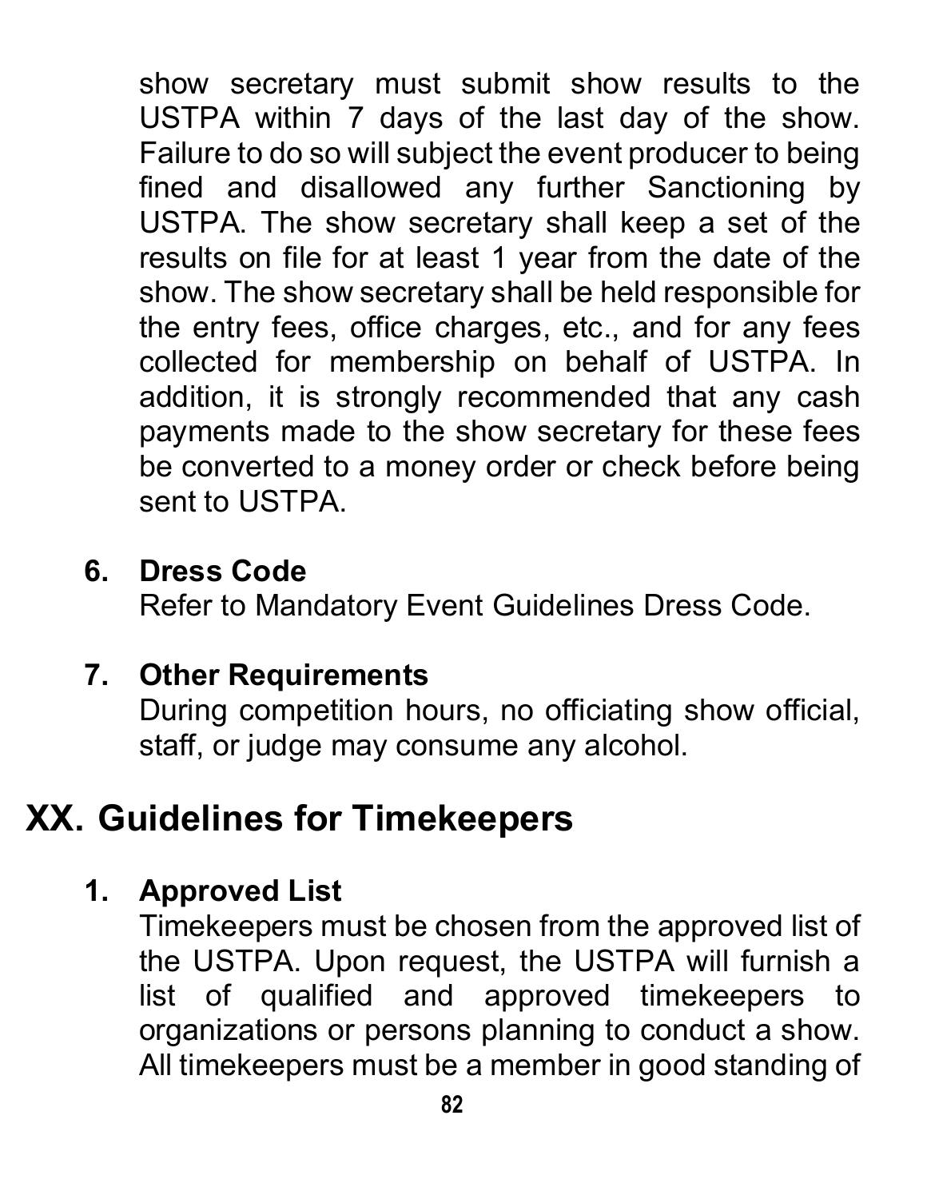show secretary must submit show results to the USTPA within 7 days of the last day of the show. Failure to do so will subject the event producer to being fined and disallowed any further Sanctioning by USTPA. The show secretary shall keep a set of the results on file for at least 1 year from the date of the show. The show secretary shall be held responsible for the entry fees, office charges, etc., and for any fees collected for membership on behalf of USTPA. In addition, it is strongly recommended that any cash payments made to the show secretary for these fees be converted to a money order or check before being sent to USTPA.

6. **Dress Code**
   Refer to Mandatory Event Guidelines Dress Code.

7. **Other Requirements**
   During competition hours, no officiating show official, staff, or judge may consume any alcohol.

## XX. Guidelines for Timekeepers

1. **Approved List**
   Timekeepers must be chosen from the approved list of the USTPA. Upon request, the USTPA will furnish a list of qualified and approved timekeepers to organizations or persons planning to conduct a show. All timekeepers must be a member in good standing of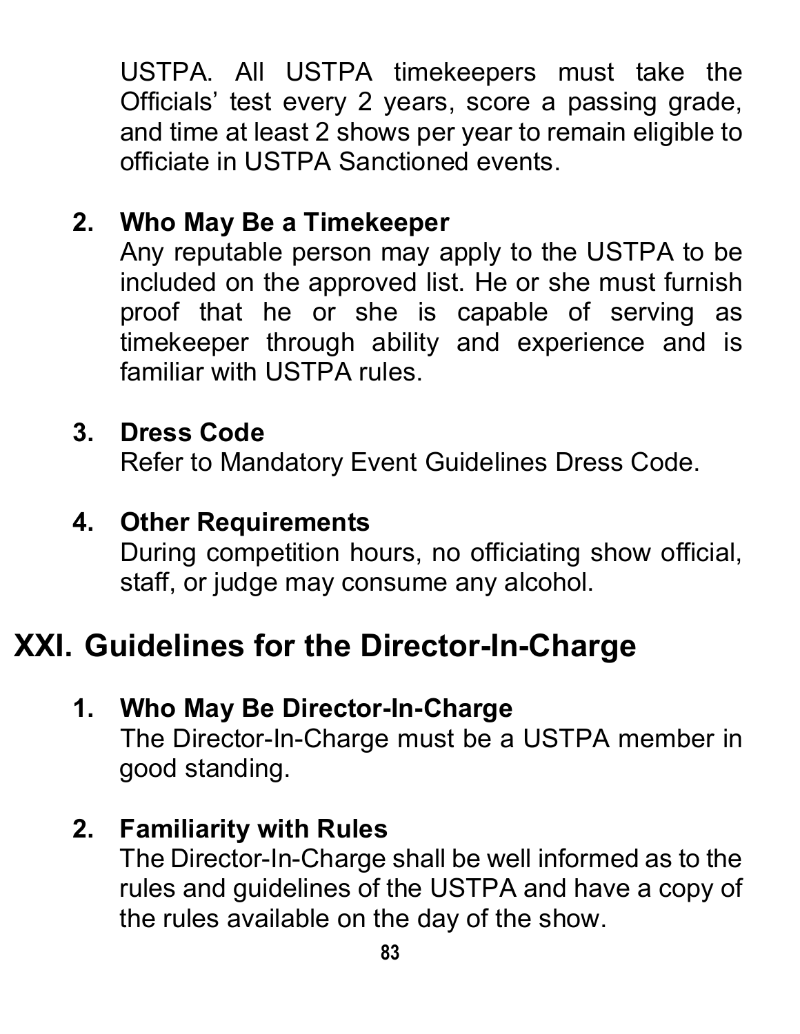USTPA. All USTPA timekeepers must take the Officials' test every 2 years, score a passing grade, and time at least 2 shows per year to remain eligible to officiate in USTPA Sanctioned events.

2. **Who May Be a Timekeeper**
   Any reputable person may apply to the USTPA to be included on the approved list. He or she must furnish proof that he or she is capable of serving as timekeeper through ability and experience and is familiar with USTPA rules.

3. **Dress Code**
   Refer to Mandatory Event Guidelines Dress Code.

4. **Other Requirements**
   During competition hours, no officiating show official, staff, or judge may consume any alcohol.

# XXI. Guidelines for the Director-In-Charge

1. **Who May Be Director-In-Charge**
   The Director-In-Charge must be a USTPA member in good standing.

2. **Familiarity with Rules**
   The Director-In-Charge shall be well informed as to the rules and guidelines of the USTPA and have a copy of the rules available on the day of the show.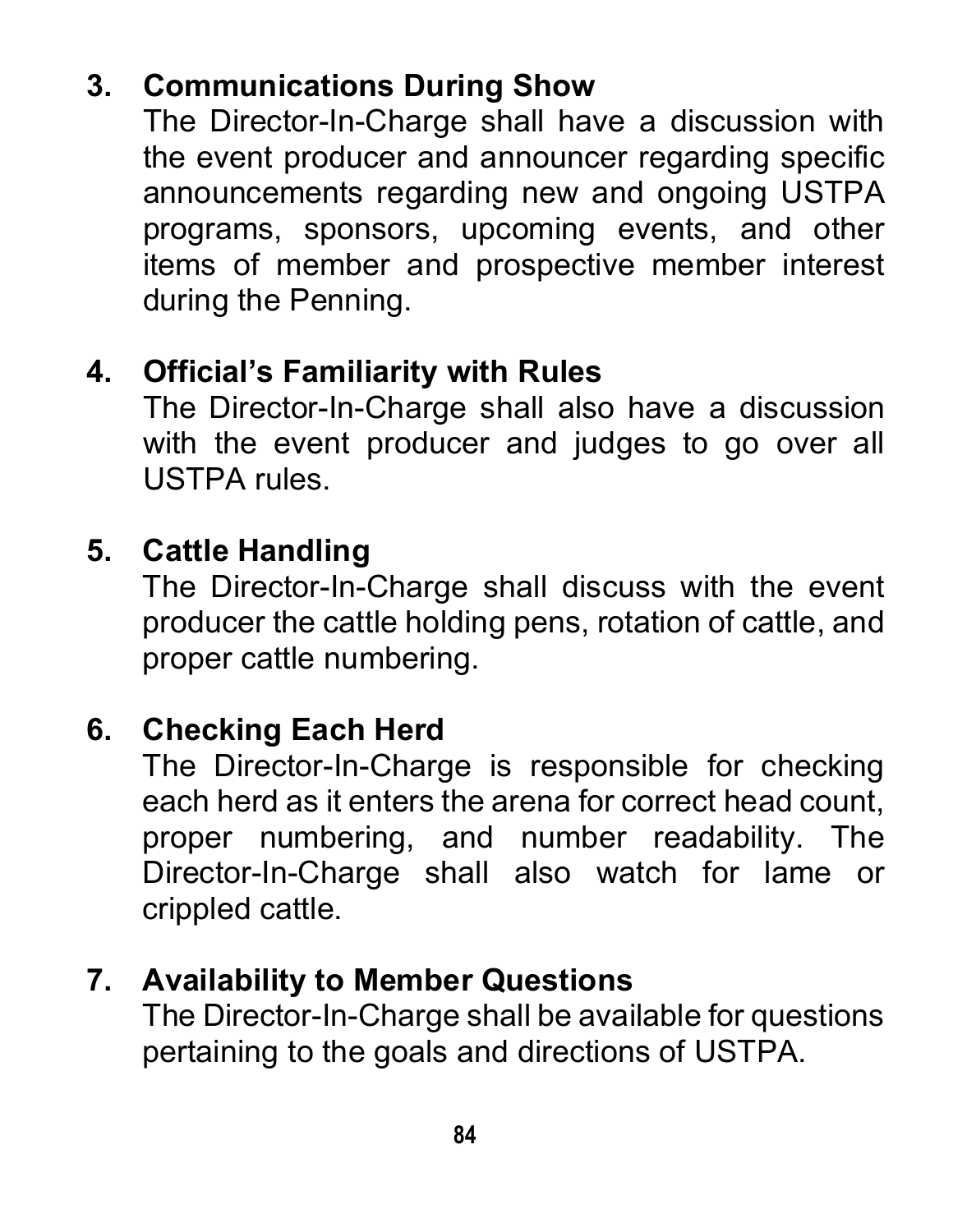3. **Communications During Show**
   The Director-In-Charge shall have a discussion with the event producer and announcer regarding specific announcements regarding new and ongoing USTPA programs, sponsors, upcoming events, and other items of member and prospective member interest during the Penning.

4. **Official's Familiarity with Rules**
   The Director-In-Charge shall also have a discussion with the event producer and judges to go over all USTPA rules.

5. **Cattle Handling**
   The Director-In-Charge shall discuss with the event producer the cattle holding pens, rotation of cattle, and proper cattle numbering.

6. **Checking Each Herd**
   The Director-In-Charge is responsible for checking each herd as it enters the arena for correct head count, proper numbering, and number readability. The Director-In-Charge shall also watch for lame or crippled cattle.

7. **Availability to Member Questions**
   The Director-In-Charge shall be available for questions pertaining to the goals and directions of USTPA.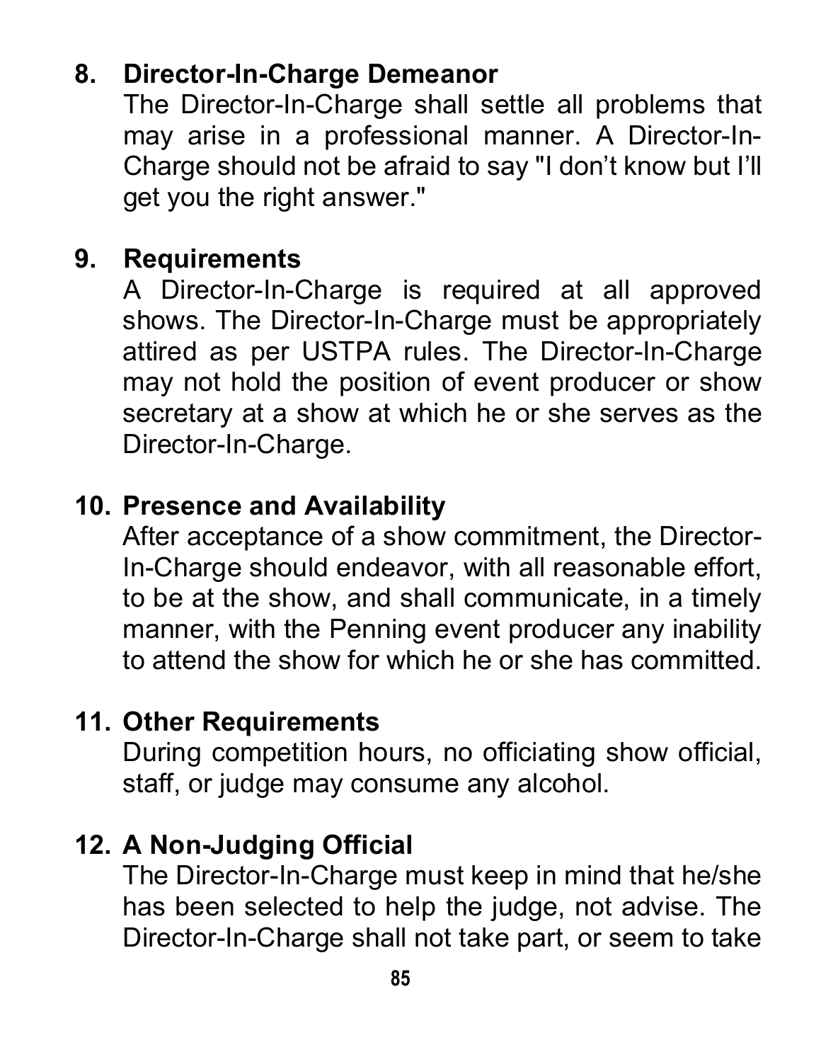## 8. Director-In-Charge Demeanor

The Director-In-Charge shall settle all problems that may arise in a professional manner. A Director-In-Charge should not be afraid to say "I don't know but I'll get you the right answer."

## 9. Requirements

A Director-In-Charge is required at all approved shows. The Director-In-Charge must be appropriately attired as per USTPA rules. The Director-In-Charge may not hold the position of event producer or show secretary at a show at which he or she serves as the Director-In-Charge.

## 10. Presence and Availability

After acceptance of a show commitment, the Director-In-Charge should endeavor, with all reasonable effort, to be at the show, and shall communicate, in a timely manner, with the Penning event producer any inability to attend the show for which he or she has committed.

## 11. Other Requirements

During competition hours, no officiating show official, staff, or judge may consume any alcohol.

## 12. A Non-Judging Official

The Director-In-Charge must keep in mind that he/she has been selected to help the judge, not advise. The Director-In-Charge shall not take part, or seem to take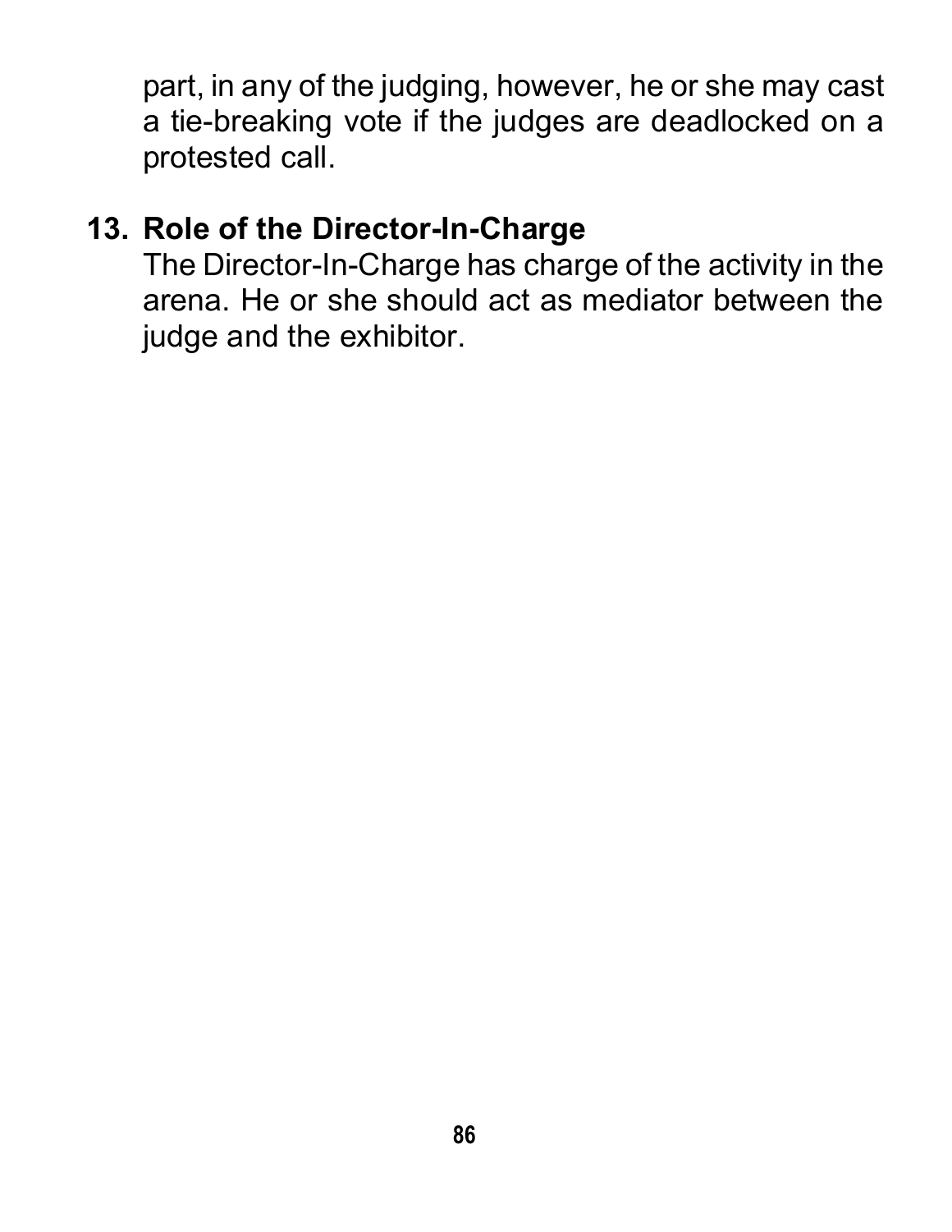part, in any of the judging, however, he or she may cast a tie-breaking vote if the judges are deadlocked on a protested call.

**13. Role of the Director-In-Charge**

The Director-In-Charge has charge of the activity in the arena. He or she should act as mediator between the judge and the exhibitor.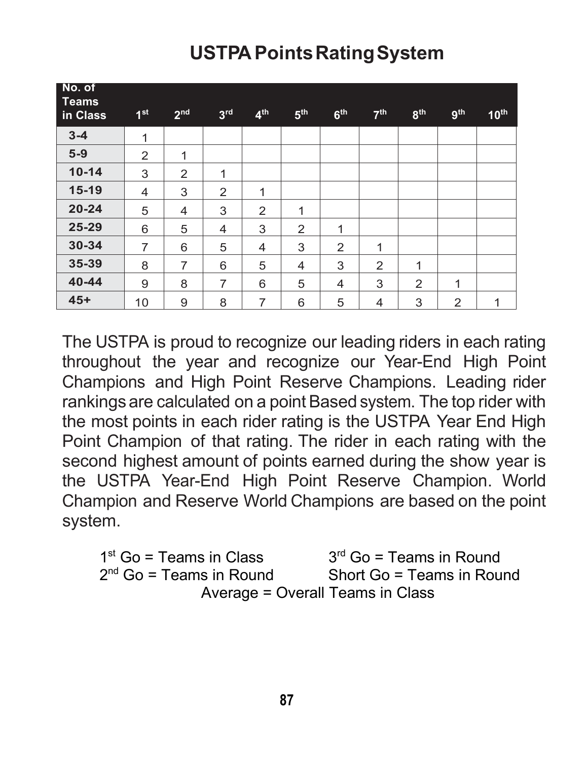# USTPA Points Rating System

| No. of Teams in Class | 1st | 2nd | 3rd | 4th | 5th | 6th | 7th | 8th | 9th | 10th |
|---|---|---|---|---|---|---|---|---|---|---|
| 3-4 | 1 | | | | | | | | | |
| 5-9 | 2 | 1 | | | | | | | | |
| 10-14 | 3 | 2 | 1 | | | | | | | |
| 15-19 | 4 | 3 | 2 | 1 | | | | | | |
| 20-24 | 5 | 4 | 3 | 2 | 1 | | | | | |
| 25-29 | 6 | 5 | 4 | 3 | 2 | 1 | | | | |
| 30-34 | 7 | 6 | 5 | 4 | 3 | 2 | 1 | | | |
| 35-39 | 8 | 7 | 6 | 5 | 4 | 3 | 2 | 1 | | |
| 40-44 | 9 | 8 | 7 | 6 | 5 | 4 | 3 | 2 | 1 | |
| 45+ | 10 | 9 | 8 | 7 | 6 | 5 | 4 | 3 | 2 | 1 |

The USTPA is proud to recognize our leading riders in each rating throughout the year and recognize our Year-End High Point Champions and High Point Reserve Champions. Leading rider rankings are calculated on a point Based system. The top rider with the most points in each rider rating is the USTPA Year End High Point Champion of that rating. The rider in each rating with the second highest amount of points earned during the show year is the USTPA Year-End High Point Reserve Champion. World Champion and Reserve World Champions are based on the point system.

1st Go = Teams in Class
2nd Go = Teams in Round
3rd Go = Teams in Round
Short Go = Teams in Round
Average = Overall Teams in Class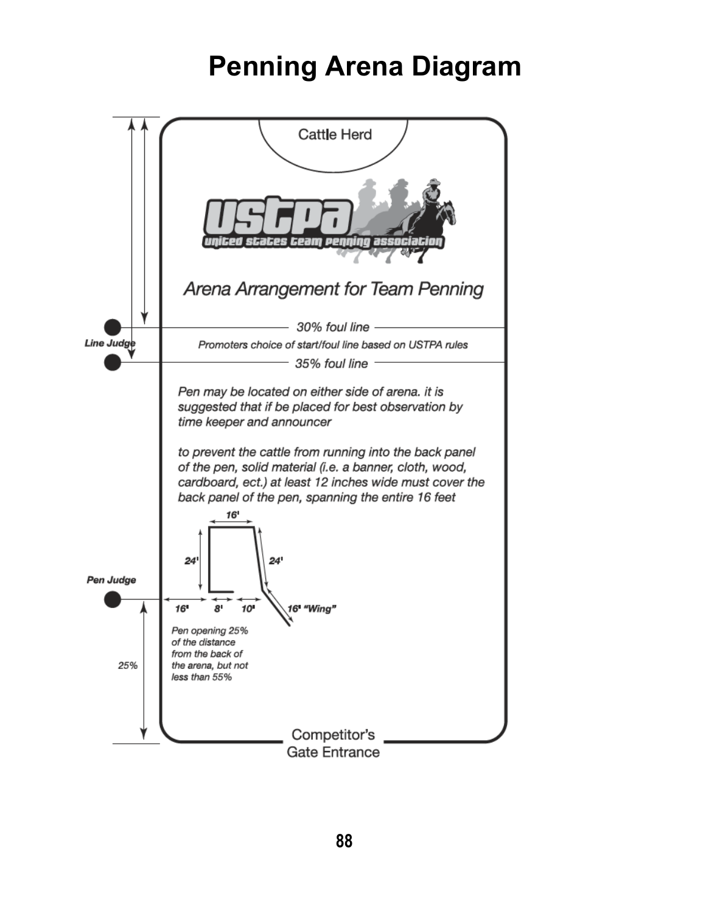# Penning Arena Diagram

Cattle Herd

USTPA united states team penning association

*Arena Arrangement for Team Penning*

Line Judge

*30% foul line*

*Promoters choice of start/foul line based on USTPA rules*

*35% foul line*

*Pen may be located on either side of arena. it is suggested that if be placed for best observation by time keeper and announcer*

*to prevent the cattle from running into the back panel of the pen, solid material (i.e. a banner, cloth, wood, cardboard, ect.) at least 12 inches wide must cover the back panel of the pen, spanning the entire 16 feet*

16'

24'

24'

Pen Judge

16'  8'  10'  16' "Wing"

*Pen opening 25% of the distance from the back of the arena, but not less than 55%*

25%

Competitor's Gate Entrance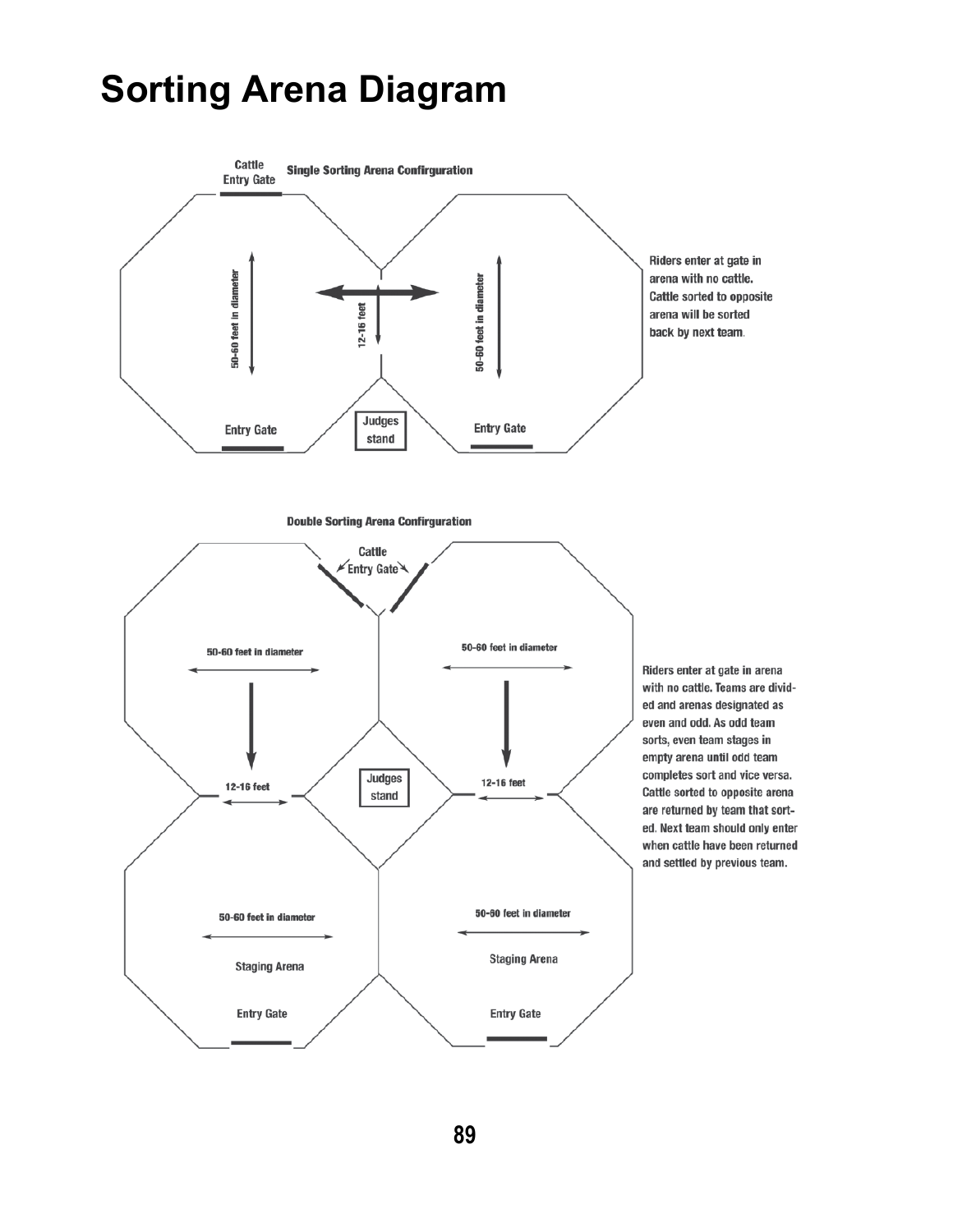# Sorting Arena Diagram

Cattle Entry Gate

**Single Sorting Arena Confirguration**

50-60 feet in diameter

12-16 feet

50-60 feet in diameter

Entry Gate

Judges stand

Entry Gate

Riders enter at gate in arena with no cattle. Cattle sorted to opposite arena will be sorted back by next team.

**Double Sorting Arena Confirguration**

Cattle Entry Gate

50-60 feet in diameter

50-60 feet in diameter

12-16 feet

Judges stand

12-16 feet

50-60 feet in diameter

Staging Arena

Entry Gate

50-60 feet in diameter

Staging Arena

Entry Gate

Riders enter at gate in arena with no cattle. Teams are divided and arenas designated as even and odd. As odd team sorts, even team stages in empty arena until odd team completes sort and vice versa. Cattle sorted to opposite arena are returned by team that sorted. Next team should only enter when cattle have been returned and settled by previous team.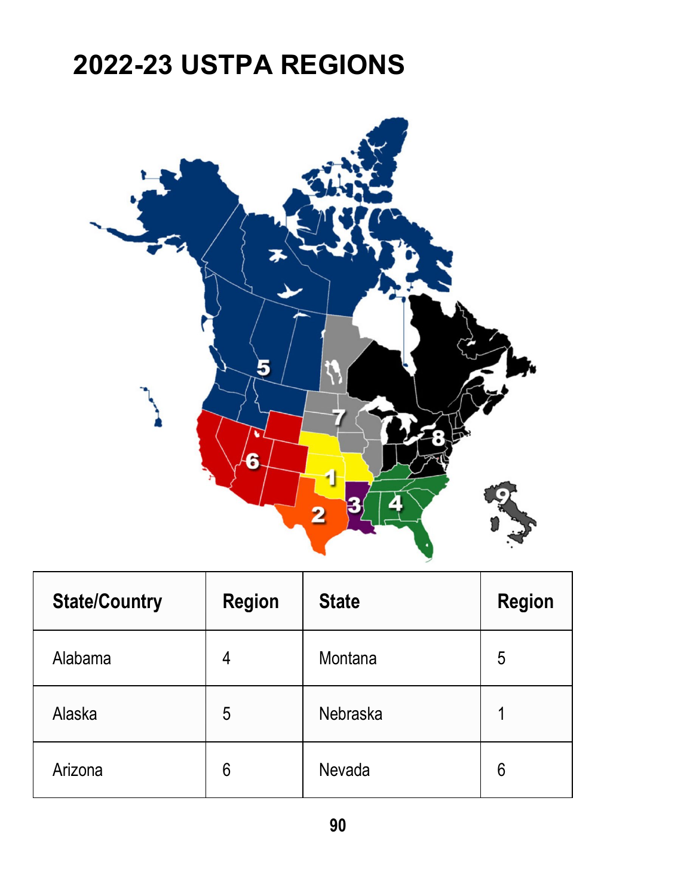# 2022-23 USTPA REGIONS

| State/Country | Region | State | Region |
|---|---|---|---|
| Alabama | 4 | Montana | 5 |
| Alaska | 5 | Nebraska | 1 |
| Arizona | 6 | Nevada | 6 |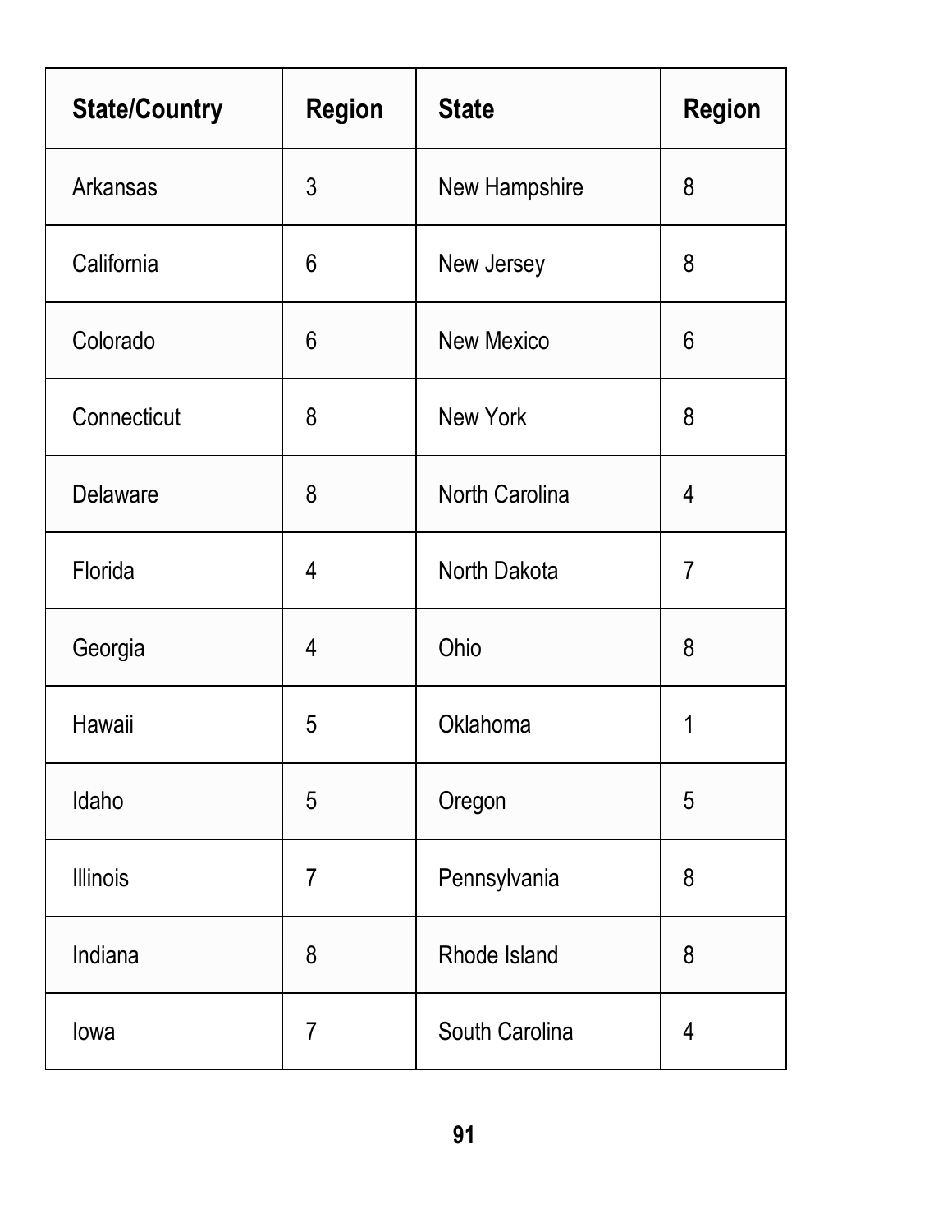| State/Country | Region | State | Region |
|---|---|---|---|
| Arkansas | 3 | New Hampshire | 8 |
| California | 6 | New Jersey | 8 |
| Colorado | 6 | New Mexico | 6 |
| Connecticut | 8 | New York | 8 |
| Delaware | 8 | North Carolina | 4 |
| Florida | 4 | North Dakota | 7 |
| Georgia | 4 | Ohio | 8 |
| Hawaii | 5 | Oklahoma | 1 |
| Idaho | 5 | Oregon | 5 |
| Illinois | 7 | Pennsylvania | 8 |
| Indiana | 8 | Rhode Island | 8 |
| Iowa | 7 | South Carolina | 4 |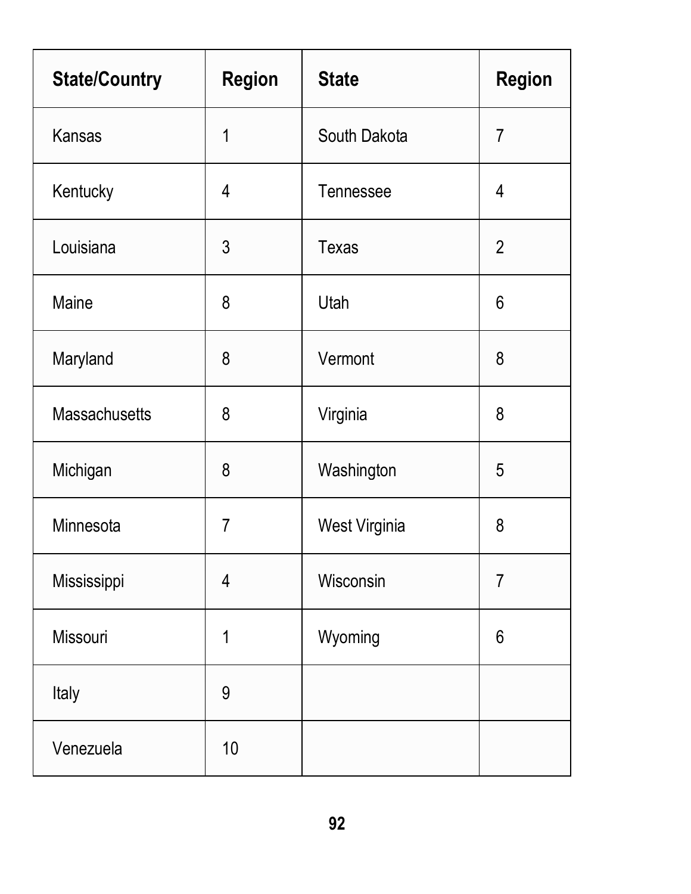| State/Country | Region | State | Region |
|---|---|---|---|
| Kansas | 1 | South Dakota | 7 |
| Kentucky | 4 | Tennessee | 4 |
| Louisiana | 3 | Texas | 2 |
| Maine | 8 | Utah | 6 |
| Maryland | 8 | Vermont | 8 |
| Massachusetts | 8 | Virginia | 8 |
| Michigan | 8 | Washington | 5 |
| Minnesota | 7 | West Virginia | 8 |
| Mississippi | 4 | Wisconsin | 7 |
| Missouri | 1 | Wyoming | 6 |
| Italy | 9 | | |
| Venezuela | 10 | | |